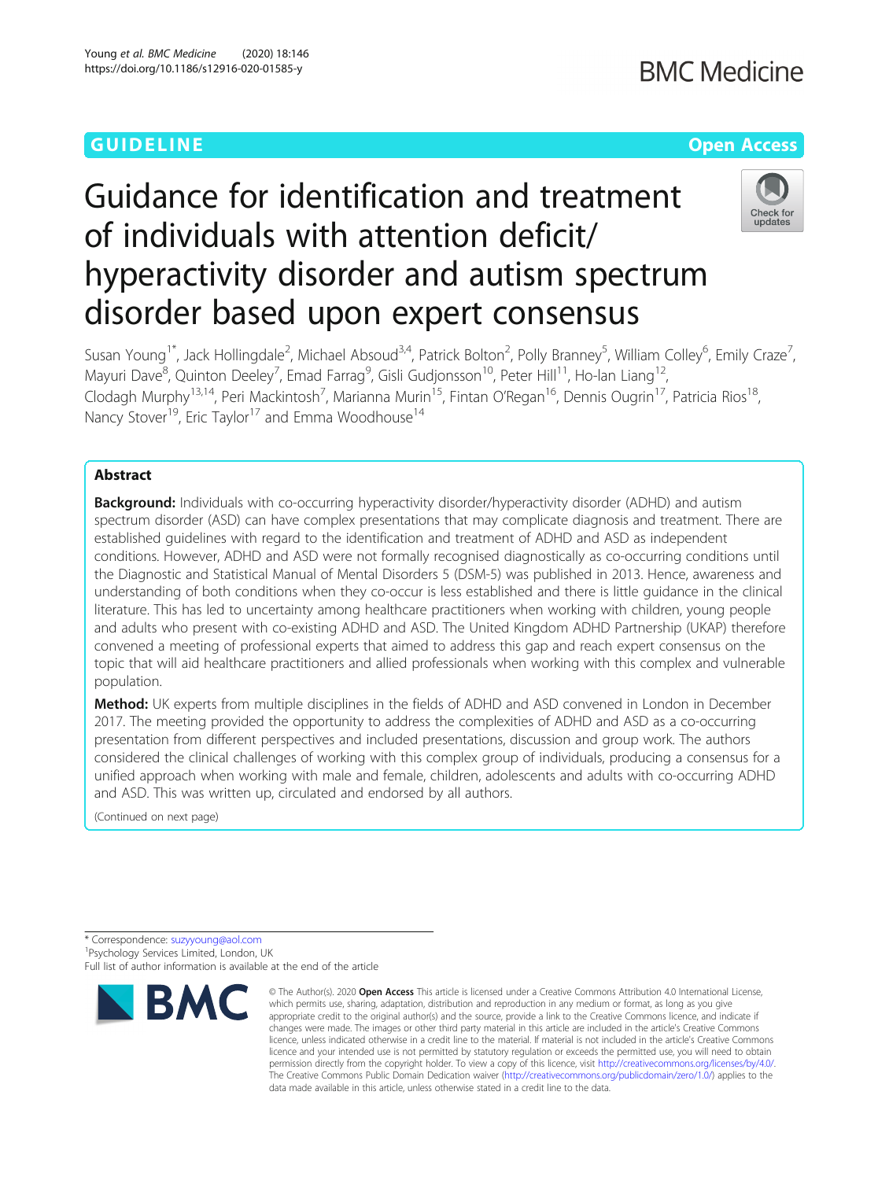GUIDELINE

Open Access

# Guidance for identification and treatment of individuals with attention deficit/ hyperactivity disorder and autism spectrum disorder based upon expert consensus

Susan Young[1*], Jack Hollingdale[2], Michael Absoud[3,4], Patrick Bolton[2], Polly Branney[5], William Colley[6], Emily Craze[7], Mayuri Dave[8], Quinton Deeley[7], Emad Farrag[9], Gisli Gudjonsson[10], Peter Hill[11], Ho-lan Liang[12], Clodagh Murphy[13,14], Peri Mackintosh[7], Marianna Murin[15], Fintan O'Regan[16], Dennis Ougrin[17], Patricia Rios[18], Nancy Stover[19], Eric Taylor[17] and Emma Woodhouse[14]

## Abstract

**Background:** Individuals with co-occurring hyperactivity disorder/hyperactivity disorder (ADHD) and autism spectrum disorder (ASD) can have complex presentations that may complicate diagnosis and treatment. There are established guidelines with regard to the identification and treatment of ADHD and ASD as independent conditions. However, ADHD and ASD were not formally recognised diagnostically as co-occurring conditions until the Diagnostic and Statistical Manual of Mental Disorders 5 (DSM-5) was published in 2013. Hence, awareness and understanding of both conditions when they co-occur is less established and there is little guidance in the clinical literature. This has led to uncertainty among healthcare practitioners when working with children, young people and adults who present with co-existing ADHD and ASD. The United Kingdom ADHD Partnership (UKAP) therefore convened a meeting of professional experts that aimed to address this gap and reach expert consensus on the topic that will aid healthcare practitioners and allied professionals when working with this complex and vulnerable population.

**Method:** UK experts from multiple disciplines in the fields of ADHD and ASD convened in London in December 2017. The meeting provided the opportunity to address the complexities of ADHD and ASD as a co-occurring presentation from different perspectives and included presentations, discussion and group work. The authors considered the clinical challenges of working with this complex group of individuals, producing a consensus for a unified approach when working with male and female, children, adolescents and adults with co-occurring ADHD and ASD. This was written up, circulated and endorsed by all authors.

(Continued on next page)

\* Correspondence: suzyyoung@aol.com
[1]Psychology Services Limited, London, UK
Full list of author information is available at the end of the article

© The Author(s). 2020 **Open Access** This article is licensed under a Creative Commons Attribution 4.0 International License, which permits use, sharing, adaptation, distribution and reproduction in any medium or format, as long as you give appropriate credit to the original author(s) and the source, provide a link to the Creative Commons licence, and indicate if changes were made. The images or other third party material in this article are included in the article's Creative Commons licence, unless indicated otherwise in a credit line to the material. If material is not included in the article's Creative Commons licence and your intended use is not permitted by statutory regulation or exceeds the permitted use, you will need to obtain permission directly from the copyright holder. To view a copy of this licence, visit http://creativecommons.org/licenses/by/4.0/. The Creative Commons Public Domain Dedication waiver (http://creativecommons.org/publicdomain/zero/1.0/) applies to the data made available in this article, unless otherwise stated in a credit line to the data.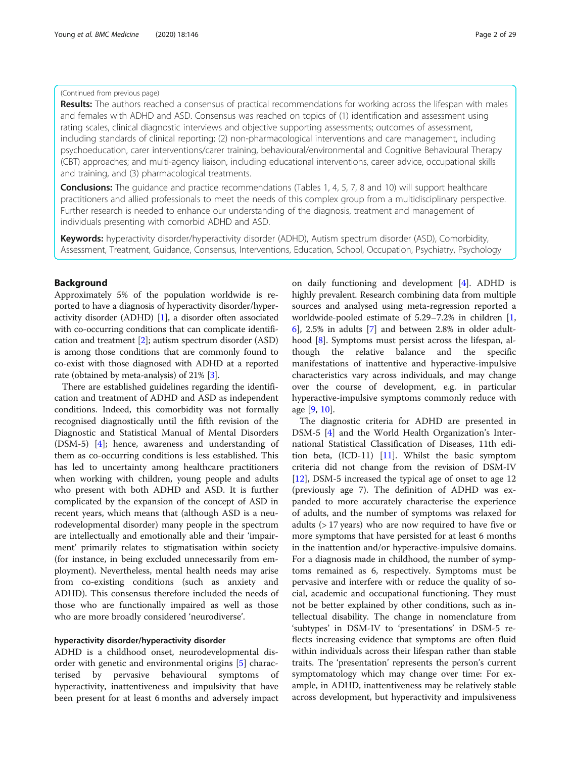(Continued from previous page)

**Results:** The authors reached a consensus of practical recommendations for working across the lifespan with males and females with ADHD and ASD. Consensus was reached on topics of (1) identification and assessment using rating scales, clinical diagnostic interviews and objective supporting assessments; outcomes of assessment, including standards of clinical reporting; (2) non-pharmacological interventions and care management, including psychoeducation, carer interventions/carer training, behavioural/environmental and Cognitive Behavioural Therapy (CBT) approaches; and multi-agency liaison, including educational interventions, career advice, occupational skills and training, and (3) pharmacological treatments.

**Conclusions:** The guidance and practice recommendations (Tables 1, 4, 5, 7, 8 and 10) will support healthcare practitioners and allied professionals to meet the needs of this complex group from a multidisciplinary perspective. Further research is needed to enhance our understanding of the diagnosis, treatment and management of individuals presenting with comorbid ADHD and ASD.

**Keywords:** hyperactivity disorder/hyperactivity disorder (ADHD), Autism spectrum disorder (ASD), Comorbidity, Assessment, Treatment, Guidance, Consensus, Interventions, Education, School, Occupation, Psychiatry, Psychology

## Background

Approximately 5% of the population worldwide is reported to have a diagnosis of hyperactivity disorder/hyperactivity disorder (ADHD) [1], a disorder often associated with co-occurring conditions that can complicate identification and treatment [2]; autism spectrum disorder (ASD) is among those conditions that are commonly found to co-exist with those diagnosed with ADHD at a reported rate (obtained by meta-analysis) of 21% [3].

There are established guidelines regarding the identification and treatment of ADHD and ASD as independent conditions. Indeed, this comorbidity was not formally recognised diagnostically until the fifth revision of the Diagnostic and Statistical Manual of Mental Disorders (DSM-5) [4]; hence, awareness and understanding of them as co-occurring conditions is less established. This has led to uncertainty among healthcare practitioners when working with children, young people and adults who present with both ADHD and ASD. It is further complicated by the expansion of the concept of ASD in recent years, which means that (although ASD is a neurodevelopmental disorder) many people in the spectrum are intellectually and emotionally able and their 'impairment' primarily relates to stigmatisation within society (for instance, in being excluded unnecessarily from employment). Nevertheless, mental health needs may arise from co-existing conditions (such as anxiety and ADHD). This consensus therefore included the needs of those who are functionally impaired as well as those who are more broadly considered 'neurodiverse'.

### hyperactivity disorder/hyperactivity disorder

ADHD is a childhood onset, neurodevelopmental disorder with genetic and environmental origins [5] characterised by pervasive behavioural symptoms of hyperactivity, inattentiveness and impulsivity that have been present for at least 6 months and adversely impact on daily functioning and development [4]. ADHD is highly prevalent. Research combining data from multiple sources and analysed using meta-regression reported a worldwide-pooled estimate of 5.29–7.2% in children [1, 6], 2.5% in adults [7] and between 2.8% in older adulthood [8]. Symptoms must persist across the lifespan, although the relative balance and the specific manifestations of inattentive and hyperactive-impulsive characteristics vary across individuals, and may change over the course of development, e.g. in particular hyperactive-impulsive symptoms commonly reduce with age [9, 10].

The diagnostic criteria for ADHD are presented in DSM-5 [4] and the World Health Organization's International Statistical Classification of Diseases, 11th edition beta, (ICD-11) [11]. Whilst the basic symptom criteria did not change from the revision of DSM-IV [12], DSM-5 increased the typical age of onset to age 12 (previously age 7). The definition of ADHD was expanded to more accurately characterise the experience of adults, and the number of symptoms was relaxed for adults (> 17 years) who are now required to have five or more symptoms that have persisted for at least 6 months in the inattention and/or hyperactive-impulsive domains. For a diagnosis made in childhood, the number of symptoms remained as 6, respectively. Symptoms must be pervasive and interfere with or reduce the quality of social, academic and occupational functioning. They must not be better explained by other conditions, such as intellectual disability. The change in nomenclature from 'subtypes' in DSM-IV to 'presentations' in DSM-5 reflects increasing evidence that symptoms are often fluid within individuals across their lifespan rather than stable traits. The 'presentation' represents the person's current symptomatology which may change over time: For example, in ADHD, inattentiveness may be relatively stable across development, but hyperactivity and impulsiveness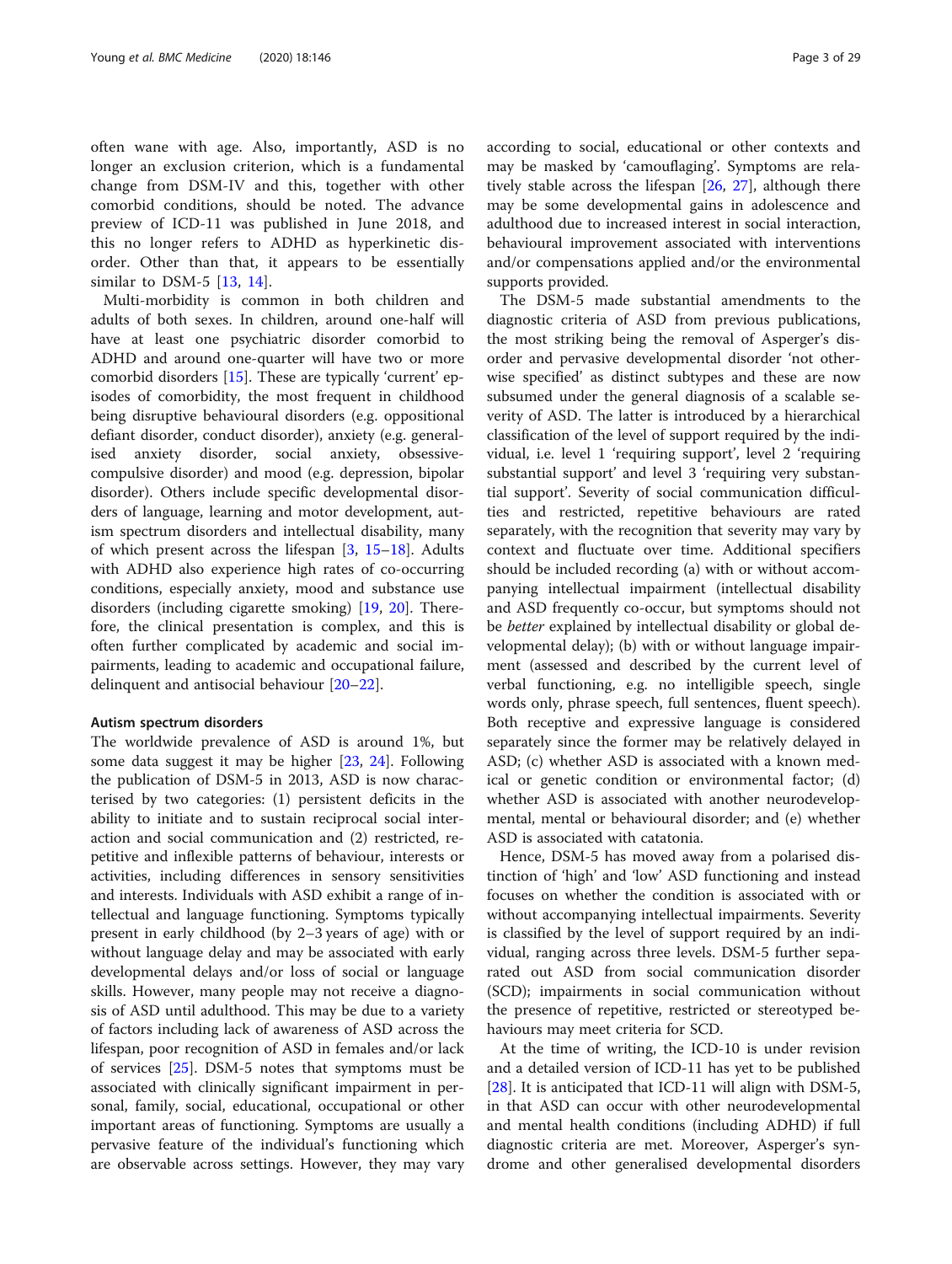often wane with age. Also, importantly, ASD is no longer an exclusion criterion, which is a fundamental change from DSM-IV and this, together with other comorbid conditions, should be noted. The advance preview of ICD-11 was published in June 2018, and this no longer refers to ADHD as hyperkinetic disorder. Other than that, it appears to be essentially similar to DSM-5 [13, 14].

Multi-morbidity is common in both children and adults of both sexes. In children, around one-half will have at least one psychiatric disorder comorbid to ADHD and around one-quarter will have two or more comorbid disorders [15]. These are typically 'current' episodes of comorbidity, the most frequent in childhood being disruptive behavioural disorders (e.g. oppositional defiant disorder, conduct disorder), anxiety (e.g. generalised anxiety disorder, social anxiety, obsessive-compulsive disorder) and mood (e.g. depression, bipolar disorder). Others include specific developmental disorders of language, learning and motor development, autism spectrum disorders and intellectual disability, many of which present across the lifespan [3, 15–18]. Adults with ADHD also experience high rates of co-occurring conditions, especially anxiety, mood and substance use disorders (including cigarette smoking) [19, 20]. Therefore, the clinical presentation is complex, and this is often further complicated by academic and social impairments, leading to academic and occupational failure, delinquent and antisocial behaviour [20–22].

#### Autism spectrum disorders

The worldwide prevalence of ASD is around 1%, but some data suggest it may be higher [23, 24]. Following the publication of DSM-5 in 2013, ASD is now characterised by two categories: (1) persistent deficits in the ability to initiate and to sustain reciprocal social interaction and social communication and (2) restricted, repetitive and inflexible patterns of behaviour, interests or activities, including differences in sensory sensitivities and interests. Individuals with ASD exhibit a range of intellectual and language functioning. Symptoms typically present in early childhood (by 2–3 years of age) with or without language delay and may be associated with early developmental delays and/or loss of social or language skills. However, many people may not receive a diagnosis of ASD until adulthood. This may be due to a variety of factors including lack of awareness of ASD across the lifespan, poor recognition of ASD in females and/or lack of services [25]. DSM-5 notes that symptoms must be associated with clinically significant impairment in personal, family, social, educational, occupational or other important areas of functioning. Symptoms are usually a pervasive feature of the individual's functioning which are observable across settings. However, they may vary according to social, educational or other contexts and may be masked by 'camouflaging'. Symptoms are relatively stable across the lifespan [26, 27], although there may be some developmental gains in adolescence and adulthood due to increased interest in social interaction, behavioural improvement associated with interventions and/or compensations applied and/or the environmental supports provided.

The DSM-5 made substantial amendments to the diagnostic criteria of ASD from previous publications, the most striking being the removal of Asperger's disorder and pervasive developmental disorder 'not otherwise specified' as distinct subtypes and these are now subsumed under the general diagnosis of a scalable severity of ASD. The latter is introduced by a hierarchical classification of the level of support required by the individual, i.e. level 1 'requiring support', level 2 'requiring substantial support' and level 3 'requiring very substantial support'. Severity of social communication difficulties and restricted, repetitive behaviours are rated separately, with the recognition that severity may vary by context and fluctuate over time. Additional specifiers should be included recording (a) with or without accompanying intellectual impairment (intellectual disability and ASD frequently co-occur, but symptoms should not be *better* explained by intellectual disability or global developmental delay); (b) with or without language impairment (assessed and described by the current level of verbal functioning, e.g. no intelligible speech, single words only, phrase speech, full sentences, fluent speech). Both receptive and expressive language is considered separately since the former may be relatively delayed in ASD; (c) whether ASD is associated with a known medical or genetic condition or environmental factor; (d) whether ASD is associated with another neurodevelopmental, mental or behavioural disorder; and (e) whether ASD is associated with catatonia.

Hence, DSM-5 has moved away from a polarised distinction of 'high' and 'low' ASD functioning and instead focuses on whether the condition is associated with or without accompanying intellectual impairments. Severity is classified by the level of support required by an individual, ranging across three levels. DSM-5 further separated out ASD from social communication disorder (SCD); impairments in social communication without the presence of repetitive, restricted or stereotyped behaviours may meet criteria for SCD.

At the time of writing, the ICD-10 is under revision and a detailed version of ICD-11 has yet to be published [28]. It is anticipated that ICD-11 will align with DSM-5, in that ASD can occur with other neurodevelopmental and mental health conditions (including ADHD) if full diagnostic criteria are met. Moreover, Asperger's syndrome and other generalised developmental disorders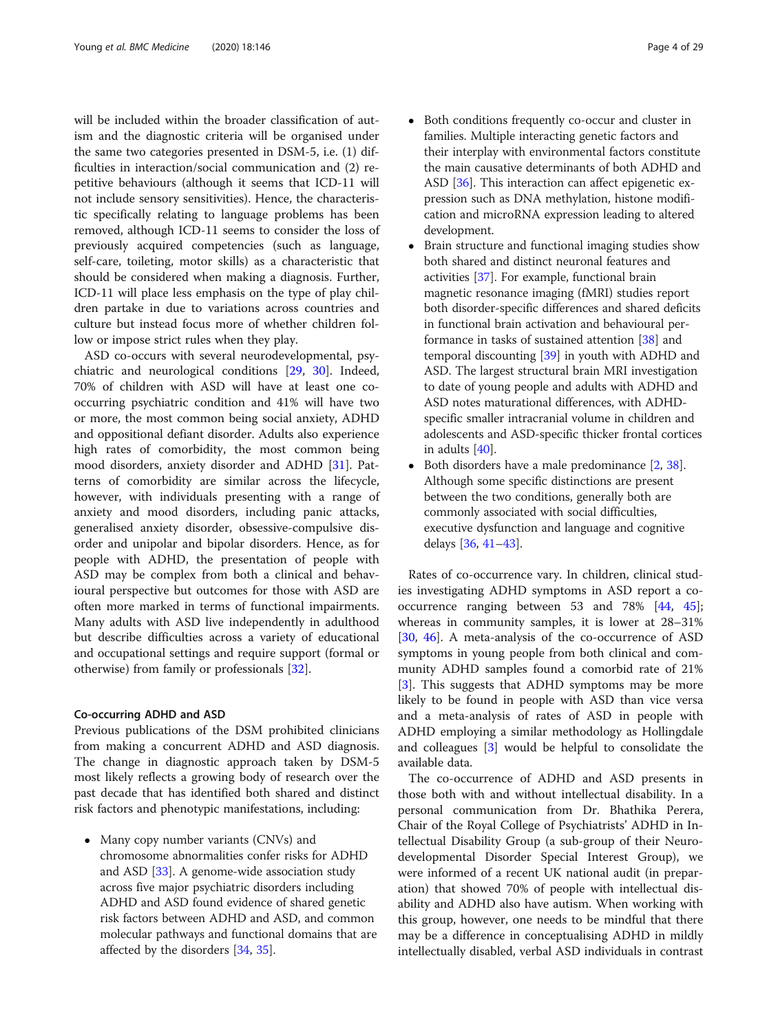will be included within the broader classification of autism and the diagnostic criteria will be organised under the same two categories presented in DSM-5, i.e. (1) difficulties in interaction/social communication and (2) repetitive behaviours (although it seems that ICD-11 will not include sensory sensitivities). Hence, the characteristic specifically relating to language problems has been removed, although ICD-11 seems to consider the loss of previously acquired competencies (such as language, self-care, toileting, motor skills) as a characteristic that should be considered when making a diagnosis. Further, ICD-11 will place less emphasis on the type of play children partake in due to variations across countries and culture but instead focus more of whether children follow or impose strict rules when they play.

ASD co-occurs with several neurodevelopmental, psychiatric and neurological conditions [29, 30]. Indeed, 70% of children with ASD will have at least one co-occurring psychiatric condition and 41% will have two or more, the most common being social anxiety, ADHD and oppositional defiant disorder. Adults also experience high rates of comorbidity, the most common being mood disorders, anxiety disorder and ADHD [31]. Patterns of comorbidity are similar across the lifecycle, however, with individuals presenting with a range of anxiety and mood disorders, including panic attacks, generalised anxiety disorder, obsessive-compulsive disorder and unipolar and bipolar disorders. Hence, as for people with ADHD, the presentation of people with ASD may be complex from both a clinical and behavioural perspective but outcomes for those with ASD are often more marked in terms of functional impairments. Many adults with ASD live independently in adulthood but describe difficulties across a variety of educational and occupational settings and require support (formal or otherwise) from family or professionals [32].

#### Co-occurring ADHD and ASD

Previous publications of the DSM prohibited clinicians from making a concurrent ADHD and ASD diagnosis. The change in diagnostic approach taken by DSM-5 most likely reflects a growing body of research over the past decade that has identified both shared and distinct risk factors and phenotypic manifestations, including:

- Many copy number variants (CNVs) and chromosome abnormalities confer risks for ADHD and ASD [33]. A genome-wide association study across five major psychiatric disorders including ADHD and ASD found evidence of shared genetic risk factors between ADHD and ASD, and common molecular pathways and functional domains that are affected by the disorders [34, 35].
- Both conditions frequently co-occur and cluster in families. Multiple interacting genetic factors and their interplay with environmental factors constitute the main causative determinants of both ADHD and ASD [36]. This interaction can affect epigenetic expression such as DNA methylation, histone modification and microRNA expression leading to altered development.
- Brain structure and functional imaging studies show both shared and distinct neuronal features and activities [37]. For example, functional brain magnetic resonance imaging (fMRI) studies report both disorder-specific differences and shared deficits in functional brain activation and behavioural performance in tasks of sustained attention [38] and temporal discounting [39] in youth with ADHD and ASD. The largest structural brain MRI investigation to date of young people and adults with ADHD and ASD notes maturational differences, with ADHD-specific smaller intracranial volume in children and adolescents and ASD-specific thicker frontal cortices in adults [40].
- Both disorders have a male predominance [2, 38]. Although some specific distinctions are present between the two conditions, generally both are commonly associated with social difficulties, executive dysfunction and language and cognitive delays [36, 41–43].

Rates of co-occurrence vary. In children, clinical studies investigating ADHD symptoms in ASD report a co-occurrence ranging between 53 and 78% [44, 45]; whereas in community samples, it is lower at 28–31% [30, 46]. A meta-analysis of the co-occurrence of ASD symptoms in young people from both clinical and community ADHD samples found a comorbid rate of 21% [3]. This suggests that ADHD symptoms may be more likely to be found in people with ASD than vice versa and a meta-analysis of rates of ASD in people with ADHD employing a similar methodology as Hollingdale and colleagues [3] would be helpful to consolidate the available data.

The co-occurrence of ADHD and ASD presents in those both with and without intellectual disability. In a personal communication from Dr. Bhathika Perera, Chair of the Royal College of Psychiatrists' ADHD in Intellectual Disability Group (a sub-group of their Neurodevelopmental Disorder Special Interest Group), we were informed of a recent UK national audit (in preparation) that showed 70% of people with intellectual disability and ADHD also have autism. When working with this group, however, one needs to be mindful that there may be a difference in conceptualising ADHD in mildly intellectually disabled, verbal ASD individuals in contrast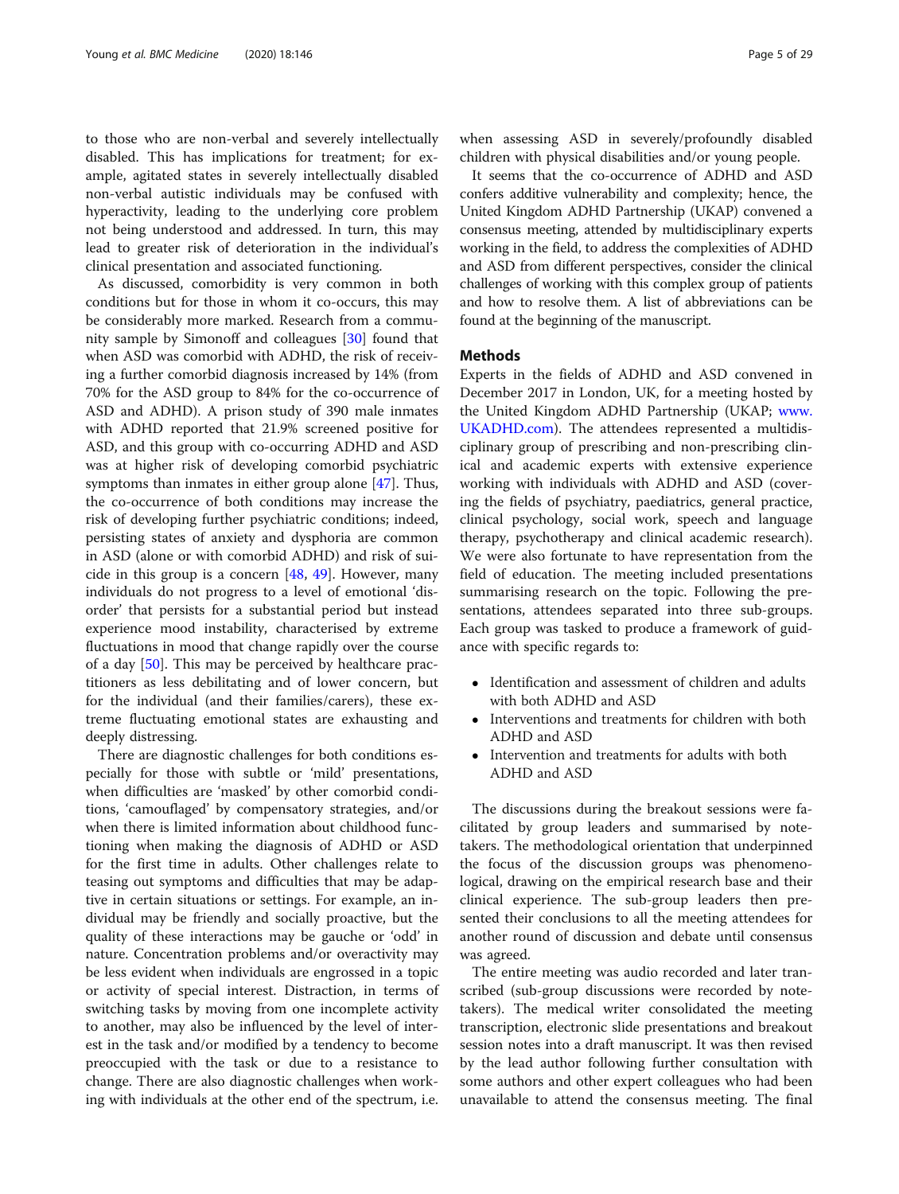to those who are non-verbal and severely intellectually disabled. This has implications for treatment; for example, agitated states in severely intellectually disabled non-verbal autistic individuals may be confused with hyperactivity, leading to the underlying core problem not being understood and addressed. In turn, this may lead to greater risk of deterioration in the individual's clinical presentation and associated functioning.

As discussed, comorbidity is very common in both conditions but for those in whom it co-occurs, this may be considerably more marked. Research from a community sample by Simonoff and colleagues [30] found that when ASD was comorbid with ADHD, the risk of receiving a further comorbid diagnosis increased by 14% (from 70% for the ASD group to 84% for the co-occurrence of ASD and ADHD). A prison study of 390 male inmates with ADHD reported that 21.9% screened positive for ASD, and this group with co-occurring ADHD and ASD was at higher risk of developing comorbid psychiatric symptoms than inmates in either group alone [47]. Thus, the co-occurrence of both conditions may increase the risk of developing further psychiatric conditions; indeed, persisting states of anxiety and dysphoria are common in ASD (alone or with comorbid ADHD) and risk of suicide in this group is a concern [48, 49]. However, many individuals do not progress to a level of emotional 'disorder' that persists for a substantial period but instead experience mood instability, characterised by extreme fluctuations in mood that change rapidly over the course of a day [50]. This may be perceived by healthcare practitioners as less debilitating and of lower concern, but for the individual (and their families/carers), these extreme fluctuating emotional states are exhausting and deeply distressing.

There are diagnostic challenges for both conditions especially for those with subtle or 'mild' presentations, when difficulties are 'masked' by other comorbid conditions, 'camouflaged' by compensatory strategies, and/or when there is limited information about childhood functioning when making the diagnosis of ADHD or ASD for the first time in adults. Other challenges relate to teasing out symptoms and difficulties that may be adaptive in certain situations or settings. For example, an individual may be friendly and socially proactive, but the quality of these interactions may be gauche or 'odd' in nature. Concentration problems and/or overactivity may be less evident when individuals are engrossed in a topic or activity of special interest. Distraction, in terms of switching tasks by moving from one incomplete activity to another, may also be influenced by the level of interest in the task and/or modified by a tendency to become preoccupied with the task or due to a resistance to change. There are also diagnostic challenges when working with individuals at the other end of the spectrum, i.e. when assessing ASD in severely/profoundly disabled children with physical disabilities and/or young people.

It seems that the co-occurrence of ADHD and ASD confers additive vulnerability and complexity; hence, the United Kingdom ADHD Partnership (UKAP) convened a consensus meeting, attended by multidisciplinary experts working in the field, to address the complexities of ADHD and ASD from different perspectives, consider the clinical challenges of working with this complex group of patients and how to resolve them. A list of abbreviations can be found at the beginning of the manuscript.

## Methods

Experts in the fields of ADHD and ASD convened in December 2017 in London, UK, for a meeting hosted by the United Kingdom ADHD Partnership (UKAP; www.UKADHD.com). The attendees represented a multidisciplinary group of prescribing and non-prescribing clinical and academic experts with extensive experience working with individuals with ADHD and ASD (covering the fields of psychiatry, paediatrics, general practice, clinical psychology, social work, speech and language therapy, psychotherapy and clinical academic research). We were also fortunate to have representation from the field of education. The meeting included presentations summarising research on the topic. Following the presentations, attendees separated into three sub-groups. Each group was tasked to produce a framework of guidance with specific regards to:

- Identification and assessment of children and adults with both ADHD and ASD
- Interventions and treatments for children with both ADHD and ASD
- Intervention and treatments for adults with both ADHD and ASD

The discussions during the breakout sessions were facilitated by group leaders and summarised by note-takers. The methodological orientation that underpinned the focus of the discussion groups was phenomenological, drawing on the empirical research base and their clinical experience. The sub-group leaders then presented their conclusions to all the meeting attendees for another round of discussion and debate until consensus was agreed.

The entire meeting was audio recorded and later transcribed (sub-group discussions were recorded by note-takers). The medical writer consolidated the meeting transcription, electronic slide presentations and breakout session notes into a draft manuscript. It was then revised by the lead author following further consultation with some authors and other expert colleagues who had been unavailable to attend the consensus meeting. The final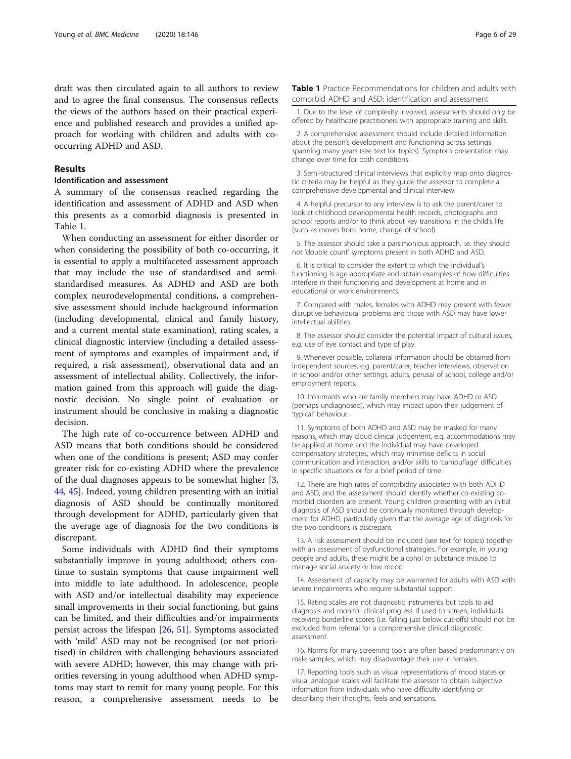draft was then circulated again to all authors to review and to agree the final consensus. The consensus reflects the views of the authors based on their practical experience and published research and provides a unified approach for working with children and adults with co-occurring ADHD and ASD.

## Results

### Identification and assessment

A summary of the consensus reached regarding the identification and assessment of ADHD and ASD when this presents as a comorbid diagnosis is presented in Table 1.

When conducting an assessment for either disorder or when considering the possibility of both co-occurring, it is essential to apply a multifaceted assessment approach that may include the use of standardised and semi-standardised measures. As ADHD and ASD are both complex neurodevelopmental conditions, a comprehensive assessment should include background information (including developmental, clinical and family history, and a current mental state examination), rating scales, a clinical diagnostic interview (including a detailed assessment of symptoms and examples of impairment and, if required, a risk assessment), observational data and an assessment of intellectual ability. Collectively, the information gained from this approach will guide the diagnostic decision. No single point of evaluation or instrument should be conclusive in making a diagnostic decision.

The high rate of co-occurrence between ADHD and ASD means that both conditions should be considered when one of the conditions is present; ASD may confer greater risk for co-existing ADHD where the prevalence of the dual diagnoses appears to be somewhat higher [3, 44, 45]. Indeed, young children presenting with an initial diagnosis of ASD should be continually monitored through development for ADHD, particularly given that the average age of diagnosis for the two conditions is discrepant.

Some individuals with ADHD find their symptoms substantially improve in young adulthood; others continue to sustain symptoms that cause impairment well into middle to late adulthood. In adolescence, people with ASD and/or intellectual disability may experience small improvements in their social functioning, but gains can be limited, and their difficulties and/or impairments persist across the lifespan [26, 51]. Symptoms associated with 'mild' ASD may not be recognised (or not prioritised) in children with challenging behaviours associated with severe ADHD; however, this may change with priorities reversing in young adulthood when ADHD symptoms may start to remit for many young people. For this reason, a comprehensive assessment needs to be

**Table 1** Practice Recommendations for children and adults with comorbid ADHD and ASD: identification and assessment

1. Due to the level of complexity involved, assessments should only be offered by healthcare practitioners with appropriate training and skills.

2. A comprehensive assessment should include detailed information about the person's development and functioning across settings spanning many years (see text for topics). Symptom presentation may change over time for both conditions.

3. Semi-structured clinical interviews that explicitly map onto diagnostic criteria may be helpful as they guide the assessor to complete a comprehensive developmental and clinical interview.

4. A helpful precursor to any interview is to ask the parent/carer to look at childhood developmental health records, photographs and school reports and/or to think about key transitions in the child's life (such as moves from home, change of school).

5. The assessor should take a parsimonious approach, i.e. they should not 'double count' symptoms present in both ADHD and ASD.

6. It is critical to consider the extent to which the individual's functioning is age appropriate and obtain examples of how difficulties interfere in their functioning and development at home and in educational or work environments.

7. Compared with males, females with ADHD may present with fewer disruptive behavioural problems and those with ASD may have lower intellectual abilities.

8. The assessor should consider the potential impact of cultural issues, e.g. use of eye contact and type of play.

9. Whenever possible, collateral information should be obtained from independent sources, e.g. parent/carer, teacher interviews, observation in school and/or other settings, adults, perusal of school, college and/or employment reports.

10. Informants who are family members may have ADHD or ASD (perhaps undiagnosed), which may impact upon their judgement of 'typical' behaviour.

11. Symptoms of both ADHD and ASD may be masked for many reasons, which may cloud clinical judgement, e.g. accommodations may be applied at home and the individual may have developed compensatory strategies, which may minimise deficits in social communication and interaction, and/or skills to 'camouflage' difficulties in specific situations or for a brief period of time.

12. There are high rates of comorbidity associated with both ADHD and ASD, and the assessment should identify whether co-existing comorbid disorders are present. Young children presenting with an initial diagnosis of ASD should be continually monitored through development for ADHD, particularly given that the average age of diagnosis for the two conditions is discrepant.

13. A risk assessment should be included (see text for topics) together with an assessment of dysfunctional strategies. For example, in young people and adults, these might be alcohol or substance misuse to manage social anxiety or low mood.

14. Assessment of capacity may be warranted for adults with ASD with severe impairments who require substantial support.

15. Rating scales are not diagnostic instruments but tools to aid diagnosis and monitor clinical progress. If used to screen, individuals receiving borderline scores (i.e. falling just below cut-offs) should not be excluded from referral for a comprehensive clinical diagnostic assessment.

16. Norms for many screening tools are often based predominantly on male samples, which may disadvantage their use in females.

17. Reporting tools such as visual representations of mood states or visual analogue scales will facilitate the assessor to obtain subjective information from individuals who have difficulty identifying or describing their thoughts, feels and sensations.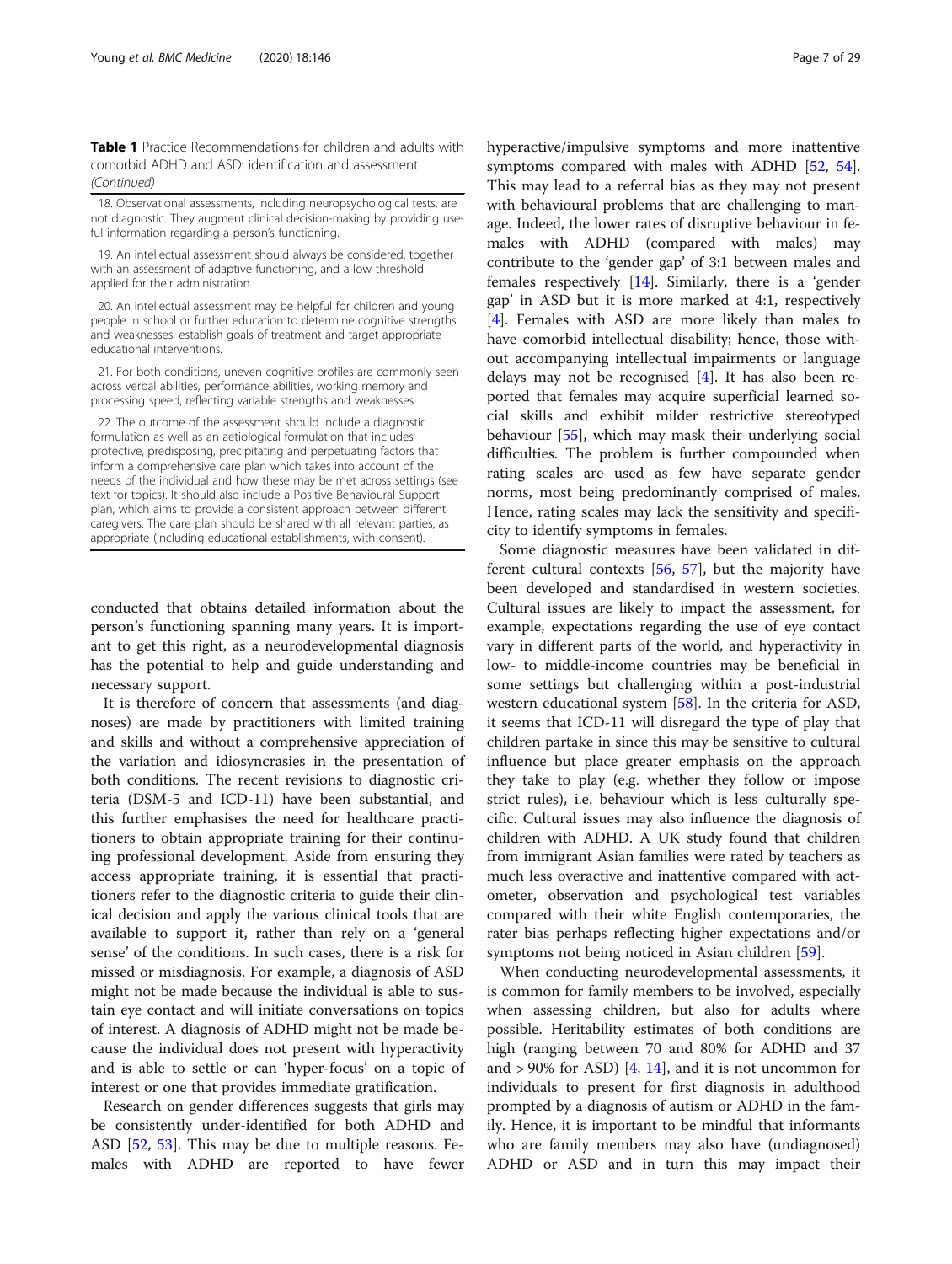**Table 1** Practice Recommendations for children and adults with comorbid ADHD and ASD: identification and assessment *(Continued)*

| |
|---|
| 18. Observational assessments, including neuropsychological tests, are not diagnostic. They augment clinical decision-making by providing useful information regarding a person's functioning. |
| 19. An intellectual assessment should always be considered, together with an assessment of adaptive functioning, and a low threshold applied for their administration. |
| 20. An intellectual assessment may be helpful for children and young people in school or further education to determine cognitive strengths and weaknesses, establish goals of treatment and target appropriate educational interventions. |
| 21. For both conditions, uneven cognitive profiles are commonly seen across verbal abilities, performance abilities, working memory and processing speed, reflecting variable strengths and weaknesses. |
| 22. The outcome of the assessment should include a diagnostic formulation as well as an aetiological formulation that includes protective, predisposing, precipitating and perpetuating factors that inform a comprehensive care plan which takes into account of the needs of the individual and how these may be met across settings (see text for topics). It should also include a Positive Behavioural Support plan, which aims to provide a consistent approach between different caregivers. The care plan should be shared with all relevant parties, as appropriate (including educational establishments, with consent). |

conducted that obtains detailed information about the person's functioning spanning many years. It is important to get this right, as a neurodevelopmental diagnosis has the potential to help and guide understanding and necessary support.

It is therefore of concern that assessments (and diagnoses) are made by practitioners with limited training and skills and without a comprehensive appreciation of the variation and idiosyncrasies in the presentation of both conditions. The recent revisions to diagnostic criteria (DSM-5 and ICD-11) have been substantial, and this further emphasises the need for healthcare practitioners to obtain appropriate training for their continuing professional development. Aside from ensuring they access appropriate training, it is essential that practitioners refer to the diagnostic criteria to guide their clinical decision and apply the various clinical tools that are available to support it, rather than rely on a 'general sense' of the conditions. In such cases, there is a risk for missed or misdiagnosis. For example, a diagnosis of ASD might not be made because the individual is able to sustain eye contact and will initiate conversations on topics of interest. A diagnosis of ADHD might not be made because the individual does not present with hyperactivity and is able to settle or can 'hyper-focus' on a topic of interest or one that provides immediate gratification.

Research on gender differences suggests that girls may be consistently under-identified for both ADHD and ASD [52, 53]. This may be due to multiple reasons. Females with ADHD are reported to have fewer hyperactive/impulsive symptoms and more inattentive symptoms compared with males with ADHD [52, 54]. This may lead to a referral bias as they may not present with behavioural problems that are challenging to manage. Indeed, the lower rates of disruptive behaviour in females with ADHD (compared with males) may contribute to the 'gender gap' of 3:1 between males and females respectively [14]. Similarly, there is a 'gender gap' in ASD but it is more marked at 4:1, respectively [4]. Females with ASD are more likely than males to have comorbid intellectual disability; hence, those without accompanying intellectual impairments or language delays may not be recognised [4]. It has also been reported that females may acquire superficial learned social skills and exhibit milder restrictive stereotyped behaviour [55], which may mask their underlying social difficulties. The problem is further compounded when rating scales are used as few have separate gender norms, most being predominantly comprised of males. Hence, rating scales may lack the sensitivity and specificity to identify symptoms in females.

Some diagnostic measures have been validated in different cultural contexts [56, 57], but the majority have been developed and standardised in western societies. Cultural issues are likely to impact the assessment, for example, expectations regarding the use of eye contact vary in different parts of the world, and hyperactivity in low- to middle-income countries may be beneficial in some settings but challenging within a post-industrial western educational system [58]. In the criteria for ASD, it seems that ICD-11 will disregard the type of play that children partake in since this may be sensitive to cultural influence but place greater emphasis on the approach they take to play (e.g. whether they follow or impose strict rules), i.e. behaviour which is less culturally specific. Cultural issues may also influence the diagnosis of children with ADHD. A UK study found that children from immigrant Asian families were rated by teachers as much less overactive and inattentive compared with actometer, observation and psychological test variables compared with their white English contemporaries, the rater bias perhaps reflecting higher expectations and/or symptoms not being noticed in Asian children [59].

When conducting neurodevelopmental assessments, it is common for family members to be involved, especially when assessing children, but also for adults where possible. Heritability estimates of both conditions are high (ranging between 70 and 80% for ADHD and 37 and > 90% for ASD) [4, 14], and it is not uncommon for individuals to present for first diagnosis in adulthood prompted by a diagnosis of autism or ADHD in the family. Hence, it is important to be mindful that informants who are family members may also have (undiagnosed) ADHD or ASD and in turn this may impact their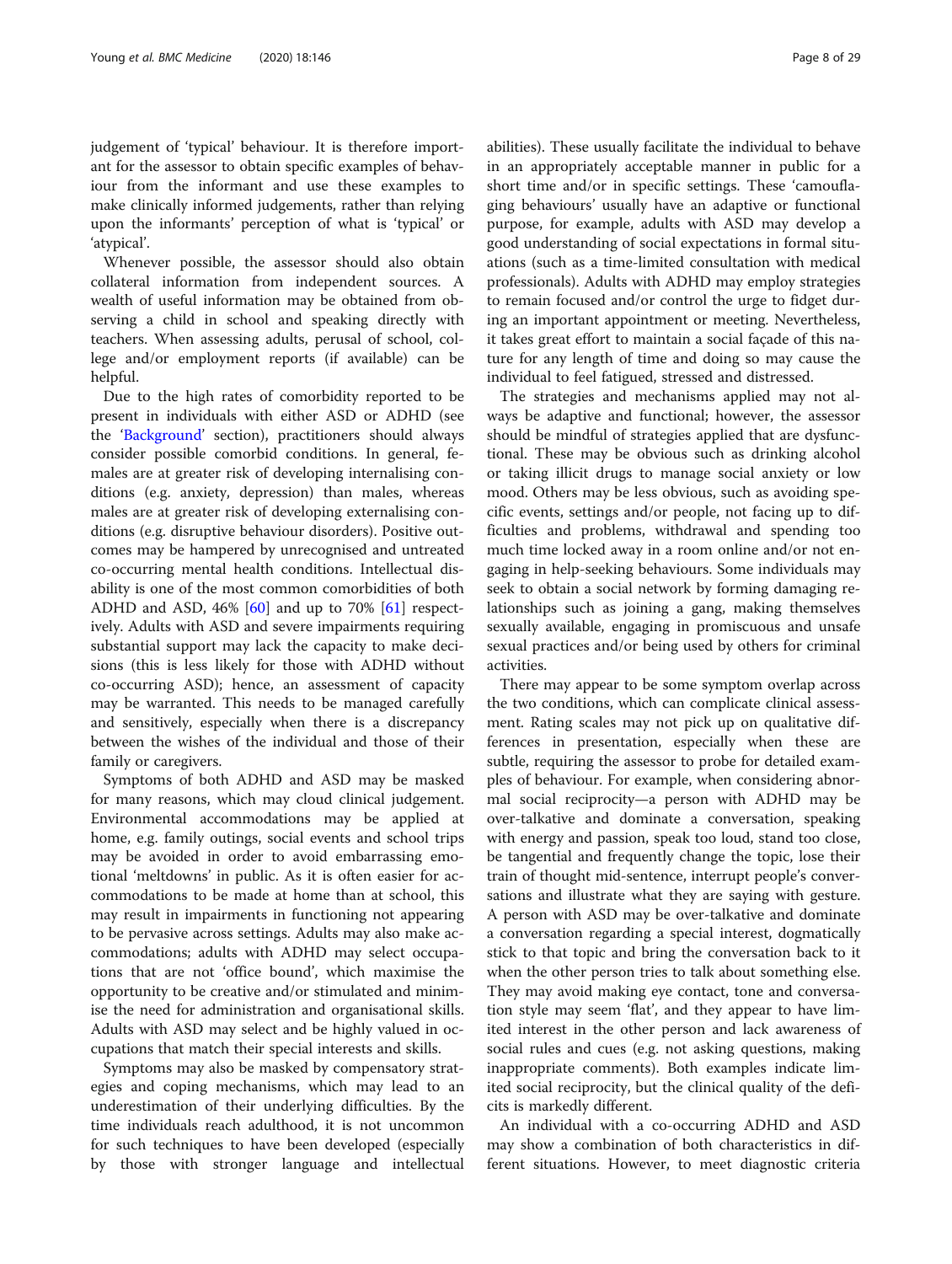judgement of 'typical' behaviour. It is therefore important for the assessor to obtain specific examples of behaviour from the informant and use these examples to make clinically informed judgements, rather than relying upon the informants' perception of what is 'typical' or 'atypical'.

Whenever possible, the assessor should also obtain collateral information from independent sources. A wealth of useful information may be obtained from observing a child in school and speaking directly with teachers. When assessing adults, perusal of school, college and/or employment reports (if available) can be helpful.

Due to the high rates of comorbidity reported to be present in individuals with either ASD or ADHD (see the 'Background' section), practitioners should always consider possible comorbid conditions. In general, females are at greater risk of developing internalising conditions (e.g. anxiety, depression) than males, whereas males are at greater risk of developing externalising conditions (e.g. disruptive behaviour disorders). Positive outcomes may be hampered by unrecognised and untreated co-occurring mental health conditions. Intellectual disability is one of the most common comorbidities of both ADHD and ASD, 46% [60] and up to 70% [61] respectively. Adults with ASD and severe impairments requiring substantial support may lack the capacity to make decisions (this is less likely for those with ADHD without co-occurring ASD); hence, an assessment of capacity may be warranted. This needs to be managed carefully and sensitively, especially when there is a discrepancy between the wishes of the individual and those of their family or caregivers.

Symptoms of both ADHD and ASD may be masked for many reasons, which may cloud clinical judgement. Environmental accommodations may be applied at home, e.g. family outings, social events and school trips may be avoided in order to avoid embarrassing emotional 'meltdowns' in public. As it is often easier for accommodations to be made at home than at school, this may result in impairments in functioning not appearing to be pervasive across settings. Adults may also make accommodations; adults with ADHD may select occupations that are not 'office bound', which maximise the opportunity to be creative and/or stimulated and minimise the need for administration and organisational skills. Adults with ASD may select and be highly valued in occupations that match their special interests and skills.

Symptoms may also be masked by compensatory strategies and coping mechanisms, which may lead to an underestimation of their underlying difficulties. By the time individuals reach adulthood, it is not uncommon for such techniques to have been developed (especially by those with stronger language and intellectual abilities). These usually facilitate the individual to behave in an appropriately acceptable manner in public for a short time and/or in specific settings. These 'camouflaging behaviours' usually have an adaptive or functional purpose, for example, adults with ASD may develop a good understanding of social expectations in formal situations (such as a time-limited consultation with medical professionals). Adults with ADHD may employ strategies to remain focused and/or control the urge to fidget during an important appointment or meeting. Nevertheless, it takes great effort to maintain a social façade of this nature for any length of time and doing so may cause the individual to feel fatigued, stressed and distressed.

The strategies and mechanisms applied may not always be adaptive and functional; however, the assessor should be mindful of strategies applied that are dysfunctional. These may be obvious such as drinking alcohol or taking illicit drugs to manage social anxiety or low mood. Others may be less obvious, such as avoiding specific events, settings and/or people, not facing up to difficulties and problems, withdrawal and spending too much time locked away in a room online and/or not engaging in help-seeking behaviours. Some individuals may seek to obtain a social network by forming damaging relationships such as joining a gang, making themselves sexually available, engaging in promiscuous and unsafe sexual practices and/or being used by others for criminal activities.

There may appear to be some symptom overlap across the two conditions, which can complicate clinical assessment. Rating scales may not pick up on qualitative differences in presentation, especially when these are subtle, requiring the assessor to probe for detailed examples of behaviour. For example, when considering abnormal social reciprocity—a person with ADHD may be over-talkative and dominate a conversation, speaking with energy and passion, speak too loud, stand too close, be tangential and frequently change the topic, lose their train of thought mid-sentence, interrupt people's conversations and illustrate what they are saying with gesture. A person with ASD may be over-talkative and dominate a conversation regarding a special interest, dogmatically stick to that topic and bring the conversation back to it when the other person tries to talk about something else. They may avoid making eye contact, tone and conversation style may seem 'flat', and they appear to have limited interest in the other person and lack awareness of social rules and cues (e.g. not asking questions, making inappropriate comments). Both examples indicate limited social reciprocity, but the clinical quality of the deficits is markedly different.

An individual with a co-occurring ADHD and ASD may show a combination of both characteristics in different situations. However, to meet diagnostic criteria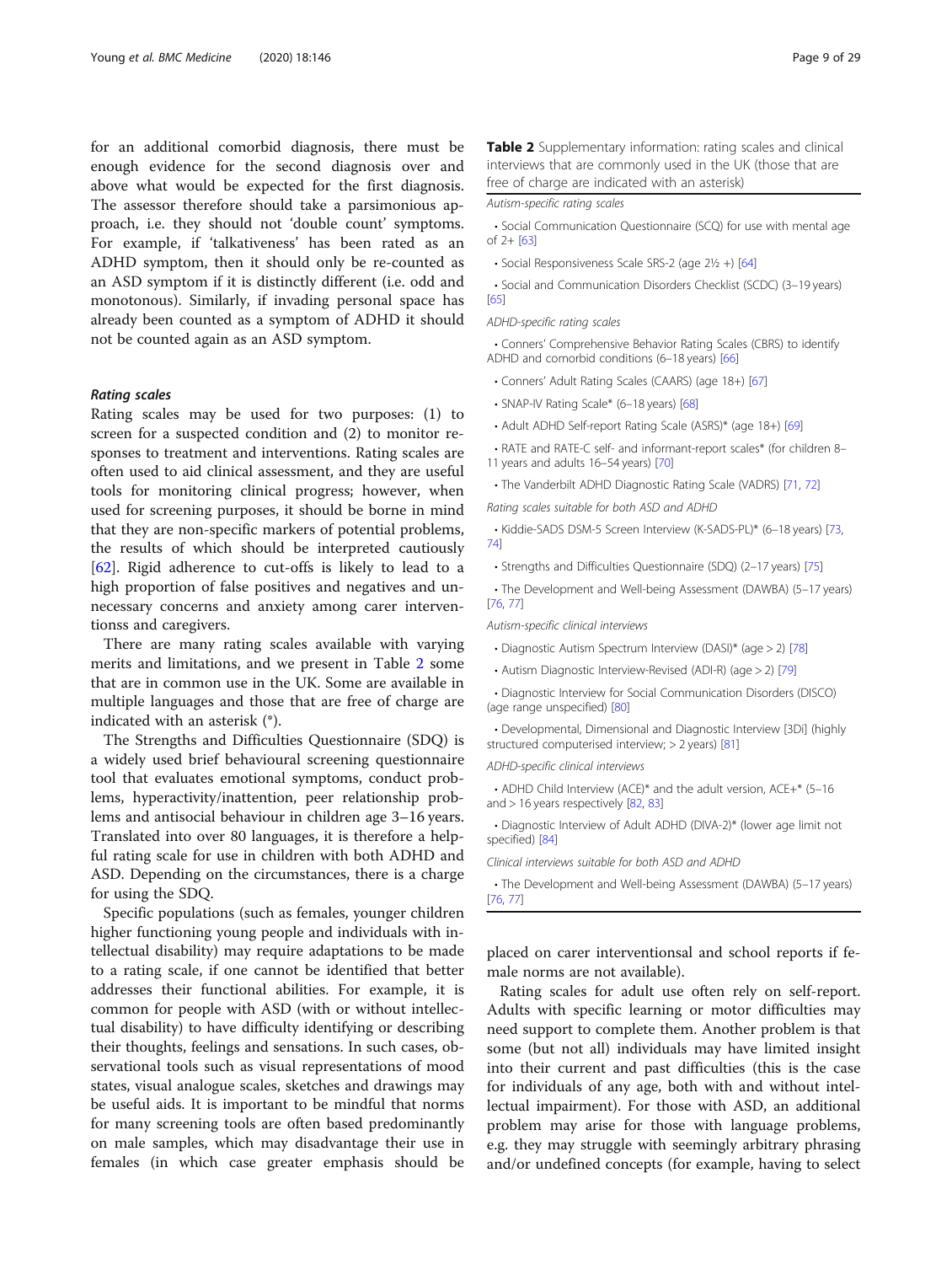for an additional comorbid diagnosis, there must be enough evidence for the second diagnosis over and above what would be expected for the first diagnosis. The assessor therefore should take a parsimonious approach, i.e. they should not 'double count' symptoms. For example, if 'talkativeness' has been rated as an ADHD symptom, then it should only be re-counted as an ASD symptom if it is distinctly different (i.e. odd and monotonous). Similarly, if invading personal space has already been counted as a symptom of ADHD it should not be counted again as an ASD symptom.

### Rating scales

Rating scales may be used for two purposes: (1) to screen for a suspected condition and (2) to monitor responses to treatment and interventions. Rating scales are often used to aid clinical assessment, and they are useful tools for monitoring clinical progress; however, when used for screening purposes, it should be borne in mind that they are non-specific markers of potential problems, the results of which should be interpreted cautiously [62]. Rigid adherence to cut-offs is likely to lead to a high proportion of false positives and negatives and unnecessary concerns and anxiety among carer interventionss and caregivers.

There are many rating scales available with varying merits and limitations, and we present in Table 2 some that are in common use in the UK. Some are available in multiple languages and those that are free of charge are indicated with an asterisk (*).

The Strengths and Difficulties Questionnaire (SDQ) is a widely used brief behavioural screening questionnaire tool that evaluates emotional symptoms, conduct problems, hyperactivity/inattention, peer relationship problems and antisocial behaviour in children age 3–16 years. Translated into over 80 languages, it is therefore a helpful rating scale for use in children with both ADHD and ASD. Depending on the circumstances, there is a charge for using the SDQ.

Specific populations (such as females, younger children higher functioning young people and individuals with intellectual disability) may require adaptations to be made to a rating scale, if one cannot be identified that better addresses their functional abilities. For example, it is common for people with ASD (with or without intellectual disability) to have difficulty identifying or describing their thoughts, feelings and sensations. In such cases, observational tools such as visual representations of mood states, visual analogue scales, sketches and drawings may be useful aids. It is important to be mindful that norms for many screening tools are often based predominantly on male samples, which may disadvantage their use in females (in which case greater emphasis should be placed on carer interventionsal and school reports if female norms are not available).

Rating scales for adult use often rely on self-report. Adults with specific learning or motor difficulties may need support to complete them. Another problem is that some (but not all) individuals may have limited insight into their current and past difficulties (this is the case for individuals of any age, both with and without intellectual impairment). For those with ASD, an additional problem may arise for those with language problems, e.g. they may struggle with seemingly arbitrary phrasing and/or undefined concepts (for example, having to select

**Table 2** Supplementary information: rating scales and clinical interviews that are commonly used in the UK (those that are free of charge are indicated with an asterisk)

*Autism-specific rating scales*

- Social Communication Questionnaire (SCQ) for use with mental age of 2+ [63]
- Social Responsiveness Scale SRS-2 (age 2½ +) [64]
- Social and Communication Disorders Checklist (SCDC) (3–19 years) [65]

*ADHD-specific rating scales*

- Conners' Comprehensive Behavior Rating Scales (CBRS) to identify ADHD and comorbid conditions (6–18 years) [66]
- Conners' Adult Rating Scales (CAARS) (age 18+) [67]
- SNAP-IV Rating Scale* (6–18 years) [68]
- Adult ADHD Self-report Rating Scale (ASRS)* (age 18+) [69]
- RATE and RATE-C self- and informant-report scales* (for children 8–11 years and adults 16–54 years) [70]
- The Vanderbilt ADHD Diagnostic Rating Scale (VADRS) [71, 72]

*Rating scales suitable for both ASD and ADHD*

- Kiddie-SADS DSM-5 Screen Interview (K-SADS-PL)* (6–18 years) [73, 74]
- Strengths and Difficulties Questionnaire (SDQ) (2–17 years) [75]
- The Development and Well-being Assessment (DAWBA) (5–17 years) [76, 77]

*Autism-specific clinical interviews*

- Diagnostic Autism Spectrum Interview (DASI)* (age > 2) [78]
- Autism Diagnostic Interview-Revised (ADI-R) (age > 2) [79]
- Diagnostic Interview for Social Communication Disorders (DISCO) (age range unspecified) [80]
- Developmental, Dimensional and Diagnostic Interview [3Di] (highly structured computerised interview; > 2 years) [81]

*ADHD-specific clinical interviews*

- ADHD Child Interview (ACE)* and the adult version, ACE+* (5–16 and > 16 years respectively [82, 83]
- Diagnostic Interview of Adult ADHD (DIVA-2)* (lower age limit not specified) [84]

*Clinical interviews suitable for both ASD and ADHD*

- The Development and Well-being Assessment (DAWBA) (5–17 years) [76, 77]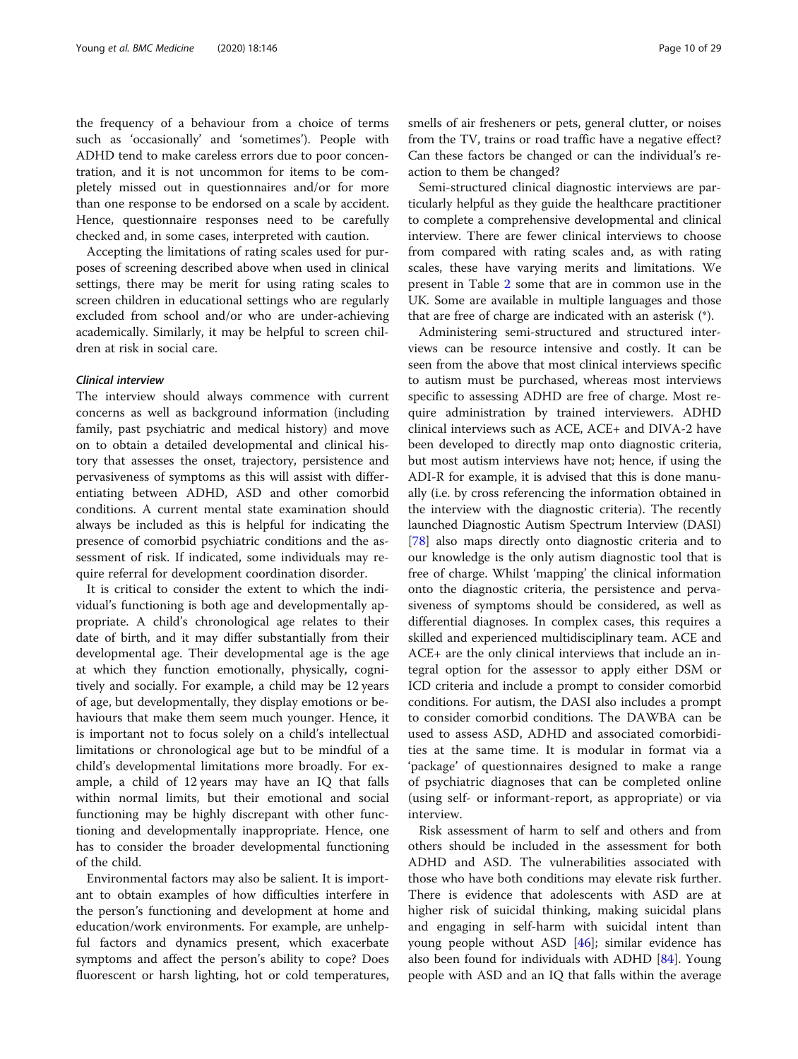the frequency of a behaviour from a choice of terms such as 'occasionally' and 'sometimes'). People with ADHD tend to make careless errors due to poor concentration, and it is not uncommon for items to be completely missed out in questionnaires and/or for more than one response to be endorsed on a scale by accident. Hence, questionnaire responses need to be carefully checked and, in some cases, interpreted with caution.

Accepting the limitations of rating scales used for purposes of screening described above when used in clinical settings, there may be merit for using rating scales to screen children in educational settings who are regularly excluded from school and/or who are under-achieving academically. Similarly, it may be helpful to screen children at risk in social care.

#### *Clinical interview*

The interview should always commence with current concerns as well as background information (including family, past psychiatric and medical history) and move on to obtain a detailed developmental and clinical history that assesses the onset, trajectory, persistence and pervasiveness of symptoms as this will assist with differentiating between ADHD, ASD and other comorbid conditions. A current mental state examination should always be included as this is helpful for indicating the presence of comorbid psychiatric conditions and the assessment of risk. If indicated, some individuals may require referral for development coordination disorder.

It is critical to consider the extent to which the individual's functioning is both age and developmentally appropriate. A child's chronological age relates to their date of birth, and it may differ substantially from their developmental age. Their developmental age is the age at which they function emotionally, physically, cognitively and socially. For example, a child may be 12 years of age, but developmentally, they display emotions or behaviours that make them seem much younger. Hence, it is important not to focus solely on a child's intellectual limitations or chronological age but to be mindful of a child's developmental limitations more broadly. For example, a child of 12 years may have an IQ that falls within normal limits, but their emotional and social functioning may be highly discrepant with other functioning and developmentally inappropriate. Hence, one has to consider the broader developmental functioning of the child.

Environmental factors may also be salient. It is important to obtain examples of how difficulties interfere in the person's functioning and development at home and education/work environments. For example, are unhelpful factors and dynamics present, which exacerbate symptoms and affect the person's ability to cope? Does fluorescent or harsh lighting, hot or cold temperatures, smells of air fresheners or pets, general clutter, or noises from the TV, trains or road traffic have a negative effect? Can these factors be changed or can the individual's reaction to them be changed?

Semi-structured clinical diagnostic interviews are particularly helpful as they guide the healthcare practitioner to complete a comprehensive developmental and clinical interview. There are fewer clinical interviews to choose from compared with rating scales and, as with rating scales, these have varying merits and limitations. We present in Table 2 some that are in common use in the UK. Some are available in multiple languages and those that are free of charge are indicated with an asterisk (*).

Administering semi-structured and structured interviews can be resource intensive and costly. It can be seen from the above that most clinical interviews specific to autism must be purchased, whereas most interviews specific to assessing ADHD are free of charge. Most require administration by trained interviewers. ADHD clinical interviews such as ACE, ACE+ and DIVA-2 have been developed to directly map onto diagnostic criteria, but most autism interviews have not; hence, if using the ADI-R for example, it is advised that this is done manually (i.e. by cross referencing the information obtained in the interview with the diagnostic criteria). The recently launched Diagnostic Autism Spectrum Interview (DASI) [78] also maps directly onto diagnostic criteria and to our knowledge is the only autism diagnostic tool that is free of charge. Whilst 'mapping' the clinical information onto the diagnostic criteria, the persistence and pervasiveness of symptoms should be considered, as well as differential diagnoses. In complex cases, this requires a skilled and experienced multidisciplinary team. ACE and ACE+ are the only clinical interviews that include an integral option for the assessor to apply either DSM or ICD criteria and include a prompt to consider comorbid conditions. For autism, the DASI also includes a prompt to consider comorbid conditions. The DAWBA can be used to assess ASD, ADHD and associated comorbidities at the same time. It is modular in format via a 'package' of questionnaires designed to make a range of psychiatric diagnoses that can be completed online (using self- or informant-report, as appropriate) or via interview.

Risk assessment of harm to self and others and from others should be included in the assessment for both ADHD and ASD. The vulnerabilities associated with those who have both conditions may elevate risk further. There is evidence that adolescents with ASD are at higher risk of suicidal thinking, making suicidal plans and engaging in self-harm with suicidal intent than young people without ASD [46]; similar evidence has also been found for individuals with ADHD [84]. Young people with ASD and an IQ that falls within the average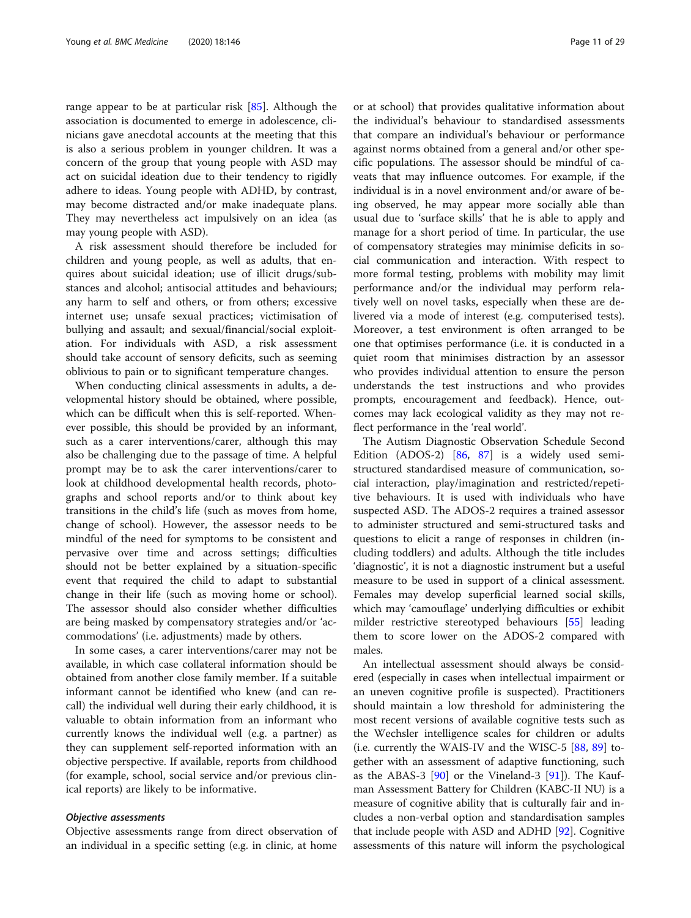range appear to be at particular risk [85]. Although the association is documented to emerge in adolescence, clinicians gave anecdotal accounts at the meeting that this is also a serious problem in younger children. It was a concern of the group that young people with ASD may act on suicidal ideation due to their tendency to rigidly adhere to ideas. Young people with ADHD, by contrast, may become distracted and/or make inadequate plans. They may nevertheless act impulsively on an idea (as may young people with ASD).

A risk assessment should therefore be included for children and young people, as well as adults, that enquires about suicidal ideation; use of illicit drugs/substances and alcohol; antisocial attitudes and behaviours; any harm to self and others, or from others; excessive internet use; unsafe sexual practices; victimisation of bullying and assault; and sexual/financial/social exploitation. For individuals with ASD, a risk assessment should take account of sensory deficits, such as seeming oblivious to pain or to significant temperature changes.

When conducting clinical assessments in adults, a developmental history should be obtained, where possible, which can be difficult when this is self-reported. Whenever possible, this should be provided by an informant, such as a carer interventions/carer, although this may also be challenging due to the passage of time. A helpful prompt may be to ask the carer interventions/carer to look at childhood developmental health records, photographs and school reports and/or to think about key transitions in the child's life (such as moves from home, change of school). However, the assessor needs to be mindful of the need for symptoms to be consistent and pervasive over time and across settings; difficulties should not be better explained by a situation-specific event that required the child to adapt to substantial change in their life (such as moving home or school). The assessor should also consider whether difficulties are being masked by compensatory strategies and/or 'accommodations' (i.e. adjustments) made by others.

In some cases, a carer interventions/carer may not be available, in which case collateral information should be obtained from another close family member. If a suitable informant cannot be identified who knew (and can recall) the individual well during their early childhood, it is valuable to obtain information from an informant who currently knows the individual well (e.g. a partner) as they can supplement self-reported information with an objective perspective. If available, reports from childhood (for example, school, social service and/or previous clinical reports) are likely to be informative.

#### *Objective assessments*

Objective assessments range from direct observation of an individual in a specific setting (e.g. in clinic, at home or at school) that provides qualitative information about the individual's behaviour to standardised assessments that compare an individual's behaviour or performance against norms obtained from a general and/or other specific populations. The assessor should be mindful of caveats that may influence outcomes. For example, if the individual is in a novel environment and/or aware of being observed, he may appear more socially able than usual due to 'surface skills' that he is able to apply and manage for a short period of time. In particular, the use of compensatory strategies may minimise deficits in social communication and interaction. With respect to more formal testing, problems with mobility may limit performance and/or the individual may perform relatively well on novel tasks, especially when these are delivered via a mode of interest (e.g. computerised tests). Moreover, a test environment is often arranged to be one that optimises performance (i.e. it is conducted in a quiet room that minimises distraction by an assessor who provides individual attention to ensure the person understands the test instructions and who provides prompts, encouragement and feedback). Hence, outcomes may lack ecological validity as they may not reflect performance in the 'real world'.

The Autism Diagnostic Observation Schedule Second Edition (ADOS-2) [86, 87] is a widely used semi-structured standardised measure of communication, social interaction, play/imagination and restricted/repetitive behaviours. It is used with individuals who have suspected ASD. The ADOS-2 requires a trained assessor to administer structured and semi-structured tasks and questions to elicit a range of responses in children (including toddlers) and adults. Although the title includes 'diagnostic', it is not a diagnostic instrument but a useful measure to be used in support of a clinical assessment. Females may develop superficial learned social skills, which may 'camouflage' underlying difficulties or exhibit milder restrictive stereotyped behaviours [55] leading them to score lower on the ADOS-2 compared with males.

An intellectual assessment should always be considered (especially in cases when intellectual impairment or an uneven cognitive profile is suspected). Practitioners should maintain a low threshold for administering the most recent versions of available cognitive tests such as the Wechsler intelligence scales for children or adults (i.e. currently the WAIS-IV and the WISC-5 [88, 89] together with an assessment of adaptive functioning, such as the ABAS-3 [90] or the Vineland-3 [91]). The Kaufman Assessment Battery for Children (KABC-II NU) is a measure of cognitive ability that is culturally fair and includes a non-verbal option and standardisation samples that include people with ASD and ADHD [92]. Cognitive assessments of this nature will inform the psychological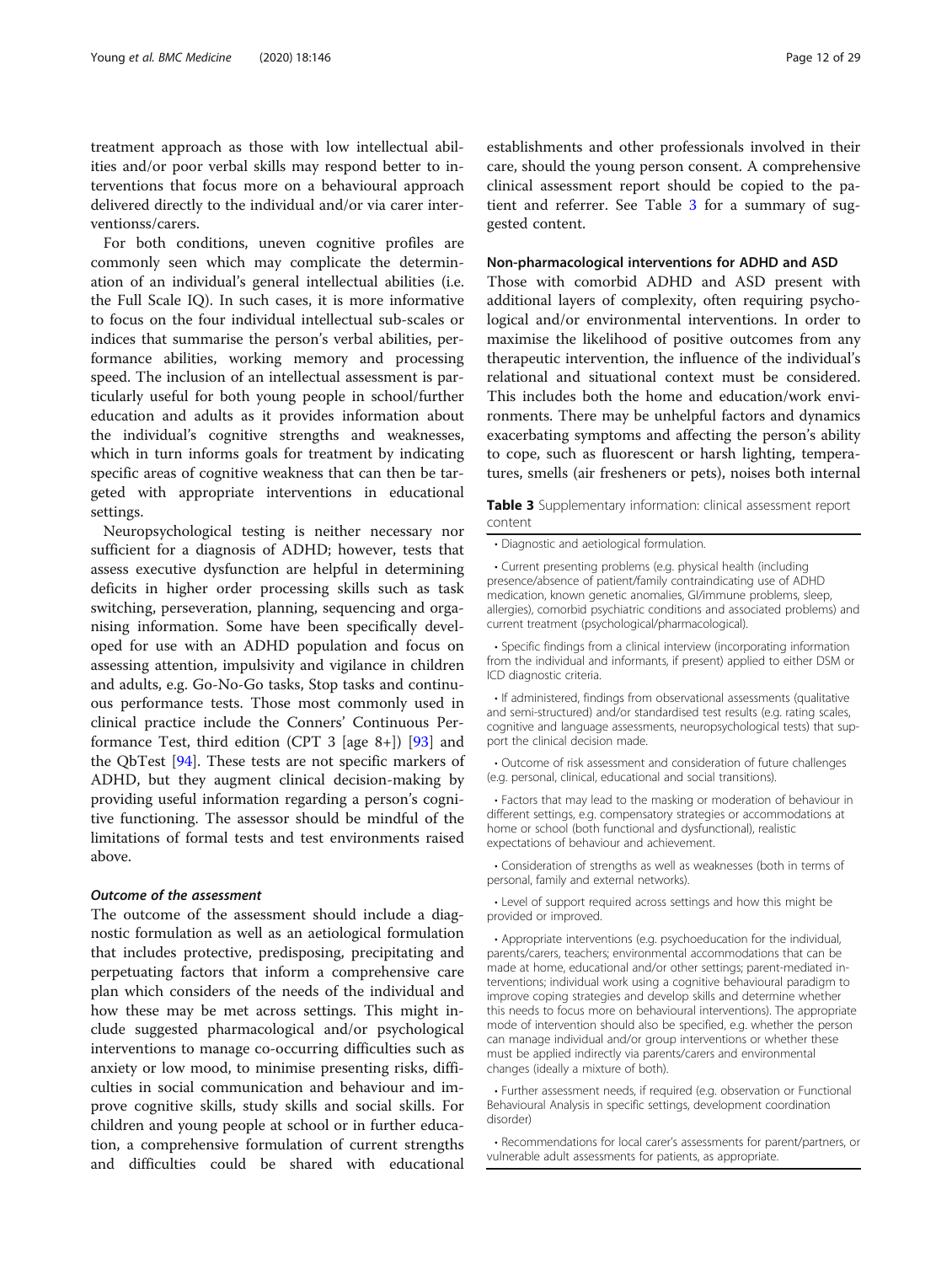treatment approach as those with low intellectual abilities and/or poor verbal skills may respond better to interventions that focus more on a behavioural approach delivered directly to the individual and/or via carer interventionss/carers.

For both conditions, uneven cognitive profiles are commonly seen which may complicate the determination of an individual's general intellectual abilities (i.e. the Full Scale IQ). In such cases, it is more informative to focus on the four individual intellectual sub-scales or indices that summarise the person's verbal abilities, performance abilities, working memory and processing speed. The inclusion of an intellectual assessment is particularly useful for both young people in school/further education and adults as it provides information about the individual's cognitive strengths and weaknesses, which in turn informs goals for treatment by indicating specific areas of cognitive weakness that can then be targeted with appropriate interventions in educational settings.

Neuropsychological testing is neither necessary nor sufficient for a diagnosis of ADHD; however, tests that assess executive dysfunction are helpful in determining deficits in higher order processing skills such as task switching, perseveration, planning, sequencing and organising information. Some have been specifically developed for use with an ADHD population and focus on assessing attention, impulsivity and vigilance in children and adults, e.g. Go-No-Go tasks, Stop tasks and continuous performance tests. Those most commonly used in clinical practice include the Conners' Continuous Performance Test, third edition (CPT 3 [age 8+]) [93] and the QbTest [94]. These tests are not specific markers of ADHD, but they augment clinical decision-making by providing useful information regarding a person's cognitive functioning. The assessor should be mindful of the limitations of formal tests and test environments raised above.

#### *Outcome of the assessment*

The outcome of the assessment should include a diagnostic formulation as well as an aetiological formulation that includes protective, predisposing, precipitating and perpetuating factors that inform a comprehensive care plan which considers of the needs of the individual and how these may be met across settings. This might include suggested pharmacological and/or psychological interventions to manage co-occurring difficulties such as anxiety or low mood, to minimise presenting risks, difficulties in social communication and behaviour and improve cognitive skills, study skills and social skills. For children and young people at school or in further education, a comprehensive formulation of current strengths and difficulties could be shared with educational establishments and other professionals involved in their care, should the young person consent. A comprehensive clinical assessment report should be copied to the patient and referrer. See Table 3 for a summary of suggested content.

### Non-pharmacological interventions for ADHD and ASD

Those with comorbid ADHD and ASD present with additional layers of complexity, often requiring psychological and/or environmental interventions. In order to maximise the likelihood of positive outcomes from any therapeutic intervention, the influence of the individual's relational and situational context must be considered. This includes both the home and education/work environments. There may be unhelpful factors and dynamics exacerbating symptoms and affecting the person's ability to cope, such as fluorescent or harsh lighting, temperatures, smells (air fresheners or pets), noises both internal

**Table 3** Supplementary information: clinical assessment report content

| |
|---|
| • Diagnostic and aetiological formulation. |
| • Current presenting problems (e.g. physical health (including presence/absence of patient/family contraindicating use of ADHD medication, known genetic anomalies, GI/immune problems, sleep, allergies), comorbid psychiatric conditions and associated problems) and current treatment (psychological/pharmacological). |
| • Specific findings from a clinical interview (incorporating information from the individual and informants, if present) applied to either DSM or ICD diagnostic criteria. |
| • If administered, findings from observational assessments (qualitative and semi-structured) and/or standardised test results (e.g. rating scales, cognitive and language assessments, neuropsychological tests) that support the clinical decision made. |
| • Outcome of risk assessment and consideration of future challenges (e.g. personal, clinical, educational and social transitions). |
| • Factors that may lead to the masking or moderation of behaviour in different settings, e.g. compensatory strategies or accommodations at home or school (both functional and dysfunctional), realistic expectations of behaviour and achievement. |
| • Consideration of strengths as well as weaknesses (both in terms of personal, family and external networks). |
| • Level of support required across settings and how this might be provided or improved. |
| • Appropriate interventions (e.g. psychoeducation for the individual, parents/carers, teachers; environmental accommodations that can be made at home, educational and/or other settings; parent-mediated interventions; individual work using a cognitive behavioural paradigm to improve coping strategies and develop skills and determine whether this needs to focus more on behavioural interventions). The appropriate mode of intervention should also be specified, e.g. whether the person can manage individual and/or group interventions or whether these must be applied indirectly via parents/carers and environmental changes (ideally a mixture of both). |
| • Further assessment needs, if required (e.g. observation or Functional Behavioural Analysis in specific settings, development coordination disorder) |
| • Recommendations for local carer's assessments for parent/partners, or vulnerable adult assessments for patients, as appropriate. |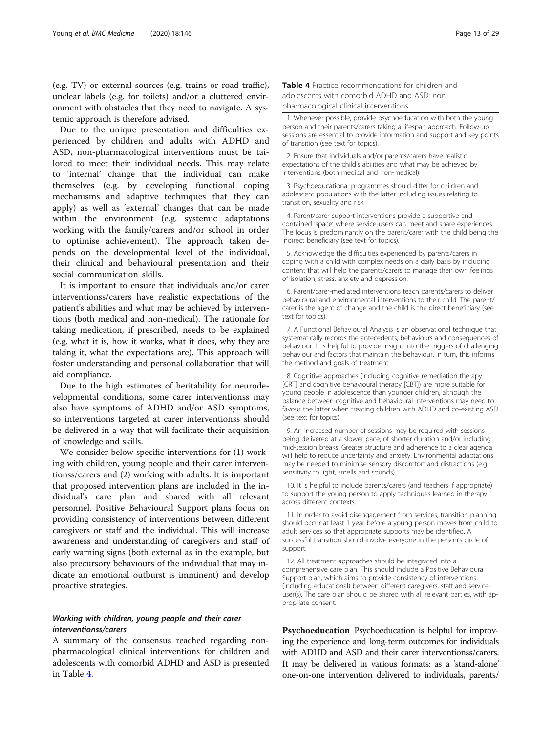(e.g. TV) or external sources (e.g. trains or road traffic), unclear labels (e.g. for toilets) and/or a cluttered environment with obstacles that they need to navigate. A systemic approach is therefore advised.

Due to the unique presentation and difficulties experienced by children and adults with ADHD and ASD, non-pharmacological interventions must be tailored to meet their individual needs. This may relate to 'internal' change that the individual can make themselves (e.g. by developing functional coping mechanisms and adaptive techniques that they can apply) as well as 'external' changes that can be made within the environment (e.g. systemic adaptations working with the family/carers and/or school in order to optimise achievement). The approach taken depends on the developmental level of the individual, their clinical and behavioural presentation and their social communication skills.

It is important to ensure that individuals and/or carer interventionss/carers have realistic expectations of the patient's abilities and what may be achieved by interventions (both medical and non-medical). The rationale for taking medication, if prescribed, needs to be explained (e.g. what it is, how it works, what it does, why they are taking it, what the expectations are). This approach will foster understanding and personal collaboration that will aid compliance.

Due to the high estimates of heritability for neurodevelopmental conditions, some carer interventionss may also have symptoms of ADHD and/or ASD symptoms, so interventions targeted at carer interventionss should be delivered in a way that will facilitate their acquisition of knowledge and skills.

We consider below specific interventions for (1) working with children, young people and their carer interventionss/carers and (2) working with adults. It is important that proposed intervention plans are included in the individual's care plan and shared with all relevant personnel. Positive Behavioural Support plans focus on providing consistency of interventions between different caregivers or staff and the individual. This will increase awareness and understanding of caregivers and staff of early warning signs (both external as in the example, but also precursory behaviours of the individual that may indicate an emotional outburst is imminent) and develop proactive strategies.

### *Working with children, young people and their carer interventionss/carers*

A summary of the consensus reached regarding non-pharmacological clinical interventions for children and adolescents with comorbid ADHD and ASD is presented in Table 4.

**Table 4** Practice recommendations for children and adolescents with comorbid ADHD and ASD: non-pharmacological clinical interventions

1. Whenever possible, provide psychoeducation with both the young person and their parents/carers taking a lifespan approach. Follow-up sessions are essential to provide information and support and key points of transition (see text for topics).

2. Ensure that individuals and/or parents/carers have realistic expectations of the child's abilities and what may be achieved by interventions (both medical and non-medical).

3. Psychoeducational programmes should differ for children and adolescent populations with the latter including issues relating to transition, sexuality and risk.

4. Parent/carer support interventions provide a supportive and contained 'space' where service-users can meet and share experiences. The focus is predominantly on the parent/carer with the child being the indirect beneficiary (see text for topics).

5. Acknowledge the difficulties experienced by parents/carers in coping with a child with complex needs on a daily basis by including content that will help the parents/carers to manage their own feelings of isolation, stress, anxiety and depression.

6. Parent/carer-mediated interventions teach parents/carers to deliver behavioural and environmental interventions to their child. The parent/carer is the agent of change and the child is the direct beneficiary (see text for topics).

7. A Functional Behavioural Analysis is an observational technique that systematically records the antecedents, behaviours and consequences of behaviour. It is helpful to provide insight into the triggers of challenging behaviour and factors that maintain the behaviour. In turn, this informs the method and goals of treatment.

8. Cognitive approaches (including cognitive remediation therapy [CRT] and cognitive behavioural therapy [CBT]) are more suitable for young people in adolescence than younger children, although the balance between cognitive and behavioural interventions may need to favour the latter when treating children with ADHD and co-existing ASD (see text for topics).

9. An increased number of sessions may be required with sessions being delivered at a slower pace, of shorter duration and/or including mid-session breaks. Greater structure and adherence to a clear agenda will help to reduce uncertainty and anxiety. Environmental adaptations may be needed to minimise sensory discomfort and distractions (e.g. sensitivity to light, smells and sounds).

10. It is helpful to include parents/carers (and teachers if appropriate) to support the young person to apply techniques learned in therapy across different contexts.

11. In order to avoid disengagement from services, transition planning should occur at least 1 year before a young person moves from child to adult services so that appropriate supports may be identified. A successful transition should involve everyone in the person's circle of support.

12. All treatment approaches should be integrated into a comprehensive care plan. This should include a Positive Behavioural Support plan, which aims to provide consistency of interventions (including educational) between different caregivers, staff and service-user(s). The care plan should be shared with all relevant parties, with appropriate consent.

**Psychoeducation** Psychoeducation is helpful for improving the experience and long-term outcomes for individuals with ADHD and ASD and their carer interventionss/carers. It may be delivered in various formats: as a 'stand-alone' one-on-one intervention delivered to individuals, parents/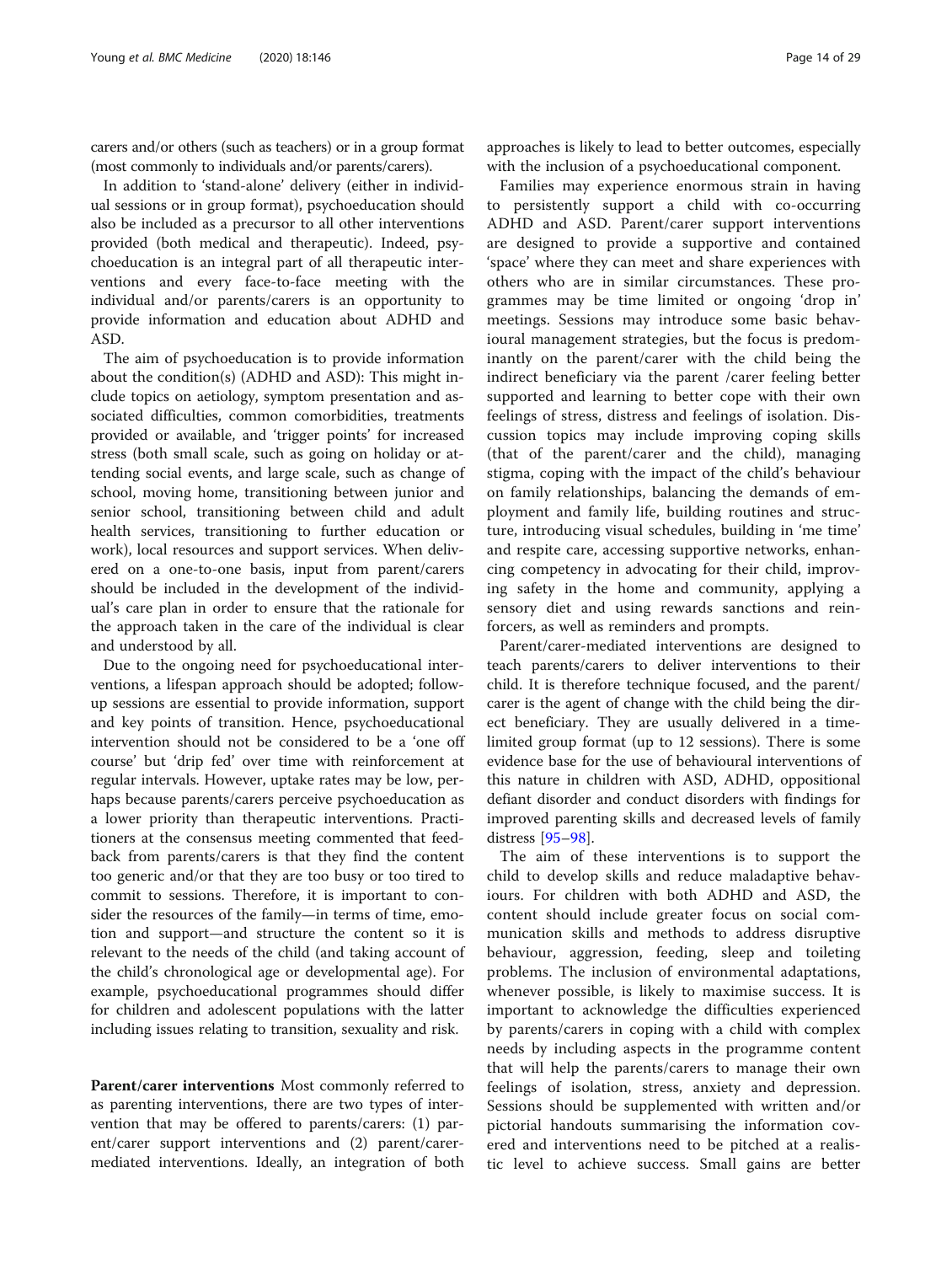carers and/or others (such as teachers) or in a group format (most commonly to individuals and/or parents/carers).

In addition to 'stand-alone' delivery (either in individual sessions or in group format), psychoeducation should also be included as a precursor to all other interventions provided (both medical and therapeutic). Indeed, psychoeducation is an integral part of all therapeutic interventions and every face-to-face meeting with the individual and/or parents/carers is an opportunity to provide information and education about ADHD and ASD.

The aim of psychoeducation is to provide information about the condition(s) (ADHD and ASD): This might include topics on aetiology, symptom presentation and associated difficulties, common comorbidities, treatments provided or available, and 'trigger points' for increased stress (both small scale, such as going on holiday or attending social events, and large scale, such as change of school, moving home, transitioning between junior and senior school, transitioning between child and adult health services, transitioning to further education or work), local resources and support services. When delivered on a one-to-one basis, input from parent/carers should be included in the development of the individual's care plan in order to ensure that the rationale for the approach taken in the care of the individual is clear and understood by all.

Due to the ongoing need for psychoeducational interventions, a lifespan approach should be adopted; follow-up sessions are essential to provide information, support and key points of transition. Hence, psychoeducational intervention should not be considered to be a 'one off course' but 'drip fed' over time with reinforcement at regular intervals. However, uptake rates may be low, perhaps because parents/carers perceive psychoeducation as a lower priority than therapeutic interventions. Practitioners at the consensus meeting commented that feedback from parents/carers is that they find the content too generic and/or that they are too busy or too tired to commit to sessions. Therefore, it is important to consider the resources of the family—in terms of time, emotion and support—and structure the content so it is relevant to the needs of the child (and taking account of the child's chronological age or developmental age). For example, psychoeducational programmes should differ for children and adolescent populations with the latter including issues relating to transition, sexuality and risk.

**Parent/carer interventions** Most commonly referred to as parenting interventions, there are two types of intervention that may be offered to parents/carers: (1) parent/carer support interventions and (2) parent/carer-mediated interventions. Ideally, an integration of both approaches is likely to lead to better outcomes, especially with the inclusion of a psychoeducational component.

Families may experience enormous strain in having to persistently support a child with co-occurring ADHD and ASD. Parent/carer support interventions are designed to provide a supportive and contained 'space' where they can meet and share experiences with others who are in similar circumstances. These programmes may be time limited or ongoing 'drop in' meetings. Sessions may introduce some basic behavioural management strategies, but the focus is predominantly on the parent/carer with the child being the indirect beneficiary via the parent /carer feeling better supported and learning to better cope with their own feelings of stress, distress and feelings of isolation. Discussion topics may include improving coping skills (that of the parent/carer and the child), managing stigma, coping with the impact of the child's behaviour on family relationships, balancing the demands of employment and family life, building routines and structure, introducing visual schedules, building in 'me time' and respite care, accessing supportive networks, enhancing competency in advocating for their child, improving safety in the home and community, applying a sensory diet and using rewards sanctions and reinforcers, as well as reminders and prompts.

Parent/carer-mediated interventions are designed to teach parents/carers to deliver interventions to their child. It is therefore technique focused, and the parent/carer is the agent of change with the child being the direct beneficiary. They are usually delivered in a time-limited group format (up to 12 sessions). There is some evidence base for the use of behavioural interventions of this nature in children with ASD, ADHD, oppositional defiant disorder and conduct disorders with findings for improved parenting skills and decreased levels of family distress [95–98].

The aim of these interventions is to support the child to develop skills and reduce maladaptive behaviours. For children with both ADHD and ASD, the content should include greater focus on social communication skills and methods to address disruptive behaviour, aggression, feeding, sleep and toileting problems. The inclusion of environmental adaptations, whenever possible, is likely to maximise success. It is important to acknowledge the difficulties experienced by parents/carers in coping with a child with complex needs by including aspects in the programme content that will help the parents/carers to manage their own feelings of isolation, stress, anxiety and depression. Sessions should be supplemented with written and/or pictorial handouts summarising the information covered and interventions need to be pitched at a realistic level to achieve success. Small gains are better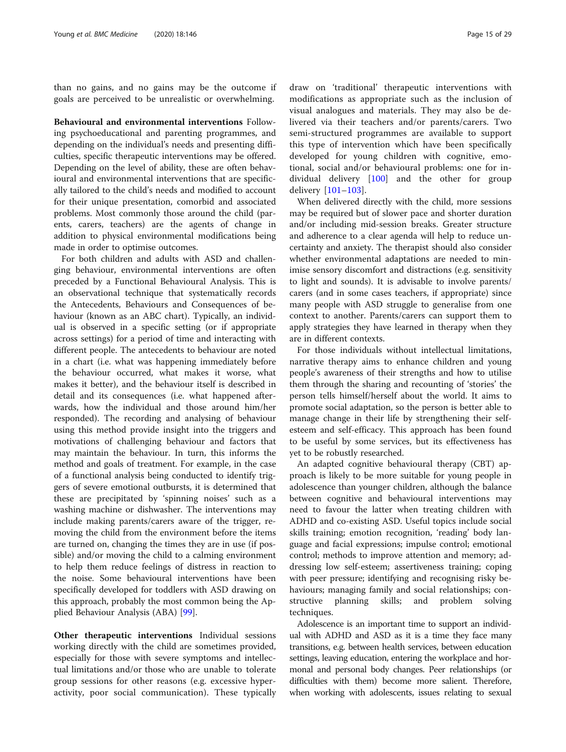than no gains, and no gains may be the outcome if goals are perceived to be unrealistic or overwhelming.

**Behavioural and environmental interventions** Following psychoeducational and parenting programmes, and depending on the individual's needs and presenting difficulties, specific therapeutic interventions may be offered. Depending on the level of ability, these are often behavioural and environmental interventions that are specifically tailored to the child's needs and modified to account for their unique presentation, comorbid and associated problems. Most commonly those around the child (parents, carers, teachers) are the agents of change in addition to physical environmental modifications being made in order to optimise outcomes.

For both children and adults with ASD and challenging behaviour, environmental interventions are often preceded by a Functional Behavioural Analysis. This is an observational technique that systematically records the Antecedents, Behaviours and Consequences of behaviour (known as an ABC chart). Typically, an individual is observed in a specific setting (or if appropriate across settings) for a period of time and interacting with different people. The antecedents to behaviour are noted in a chart (i.e. what was happening immediately before the behaviour occurred, what makes it worse, what makes it better), and the behaviour itself is described in detail and its consequences (i.e. what happened afterwards, how the individual and those around him/her responded). The recording and analysing of behaviour using this method provide insight into the triggers and motivations of challenging behaviour and factors that may maintain the behaviour. In turn, this informs the method and goals of treatment. For example, in the case of a functional analysis being conducted to identify triggers of severe emotional outbursts, it is determined that these are precipitated by 'spinning noises' such as a washing machine or dishwasher. The interventions may include making parents/carers aware of the trigger, removing the child from the environment before the items are turned on, changing the times they are in use (if possible) and/or moving the child to a calming environment to help them reduce feelings of distress in reaction to the noise. Some behavioural interventions have been specifically developed for toddlers with ASD drawing on this approach, probably the most common being the Applied Behaviour Analysis (ABA) [99].

**Other therapeutic interventions** Individual sessions working directly with the child are sometimes provided, especially for those with severe symptoms and intellectual limitations and/or those who are unable to tolerate group sessions for other reasons (e.g. excessive hyperactivity, poor social communication). These typically draw on 'traditional' therapeutic interventions with modifications as appropriate such as the inclusion of visual analogues and materials. They may also be delivered via their teachers and/or parents/carers. Two semi-structured programmes are available to support this type of intervention which have been specifically developed for young children with cognitive, emotional, social and/or behavioural problems: one for individual delivery [100] and the other for group delivery [101–103].

When delivered directly with the child, more sessions may be required but of slower pace and shorter duration and/or including mid-session breaks. Greater structure and adherence to a clear agenda will help to reduce uncertainty and anxiety. The therapist should also consider whether environmental adaptations are needed to minimise sensory discomfort and distractions (e.g. sensitivity to light and sounds). It is advisable to involve parents/carers (and in some cases teachers, if appropriate) since many people with ASD struggle to generalise from one context to another. Parents/carers can support them to apply strategies they have learned in therapy when they are in different contexts.

For those individuals without intellectual limitations, narrative therapy aims to enhance children and young people's awareness of their strengths and how to utilise them through the sharing and recounting of 'stories' the person tells himself/herself about the world. It aims to promote social adaptation, so the person is better able to manage change in their life by strengthening their self-esteem and self-efficacy. This approach has been found to be useful by some services, but its effectiveness has yet to be robustly researched.

An adapted cognitive behavioural therapy (CBT) approach is likely to be more suitable for young people in adolescence than younger children, although the balance between cognitive and behavioural interventions may need to favour the latter when treating children with ADHD and co-existing ASD. Useful topics include social skills training; emotion recognition, 'reading' body language and facial expressions; impulse control; emotional control; methods to improve attention and memory; addressing low self-esteem; assertiveness training; coping with peer pressure; identifying and recognising risky behaviours; managing family and social relationships; constructive planning skills; and problem solving techniques.

Adolescence is an important time to support an individual with ADHD and ASD as it is a time they face many transitions, e.g. between health services, between education settings, leaving education, entering the workplace and hormonal and personal body changes. Peer relationships (or difficulties with them) become more salient. Therefore, when working with adolescents, issues relating to sexual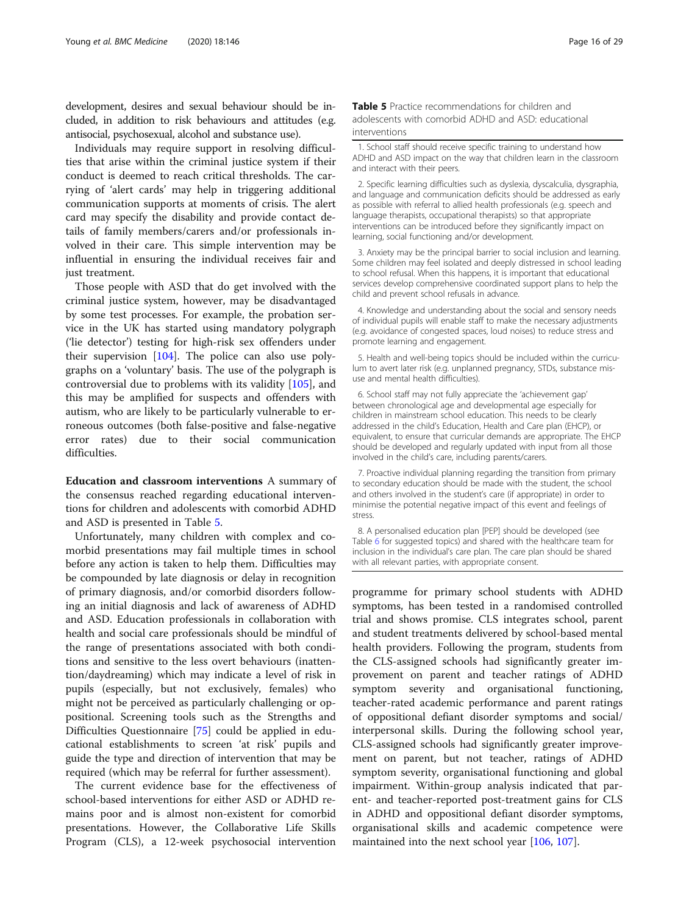development, desires and sexual behaviour should be included, in addition to risk behaviours and attitudes (e.g. antisocial, psychosexual, alcohol and substance use).

Individuals may require support in resolving difficulties that arise within the criminal justice system if their conduct is deemed to reach critical thresholds. The carrying of 'alert cards' may help in triggering additional communication supports at moments of crisis. The alert card may specify the disability and provide contact details of family members/carers and/or professionals involved in their care. This simple intervention may be influential in ensuring the individual receives fair and just treatment.

Those people with ASD that do get involved with the criminal justice system, however, may be disadvantaged by some test processes. For example, the probation service in the UK has started using mandatory polygraph ('lie detector') testing for high-risk sex offenders under their supervision [104]. The police can also use polygraphs on a 'voluntary' basis. The use of the polygraph is controversial due to problems with its validity [105], and this may be amplified for suspects and offenders with autism, who are likely to be particularly vulnerable to erroneous outcomes (both false-positive and false-negative error rates) due to their social communication difficulties.

**Education and classroom interventions** A summary of the consensus reached regarding educational interventions for children and adolescents with comorbid ADHD and ASD is presented in Table 5.

Unfortunately, many children with complex and comorbid presentations may fail multiple times in school before any action is taken to help them. Difficulties may be compounded by late diagnosis or delay in recognition of primary diagnosis, and/or comorbid disorders following an initial diagnosis and lack of awareness of ADHD and ASD. Education professionals in collaboration with health and social care professionals should be mindful of the range of presentations associated with both conditions and sensitive to the less overt behaviours (inattention/daydreaming) which may indicate a level of risk in pupils (especially, but not exclusively, females) who might not be perceived as particularly challenging or oppositional. Screening tools such as the Strengths and Difficulties Questionnaire [75] could be applied in educational establishments to screen 'at risk' pupils and guide the type and direction of intervention that may be required (which may be referral for further assessment).

The current evidence base for the effectiveness of school-based interventions for either ASD or ADHD remains poor and is almost non-existent for comorbid presentations. However, the Collaborative Life Skills Program (CLS), a 12-week psychosocial intervention programme for primary school students with ADHD symptoms, has been tested in a randomised controlled trial and shows promise. CLS integrates school, parent and student treatments delivered by school-based mental health providers. Following the program, students from the CLS-assigned schools had significantly greater improvement on parent and teacher ratings of ADHD symptom severity and organisational functioning, teacher-rated academic performance and parent ratings of oppositional defiant disorder symptoms and social/interpersonal skills. During the following school year, CLS-assigned schools had significantly greater improvement on parent, but not teacher, ratings of ADHD symptom severity, organisational functioning and global impairment. Within-group analysis indicated that parent- and teacher-reported post-treatment gains for CLS in ADHD and oppositional defiant disorder symptoms, organisational skills and academic competence were maintained into the next school year [106, 107].

**Table 5** Practice recommendations for children and adolescents with comorbid ADHD and ASD: educational interventions

1. School staff should receive specific training to understand how ADHD and ASD impact on the way that children learn in the classroom and interact with their peers.

2. Specific learning difficulties such as dyslexia, dyscalculia, dysgraphia, and language and communication deficits should be addressed as early as possible with referral to allied health professionals (e.g. speech and language therapists, occupational therapists) so that appropriate interventions can be introduced before they significantly impact on learning, social functioning and/or development.

3. Anxiety may be the principal barrier to social inclusion and learning. Some children may feel isolated and deeply distressed in school leading to school refusal. When this happens, it is important that educational services develop comprehensive coordinated support plans to help the child and prevent school refusals in advance.

4. Knowledge and understanding about the social and sensory needs of individual pupils will enable staff to make the necessary adjustments (e.g. avoidance of congested spaces, loud noises) to reduce stress and promote learning and engagement.

5. Health and well-being topics should be included within the curriculum to avert later risk (e.g. unplanned pregnancy, STDs, substance misuse and mental health difficulties).

6. School staff may not fully appreciate the 'achievement gap' between chronological age and developmental age especially for children in mainstream school education. This needs to be clearly addressed in the child's Education, Health and Care plan (EHCP), or equivalent, to ensure that curricular demands are appropriate. The EHCP should be developed and regularly updated with input from all those involved in the child's care, including parents/carers.

7. Proactive individual planning regarding the transition from primary to secondary education should be made with the student, the school and others involved in the student's care (if appropriate) in order to minimise the potential negative impact of this event and feelings of stress.

8. A personalised education plan [PEP] should be developed (see Table 6 for suggested topics) and shared with the healthcare team for inclusion in the individual's care plan. The care plan should be shared with all relevant parties, with appropriate consent.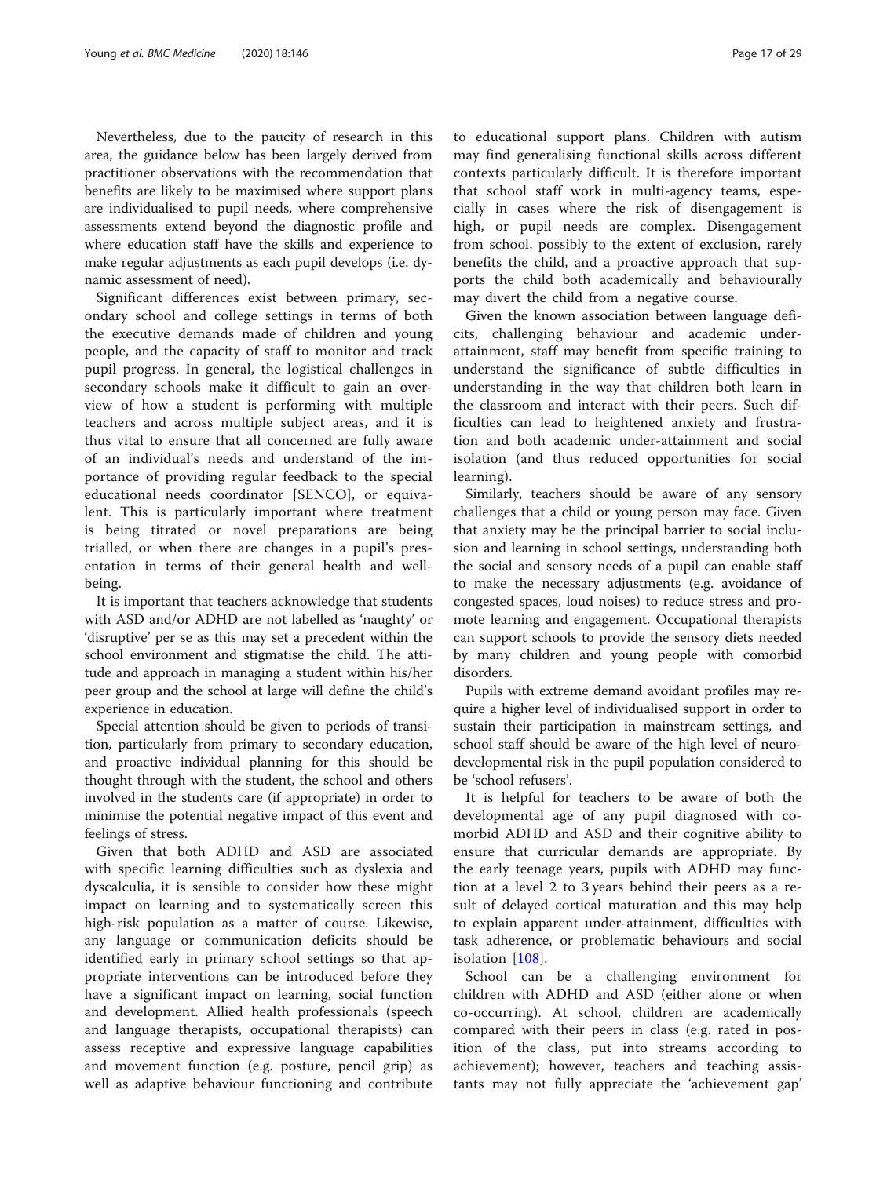Nevertheless, due to the paucity of research in this area, the guidance below has been largely derived from practitioner observations with the recommendation that benefits are likely to be maximised where support plans are individualised to pupil needs, where comprehensive assessments extend beyond the diagnostic profile and where education staff have the skills and experience to make regular adjustments as each pupil develops (i.e. dynamic assessment of need).

Significant differences exist between primary, secondary school and college settings in terms of both the executive demands made of children and young people, and the capacity of staff to monitor and track pupil progress. In general, the logistical challenges in secondary schools make it difficult to gain an overview of how a student is performing with multiple teachers and across multiple subject areas, and it is thus vital to ensure that all concerned are fully aware of an individual's needs and understand of the importance of providing regular feedback to the special educational needs coordinator [SENCO], or equivalent. This is particularly important where treatment is being titrated or novel preparations are being trialled, or when there are changes in a pupil's presentation in terms of their general health and wellbeing.

It is important that teachers acknowledge that students with ASD and/or ADHD are not labelled as 'naughty' or 'disruptive' per se as this may set a precedent within the school environment and stigmatise the child. The attitude and approach in managing a student within his/her peer group and the school at large will define the child's experience in education.

Special attention should be given to periods of transition, particularly from primary to secondary education, and proactive individual planning for this should be thought through with the student, the school and others involved in the students care (if appropriate) in order to minimise the potential negative impact of this event and feelings of stress.

Given that both ADHD and ASD are associated with specific learning difficulties such as dyslexia and dyscalculia, it is sensible to consider how these might impact on learning and to systematically screen this high-risk population as a matter of course. Likewise, any language or communication deficits should be identified early in primary school settings so that appropriate interventions can be introduced before they have a significant impact on learning, social function and development. Allied health professionals (speech and language therapists, occupational therapists) can assess receptive and expressive language capabilities and movement function (e.g. posture, pencil grip) as well as adaptive behaviour functioning and contribute to educational support plans. Children with autism may find generalising functional skills across different contexts particularly difficult. It is therefore important that school staff work in multi-agency teams, especially in cases where the risk of disengagement is high, or pupil needs are complex. Disengagement from school, possibly to the extent of exclusion, rarely benefits the child, and a proactive approach that supports the child both academically and behaviourally may divert the child from a negative course.

Given the known association between language deficits, challenging behaviour and academic under-attainment, staff may benefit from specific training to understand the significance of subtle difficulties in understanding in the way that children both learn in the classroom and interact with their peers. Such difficulties can lead to heightened anxiety and frustration and both academic under-attainment and social isolation (and thus reduced opportunities for social learning).

Similarly, teachers should be aware of any sensory challenges that a child or young person may face. Given that anxiety may be the principal barrier to social inclusion and learning in school settings, understanding both the social and sensory needs of a pupil can enable staff to make the necessary adjustments (e.g. avoidance of congested spaces, loud noises) to reduce stress and promote learning and engagement. Occupational therapists can support schools to provide the sensory diets needed by many children and young people with comorbid disorders.

Pupils with extreme demand avoidant profiles may require a higher level of individualised support in order to sustain their participation in mainstream settings, and school staff should be aware of the high level of neurodevelopmental risk in the pupil population considered to be 'school refusers'.

It is helpful for teachers to be aware of both the developmental age of any pupil diagnosed with comorbid ADHD and ASD and their cognitive ability to ensure that curricular demands are appropriate. By the early teenage years, pupils with ADHD may function at a level 2 to 3 years behind their peers as a result of delayed cortical maturation and this may help to explain apparent under-attainment, difficulties with task adherence, or problematic behaviours and social isolation [108].

School can be a challenging environment for children with ADHD and ASD (either alone or when co-occurring). At school, children are academically compared with their peers in class (e.g. rated in position of the class, put into streams according to achievement); however, teachers and teaching assistants may not fully appreciate the 'achievement gap'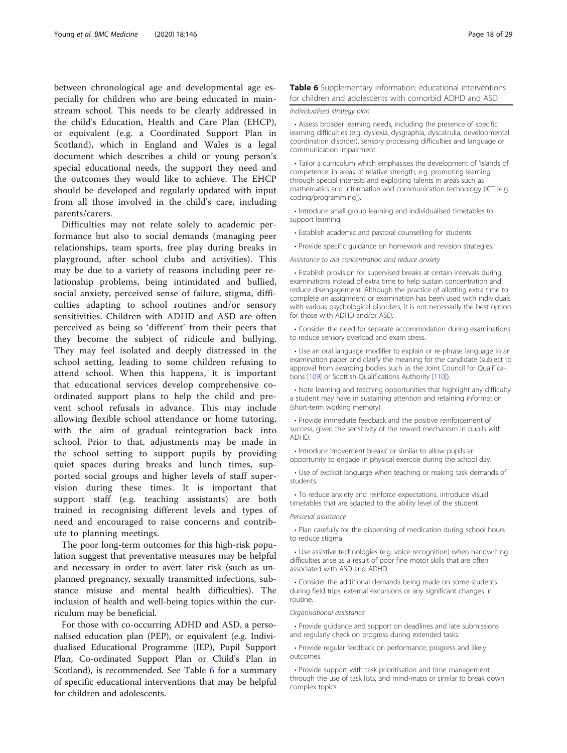between chronological age and developmental age especially for children who are being educated in mainstream school. This needs to be clearly addressed in the child's Education, Health and Care Plan (EHCP), or equivalent (e.g. a Coordinated Support Plan in Scotland), which in England and Wales is a legal document which describes a child or young person's special educational needs, the support they need and the outcomes they would like to achieve. The EHCP should be developed and regularly updated with input from all those involved in the child's care, including parents/carers.

Difficulties may not relate solely to academic performance but also to social demands (managing peer relationships, team sports, free play during breaks in playground, after school clubs and activities). This may be due to a variety of reasons including peer relationship problems, being intimidated and bullied, social anxiety, perceived sense of failure, stigma, difficulties adapting to school routines and/or sensory sensitivities. Children with ADHD and ASD are often perceived as being so 'different' from their peers that they become the subject of ridicule and bullying. They may feel isolated and deeply distressed in the school setting, leading to some children refusing to attend school. When this happens, it is important that educational services develop comprehensive co-ordinated support plans to help the child and prevent school refusals in advance. This may include allowing flexible school attendance or home tutoring, with the aim of gradual reintegration back into school. Prior to that, adjustments may be made in the school setting to support pupils by providing quiet spaces during breaks and lunch times, supported social groups and higher levels of staff supervision during these times. It is important that support staff (e.g. teaching assistants) are both trained in recognising different levels and types of need and encouraged to raise concerns and contribute to planning meetings.

The poor long-term outcomes for this high-risk population suggest that preventative measures may be helpful and necessary in order to avert later risk (such as unplanned pregnancy, sexually transmitted infections, substance misuse and mental health difficulties). The inclusion of health and well-being topics within the curriculum may be beneficial.

For those with co-occurring ADHD and ASD, a personalised education plan (PEP), or equivalent (e.g. Individualised Educational Programme (IEP), Pupil Support Plan, Co-ordinated Support Plan or Child's Plan in Scotland), is recommended. See Table 6 for a summary of specific educational interventions that may be helpful for children and adolescents.

**Table 6** Supplementary information: educational interventions for children and adolescents with comorbid ADHD and ASD

*Individualised strategy plan*

- Assess broader learning needs, including the presence of specific learning difficulties (e.g. dyslexia, dysgraphia, dyscalculia, developmental coordination disorder), sensory processing difficulties and language or communication impairment.
- Tailor a curriculum which emphasises the development of 'islands of competence' in areas of relative strength, e.g. promoting learning through special interests and exploiting talents in areas such as mathematics and information and communication technology (ICT [e.g. coding/programming]).
- Introduce small group learning and individualised timetables to support learning.
- Establish academic and pastoral counselling for students.
- Provide specific guidance on homework and revision strategies.

*Assistance to aid concentration and reduce anxiety*

- Establish provision for supervised breaks at certain intervals during examinations instead of extra time to help sustain concentration and reduce disengagement. Although the practice of allotting extra time to complete an assignment or examination has been used with individuals with various psychological disorders, it is not necessarily the best option for those with ADHD and/or ASD.
- Consider the need for separate accommodation during examinations to reduce sensory overload and exam stress.
- Use an oral language modifier to explain or re-phrase language in an examination paper and clarify the meaning for the candidate (subject to approval from awarding bodies such as the Joint Council for Qualifications [109] or Scottish Qualifications Authority [110]).
- Note learning and teaching opportunities that highlight any difficulty a student may have in sustaining attention and retaining information (short-term working memory).
- Provide immediate feedback and the positive reinforcement of success, given the sensitivity of the reward mechanism in pupils with ADHD.
- Introduce 'movement breaks' or similar to allow pupils an opportunity to engage in physical exercise during the school day.
- Use of explicit language when teaching or making task demands of students.
- To reduce anxiety and reinforce expectations, introduce visual timetables that are adapted to the ability level of the student

*Personal assistance*

- Plan carefully for the dispensing of medication during school hours to reduce stigma
- Use assistive technologies (e.g. voice recognition) when handwriting difficulties arise as a result of poor fine motor skills that are often associated with ASD and ADHD.
- Consider the additional demands being made on some students during field trips, external excursions or any significant changes in routine.

*Organisational assistance*

- Provide guidance and support on deadlines and late submissions and regularly check on progress during extended tasks.
- Provide regular feedback on performance, progress and likely outcomes.
- Provide support with task prioritisation and time management through the use of task lists, and mind-maps or similar to break down complex topics.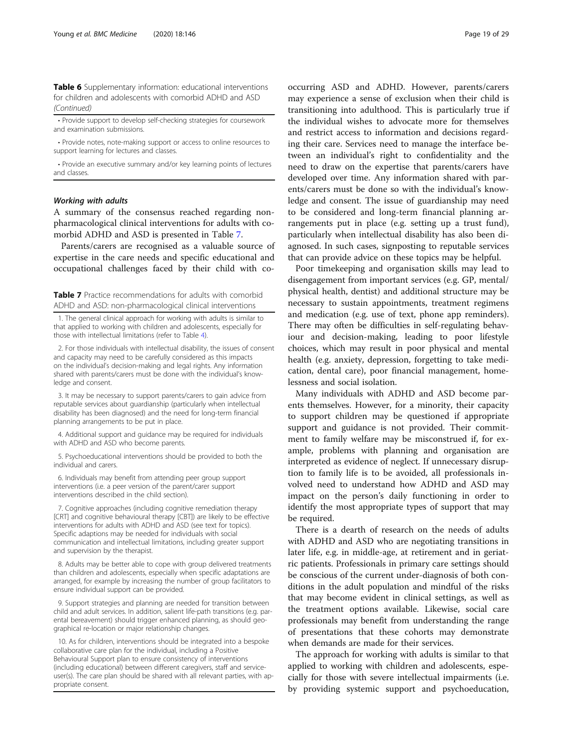**Table 6** Supplementary information: educational interventions for children and adolescents with comorbid ADHD and ASD *(Continued)*

- Provide support to develop self-checking strategies for coursework and examination submissions.
- Provide notes, note-making support or access to online resources to support learning for lectures and classes.
- Provide an executive summary and/or key learning points of lectures and classes.

#### *Working with adults*

A summary of the consensus reached regarding non-pharmacological clinical interventions for adults with comorbid ADHD and ASD is presented in Table 7.

Parents/carers are recognised as a valuable source of expertise in the care needs and specific educational and occupational challenges faced by their child with co-occurring ASD and ADHD. However, parents/carers may experience a sense of exclusion when their child is transitioning into adulthood. This is particularly true if the individual wishes to advocate more for themselves and restrict access to information and decisions regarding their care. Services need to manage the interface between an individual's right to confidentiality and the need to draw on the expertise that parents/carers have developed over time. Any information shared with parents/carers must be done so with the individual's knowledge and consent. The issue of guardianship may need to be considered and long-term financial planning arrangements put in place (e.g. setting up a trust fund), particularly when intellectual disability has also been diagnosed. In such cases, signposting to reputable services that can provide advice on these topics may be helpful.

**Table 7** Practice recommendations for adults with comorbid ADHD and ASD: non-pharmacological clinical interventions

1. The general clinical approach for working with adults is similar to that applied to working with children and adolescents, especially for those with intellectual limitations (refer to Table 4).

2. For those individuals with intellectual disability, the issues of consent and capacity may need to be carefully considered as this impacts on the individual's decision-making and legal rights. Any information shared with parents/carers must be done with the individual's knowledge and consent.

3. It may be necessary to support parents/carers to gain advice from reputable services about guardianship (particularly when intellectual disability has been diagnosed) and the need for long-term financial planning arrangements to be put in place.

4. Additional support and guidance may be required for individuals with ADHD and ASD who become parents.

5. Psychoeducational interventions should be provided to both the individual and carers.

6. Individuals may benefit from attending peer group support interventions (i.e. a peer version of the parent/carer support interventions described in the child section).

7. Cognitive approaches (including cognitive remediation therapy [CRT] and cognitive behavioural therapy [CBT]) are likely to be effective interventions for adults with ADHD and ASD (see text for topics). Specific adaptions may be needed for individuals with social communication and intellectual limitations, including greater support and supervision by the therapist.

8. Adults may be better able to cope with group delivered treatments than children and adolescents, especially when specific adaptations are arranged, for example by increasing the number of group facilitators to ensure individual support can be provided.

9. Support strategies and planning are needed for transition between child and adult services. In addition, salient life-path transitions (e.g. parental bereavement) should trigger enhanced planning, as should geographical re-location or major relationship changes.

10. As for children, interventions should be integrated into a bespoke collaborative care plan for the individual, including a Positive Behavioural Support plan to ensure consistency of interventions (including educational) between different caregivers, staff and service-user(s). The care plan should be shared with all relevant parties, with appropriate consent.

Poor timekeeping and organisation skills may lead to disengagement from important services (e.g. GP, mental/physical health, dentist) and additional structure may be necessary to sustain appointments, treatment regimens and medication (e.g. use of text, phone app reminders). There may often be difficulties in self-regulating behaviour and decision-making, leading to poor lifestyle choices, which may result in poor physical and mental health (e.g. anxiety, depression, forgetting to take medication, dental care), poor financial management, homelessness and social isolation.

Many individuals with ADHD and ASD become parents themselves. However, for a minority, their capacity to support children may be questioned if appropriate support and guidance is not provided. Their commitment to family welfare may be misconstrued if, for example, problems with planning and organisation are interpreted as evidence of neglect. If unnecessary disruption to family life is to be avoided, all professionals involved need to understand how ADHD and ASD may impact on the person's daily functioning in order to identify the most appropriate types of support that may be required.

There is a dearth of research on the needs of adults with ADHD and ASD who are negotiating transitions in later life, e.g. in middle-age, at retirement and in geriatric patients. Professionals in primary care settings should be conscious of the current under-diagnosis of both conditions in the adult population and mindful of the risks that may become evident in clinical settings, as well as the treatment options available. Likewise, social care professionals may benefit from understanding the range of presentations that these cohorts may demonstrate when demands are made for their services.

The approach for working with adults is similar to that applied to working with children and adolescents, especially for those with severe intellectual impairments (i.e. by providing systemic support and psychoeducation,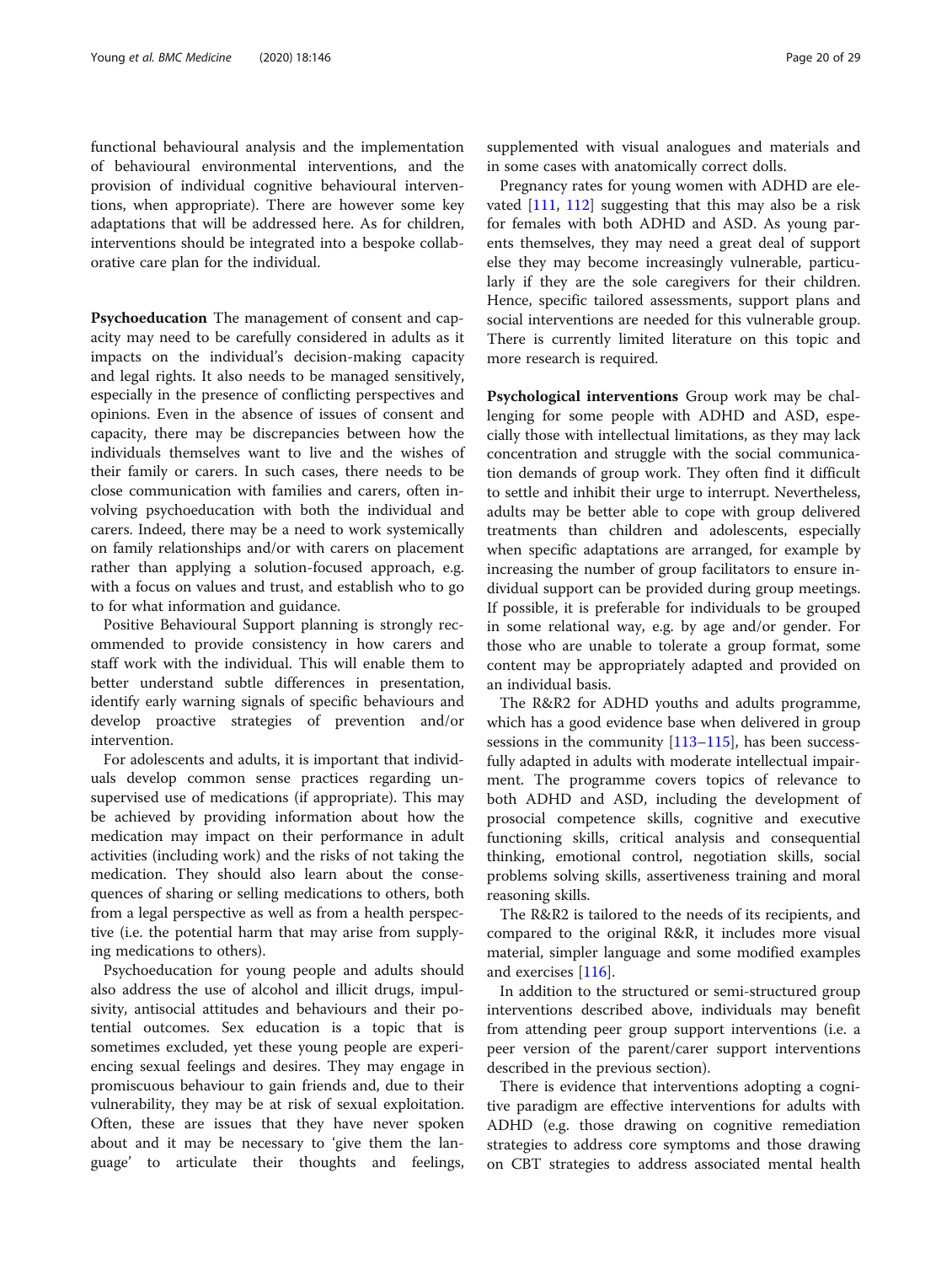functional behavioural analysis and the implementation of behavioural environmental interventions, and the provision of individual cognitive behavioural interventions, when appropriate). There are however some key adaptations that will be addressed here. As for children, interventions should be integrated into a bespoke collaborative care plan for the individual.

**Psychoeducation** The management of consent and capacity may need to be carefully considered in adults as it impacts on the individual's decision-making capacity and legal rights. It also needs to be managed sensitively, especially in the presence of conflicting perspectives and opinions. Even in the absence of issues of consent and capacity, there may be discrepancies between how the individuals themselves want to live and the wishes of their family or carers. In such cases, there needs to be close communication with families and carers, often involving psychoeducation with both the individual and carers. Indeed, there may be a need to work systemically on family relationships and/or with carers on placement rather than applying a solution-focused approach, e.g. with a focus on values and trust, and establish who to go to for what information and guidance.

Positive Behavioural Support planning is strongly recommended to provide consistency in how carers and staff work with the individual. This will enable them to better understand subtle differences in presentation, identify early warning signals of specific behaviours and develop proactive strategies of prevention and/or intervention.

For adolescents and adults, it is important that individuals develop common sense practices regarding unsupervised use of medications (if appropriate). This may be achieved by providing information about how the medication may impact on their performance in adult activities (including work) and the risks of not taking the medication. They should also learn about the consequences of sharing or selling medications to others, both from a legal perspective as well as from a health perspective (i.e. the potential harm that may arise from supplying medications to others).

Psychoeducation for young people and adults should also address the use of alcohol and illicit drugs, impulsivity, antisocial attitudes and behaviours and their potential outcomes. Sex education is a topic that is sometimes excluded, yet these young people are experiencing sexual feelings and desires. They may engage in promiscuous behaviour to gain friends and, due to their vulnerability, they may be at risk of sexual exploitation. Often, these are issues that they have never spoken about and it may be necessary to 'give them the language' to articulate their thoughts and feelings, supplemented with visual analogues and materials and in some cases with anatomically correct dolls.

Pregnancy rates for young women with ADHD are elevated [111, 112] suggesting that this may also be a risk for females with both ADHD and ASD. As young parents themselves, they may need a great deal of support else they may become increasingly vulnerable, particularly if they are the sole caregivers for their children. Hence, specific tailored assessments, support plans and social interventions are needed for this vulnerable group. There is currently limited literature on this topic and more research is required.

**Psychological interventions** Group work may be challenging for some people with ADHD and ASD, especially those with intellectual limitations, as they may lack concentration and struggle with the social communication demands of group work. They often find it difficult to settle and inhibit their urge to interrupt. Nevertheless, adults may be better able to cope with group delivered treatments than children and adolescents, especially when specific adaptations are arranged, for example by increasing the number of group facilitators to ensure individual support can be provided during group meetings. If possible, it is preferable for individuals to be grouped in some relational way, e.g. by age and/or gender. For those who are unable to tolerate a group format, some content may be appropriately adapted and provided on an individual basis.

The R&R2 for ADHD youths and adults programme, which has a good evidence base when delivered in group sessions in the community [113–115], has been successfully adapted in adults with moderate intellectual impairment. The programme covers topics of relevance to both ADHD and ASD, including the development of prosocial competence skills, cognitive and executive functioning skills, critical analysis and consequential thinking, emotional control, negotiation skills, social problems solving skills, assertiveness training and moral reasoning skills.

The R&R2 is tailored to the needs of its recipients, and compared to the original R&R, it includes more visual material, simpler language and some modified examples and exercises [116].

In addition to the structured or semi-structured group interventions described above, individuals may benefit from attending peer group support interventions (i.e. a peer version of the parent/carer support interventions described in the previous section).

There is evidence that interventions adopting a cognitive paradigm are effective interventions for adults with ADHD (e.g. those drawing on cognitive remediation strategies to address core symptoms and those drawing on CBT strategies to address associated mental health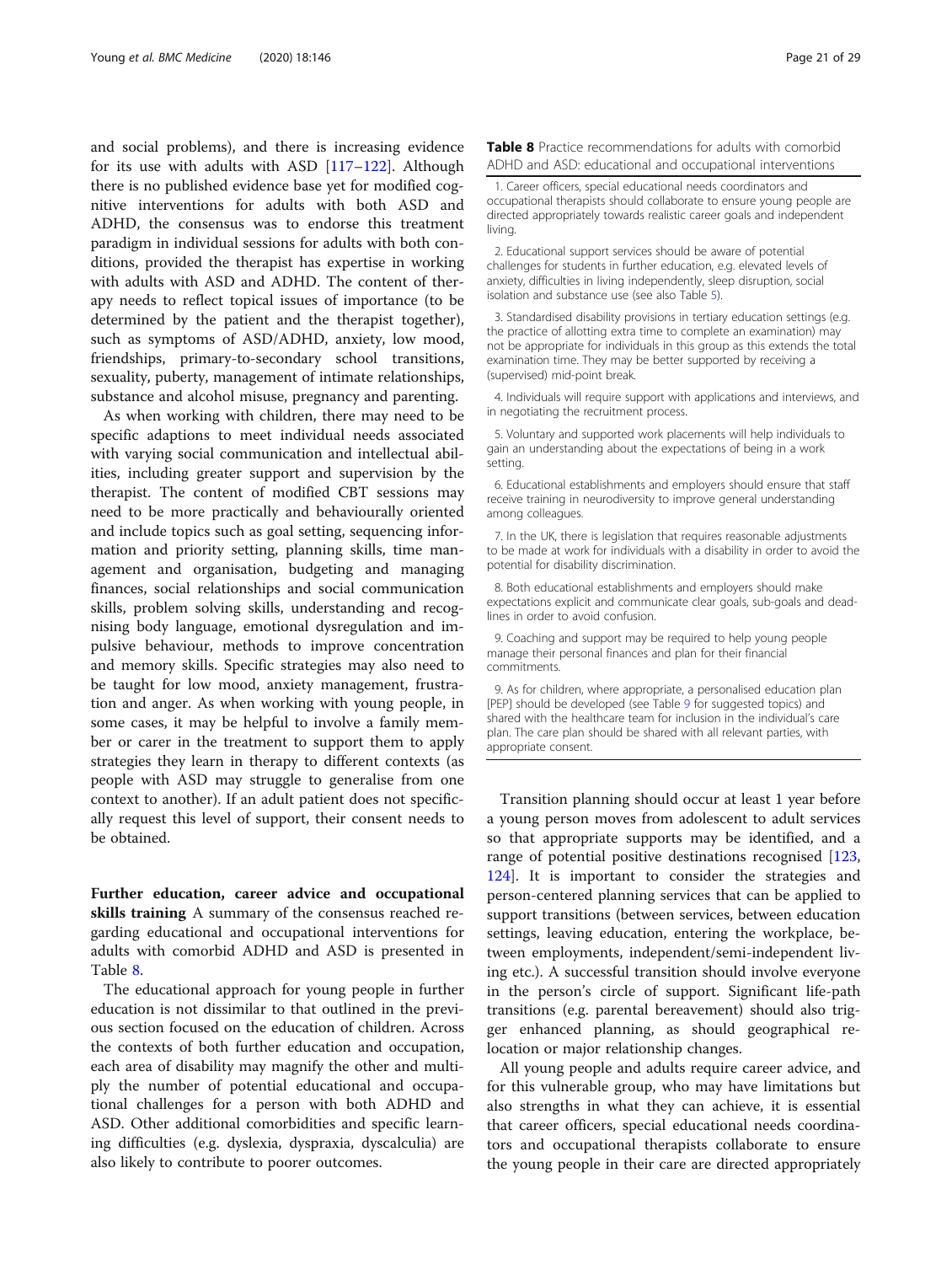and social problems), and there is increasing evidence for its use with adults with ASD [117–122]. Although there is no published evidence base yet for modified cognitive interventions for adults with both ASD and ADHD, the consensus was to endorse this treatment paradigm in individual sessions for adults with both conditions, provided the therapist has expertise in working with adults with ASD and ADHD. The content of therapy needs to reflect topical issues of importance (to be determined by the patient and the therapist together), such as symptoms of ASD/ADHD, anxiety, low mood, friendships, primary-to-secondary school transitions, sexuality, puberty, management of intimate relationships, substance and alcohol misuse, pregnancy and parenting.

As when working with children, there may need to be specific adaptions to meet individual needs associated with varying social communication and intellectual abilities, including greater support and supervision by the therapist. The content of modified CBT sessions may need to be more practically and behaviourally oriented and include topics such as goal setting, sequencing information and priority setting, planning skills, time management and organisation, budgeting and managing finances, social relationships and social communication skills, problem solving skills, understanding and recognising body language, emotional dysregulation and impulsive behaviour, methods to improve concentration and memory skills. Specific strategies may also need to be taught for low mood, anxiety management, frustration and anger. As when working with young people, in some cases, it may be helpful to involve a family member or carer in the treatment to support them to apply strategies they learn in therapy to different contexts (as people with ASD may struggle to generalise from one context to another). If an adult patient does not specifically request this level of support, their consent needs to be obtained.

**Further education, career advice and occupational skills training** A summary of the consensus reached regarding educational and occupational interventions for adults with comorbid ADHD and ASD is presented in Table 8.

The educational approach for young people in further education is not dissimilar to that outlined in the previous section focused on the education of children. Across the contexts of both further education and occupation, each area of disability may magnify the other and multiply the number of potential educational and occupational challenges for a person with both ADHD and ASD. Other additional comorbidities and specific learning difficulties (e.g. dyslexia, dyspraxia, dyscalculia) are also likely to contribute to poorer outcomes.

**Table 8** Practice recommendations for adults with comorbid ADHD and ASD: educational and occupational interventions

| |
|---|
| 1. Career officers, special educational needs coordinators and occupational therapists should collaborate to ensure young people are directed appropriately towards realistic career goals and independent living. |
| 2. Educational support services should be aware of potential challenges for students in further education, e.g. elevated levels of anxiety, difficulties in living independently, sleep disruption, social isolation and substance use (see also Table 5). |
| 3. Standardised disability provisions in tertiary education settings (e.g. the practice of allotting extra time to complete an examination) may not be appropriate for individuals in this group as this extends the total examination time. They may be better supported by receiving a (supervised) mid-point break. |
| 4. Individuals will require support with applications and interviews, and in negotiating the recruitment process. |
| 5. Voluntary and supported work placements will help individuals to gain an understanding about the expectations of being in a work setting. |
| 6. Educational establishments and employers should ensure that staff receive training in neurodiversity to improve general understanding among colleagues. |
| 7. In the UK, there is legislation that requires reasonable adjustments to be made at work for individuals with a disability in order to avoid the potential for disability discrimination. |
| 8. Both educational establishments and employers should make expectations explicit and communicate clear goals, sub-goals and deadlines in order to avoid confusion. |
| 9. Coaching and support may be required to help young people manage their personal finances and plan for their financial commitments. |
| 9. As for children, where appropriate, a personalised education plan [PEP] should be developed (see Table 9 for suggested topics) and shared with the healthcare team for inclusion in the individual's care plan. The care plan should be shared with all relevant parties, with appropriate consent. |

Transition planning should occur at least 1 year before a young person moves from adolescent to adult services so that appropriate supports may be identified, and a range of potential positive destinations recognised [123, 124]. It is important to consider the strategies and person-centered planning services that can be applied to support transitions (between services, between education settings, leaving education, entering the workplace, between employments, independent/semi-independent living etc.). A successful transition should involve everyone in the person's circle of support. Significant life-path transitions (e.g. parental bereavement) should also trigger enhanced planning, as should geographical relocation or major relationship changes.

All young people and adults require career advice, and for this vulnerable group, who may have limitations but also strengths in what they can achieve, it is essential that career officers, special educational needs coordinators and occupational therapists collaborate to ensure the young people in their care are directed appropriately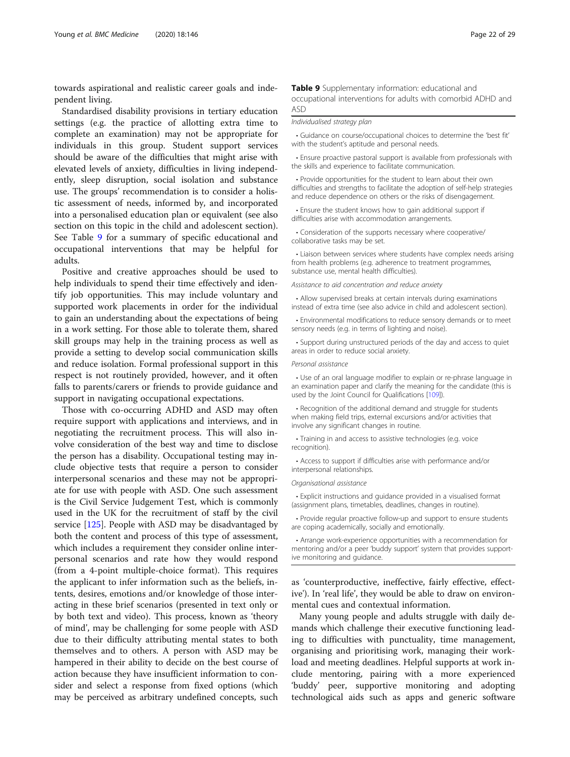towards aspirational and realistic career goals and independent living.

Standardised disability provisions in tertiary education settings (e.g. the practice of allotting extra time to complete an examination) may not be appropriate for individuals in this group. Student support services should be aware of the difficulties that might arise with elevated levels of anxiety, difficulties in living independently, sleep disruption, social isolation and substance use. The groups' recommendation is to consider a holistic assessment of needs, informed by, and incorporated into a personalised education plan or equivalent (see also section on this topic in the child and adolescent section). See Table 9 for a summary of specific educational and occupational interventions that may be helpful for adults.

Positive and creative approaches should be used to help individuals to spend their time effectively and identify job opportunities. This may include voluntary and supported work placements in order for the individual to gain an understanding about the expectations of being in a work setting. For those able to tolerate them, shared skill groups may help in the training process as well as provide a setting to develop social communication skills and reduce isolation. Formal professional support in this respect is not routinely provided, however, and it often falls to parents/carers or friends to provide guidance and support in navigating occupational expectations.

Those with co-occurring ADHD and ASD may often require support with applications and interviews, and in negotiating the recruitment process. This will also involve consideration of the best way and time to disclose the person has a disability. Occupational testing may include objective tests that require a person to consider interpersonal scenarios and these may not be appropriate for use with people with ASD. One such assessment is the Civil Service Judgement Test, which is commonly used in the UK for the recruitment of staff by the civil service [125]. People with ASD may be disadvantaged by both the content and process of this type of assessment, which includes a requirement they consider online interpersonal scenarios and rate how they would respond (from a 4-point multiple-choice format). This requires the applicant to infer information such as the beliefs, intents, desires, emotions and/or knowledge of those interacting in these brief scenarios (presented in text only or by both text and video). This process, known as 'theory of mind', may be challenging for some people with ASD due to their difficulty attributing mental states to both themselves and to others. A person with ASD may be hampered in their ability to decide on the best course of action because they have insufficient information to consider and select a response from fixed options (which may be perceived as arbitrary undefined concepts, such as 'counterproductive, ineffective, fairly effective, effective'). In 'real life', they would be able to draw on environmental cues and contextual information.

**Table 9** Supplementary information: educational and occupational interventions for adults with comorbid ADHD and ASD

*Individualised strategy plan*

- Guidance on course/occupational choices to determine the 'best fit' with the student's aptitude and personal needs.
- Ensure proactive pastoral support is available from professionals with the skills and experience to facilitate communication.
- Provide opportunities for the student to learn about their own difficulties and strengths to facilitate the adoption of self-help strategies and reduce dependence on others or the risks of disengagement.
- Ensure the student knows how to gain additional support if difficulties arise with accommodation arrangements.
- Consideration of the supports necessary where cooperative/collaborative tasks may be set.
- Liaison between services where students have complex needs arising from health problems (e.g. adherence to treatment programmes, substance use, mental health difficulties).

*Assistance to aid concentration and reduce anxiety*

- Allow supervised breaks at certain intervals during examinations instead of extra time (see also advice in child and adolescent section).
- Environmental modifications to reduce sensory demands or to meet sensory needs (e.g. in terms of lighting and noise).
- Support during unstructured periods of the day and access to quiet areas in order to reduce social anxiety.

*Personal assistance*

- Use of an oral language modifier to explain or re-phrase language in an examination paper and clarify the meaning for the candidate (this is used by the Joint Council for Qualifications [109]).
- Recognition of the additional demand and struggle for students when making field trips, external excursions and/or activities that involve any significant changes in routine.
- Training in and access to assistive technologies (e.g. voice recognition).
- Access to support if difficulties arise with performance and/or interpersonal relationships.

*Organisational assistance*

- Explicit instructions and guidance provided in a visualised format (assignment plans, timetables, deadlines, changes in routine).
- Provide regular proactive follow-up and support to ensure students are coping academically, socially and emotionally.
- Arrange work-experience opportunities with a recommendation for mentoring and/or a peer 'buddy support' system that provides supportive monitoring and guidance.

Many young people and adults struggle with daily demands which challenge their executive functioning leading to difficulties with punctuality, time management, organising and prioritising work, managing their workload and meeting deadlines. Helpful supports at work include mentoring, pairing with a more experienced 'buddy' peer, supportive monitoring and adopting technological aids such as apps and generic software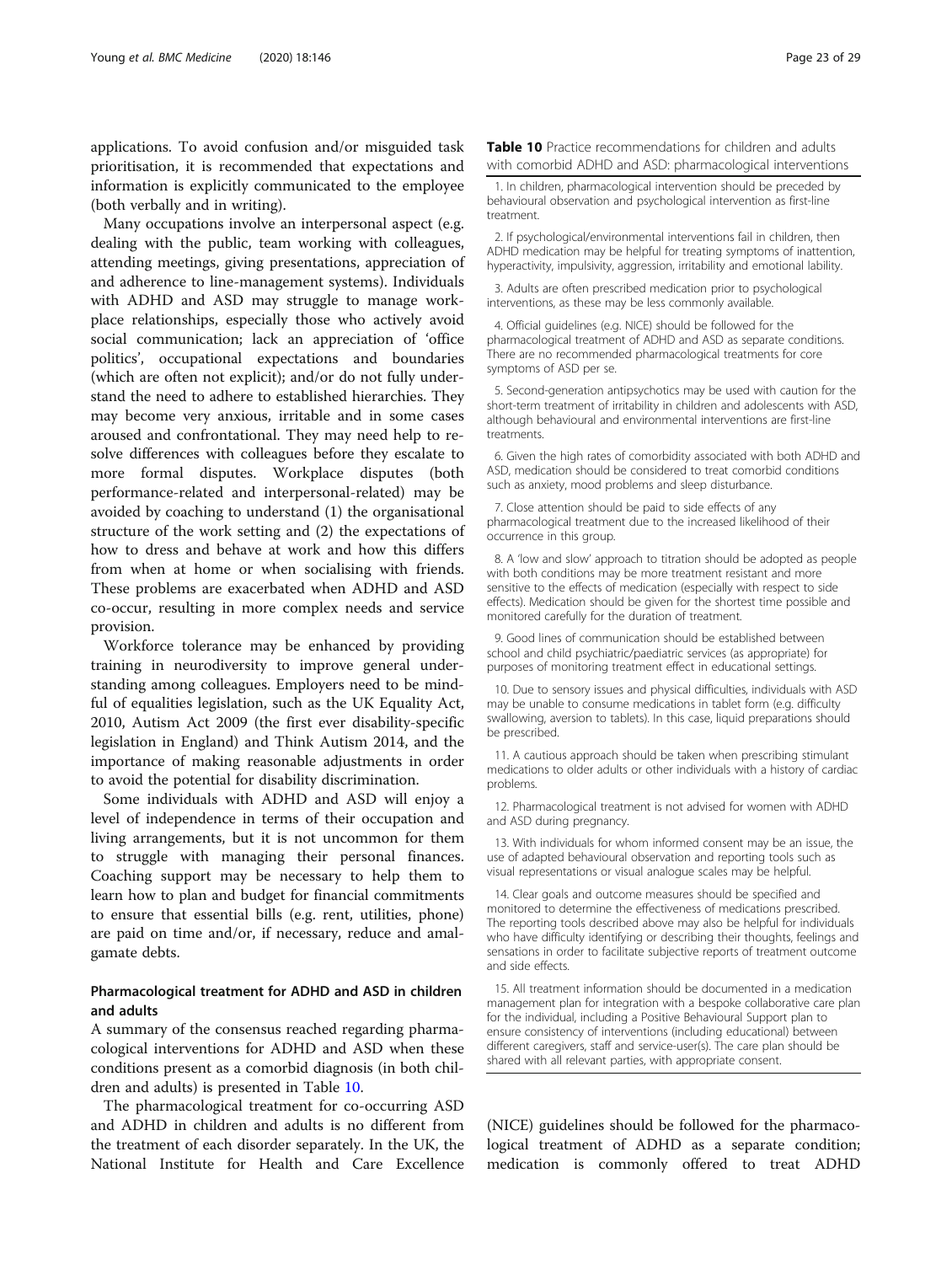applications. To avoid confusion and/or misguided task prioritisation, it is recommended that expectations and information is explicitly communicated to the employee (both verbally and in writing).

Many occupations involve an interpersonal aspect (e.g. dealing with the public, team working with colleagues, attending meetings, giving presentations, appreciation of and adherence to line-management systems). Individuals with ADHD and ASD may struggle to manage workplace relationships, especially those who actively avoid social communication; lack an appreciation of 'office politics', occupational expectations and boundaries (which are often not explicit); and/or do not fully understand the need to adhere to established hierarchies. They may become very anxious, irritable and in some cases aroused and confrontational. They may need help to resolve differences with colleagues before they escalate to more formal disputes. Workplace disputes (both performance-related and interpersonal-related) may be avoided by coaching to understand (1) the organisational structure of the work setting and (2) the expectations of how to dress and behave at work and how this differs from when at home or when socialising with friends. These problems are exacerbated when ADHD and ASD co-occur, resulting in more complex needs and service provision.

Workforce tolerance may be enhanced by providing training in neurodiversity to improve general understanding among colleagues. Employers need to be mindful of equalities legislation, such as the UK Equality Act, 2010, Autism Act 2009 (the first ever disability-specific legislation in England) and Think Autism 2014, and the importance of making reasonable adjustments in order to avoid the potential for disability discrimination.

Some individuals with ADHD and ASD will enjoy a level of independence in terms of their occupation and living arrangements, but it is not uncommon for them to struggle with managing their personal finances. Coaching support may be necessary to help them to learn how to plan and budget for financial commitments to ensure that essential bills (e.g. rent, utilities, phone) are paid on time and/or, if necessary, reduce and amalgamate debts.

## Pharmacological treatment for ADHD and ASD in children and adults

A summary of the consensus reached regarding pharmacological interventions for ADHD and ASD when these conditions present as a comorbid diagnosis (in both children and adults) is presented in Table 10.

The pharmacological treatment for co-occurring ASD and ADHD in children and adults is no different from the treatment of each disorder separately. In the UK, the National Institute for Health and Care Excellence (NICE) guidelines should be followed for the pharmacological treatment of ADHD as a separate condition; medication is commonly offered to treat ADHD

**Table 10** Practice recommendations for children and adults with comorbid ADHD and ASD: pharmacological interventions

1. In children, pharmacological intervention should be preceded by behavioural observation and psychological intervention as first-line treatment.

2. If psychological/environmental interventions fail in children, then ADHD medication may be helpful for treating symptoms of inattention, hyperactivity, impulsivity, aggression, irritability and emotional lability.

3. Adults are often prescribed medication prior to psychological interventions, as these may be less commonly available.

4. Official guidelines (e.g. NICE) should be followed for the pharmacological treatment of ADHD and ASD as separate conditions. There are no recommended pharmacological treatments for core symptoms of ASD per se.

5. Second-generation antipsychotics may be used with caution for the short-term treatment of irritability in children and adolescents with ASD, although behavioural and environmental interventions are first-line treatments.

6. Given the high rates of comorbidity associated with both ADHD and ASD, medication should be considered to treat comorbid conditions such as anxiety, mood problems and sleep disturbance.

7. Close attention should be paid to side effects of any pharmacological treatment due to the increased likelihood of their occurrence in this group.

8. A 'low and slow' approach to titration should be adopted as people with both conditions may be more treatment resistant and more sensitive to the effects of medication (especially with respect to side effects). Medication should be given for the shortest time possible and monitored carefully for the duration of treatment.

9. Good lines of communication should be established between school and child psychiatric/paediatric services (as appropriate) for purposes of monitoring treatment effect in educational settings.

10. Due to sensory issues and physical difficulties, individuals with ASD may be unable to consume medications in tablet form (e.g. difficulty swallowing, aversion to tablets). In this case, liquid preparations should be prescribed.

11. A cautious approach should be taken when prescribing stimulant medications to older adults or other individuals with a history of cardiac problems.

12. Pharmacological treatment is not advised for women with ADHD and ASD during pregnancy.

13. With individuals for whom informed consent may be an issue, the use of adapted behavioural observation and reporting tools such as visual representations or visual analogue scales may be helpful.

14. Clear goals and outcome measures should be specified and monitored to determine the effectiveness of medications prescribed. The reporting tools described above may also be helpful for individuals who have difficulty identifying or describing their thoughts, feelings and sensations in order to facilitate subjective reports of treatment outcome and side effects.

15. All treatment information should be documented in a medication management plan for integration with a bespoke collaborative care plan for the individual, including a Positive Behavioural Support plan to ensure consistency of interventions (including educational) between different caregivers, staff and service-user(s). The care plan should be shared with all relevant parties, with appropriate consent.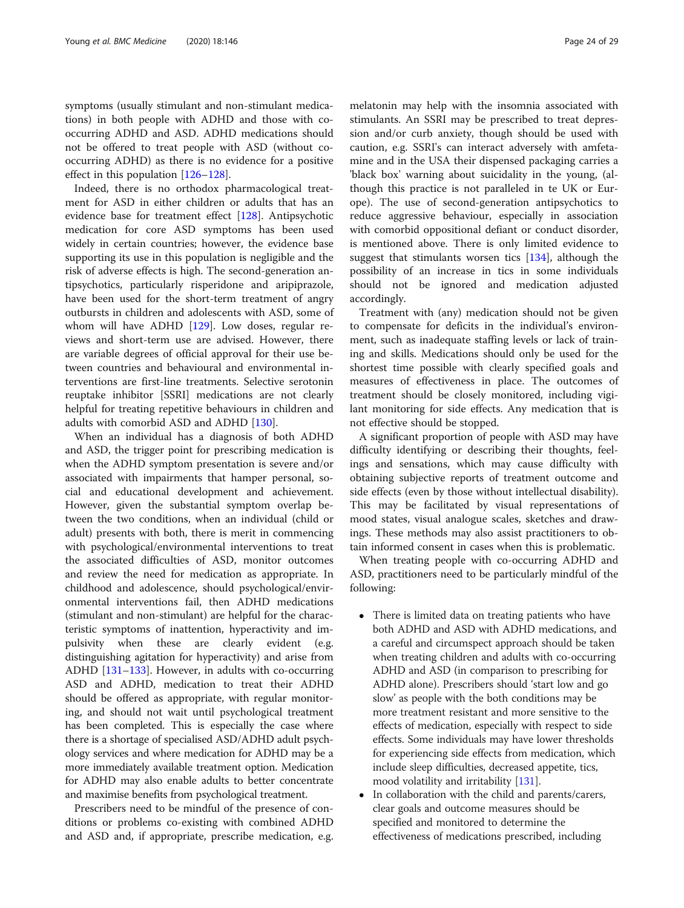symptoms (usually stimulant and non-stimulant medications) in both people with ADHD and those with co-occurring ADHD and ASD. ADHD medications should not be offered to treat people with ASD (without co-occurring ADHD) as there is no evidence for a positive effect in this population [126–128].

Indeed, there is no orthodox pharmacological treatment for ASD in either children or adults that has an evidence base for treatment effect [128]. Antipsychotic medication for core ASD symptoms has been used widely in certain countries; however, the evidence base supporting its use in this population is negligible and the risk of adverse effects is high. The second-generation antipsychotics, particularly risperidone and aripiprazole, have been used for the short-term treatment of angry outbursts in children and adolescents with ASD, some of whom will have ADHD [129]. Low doses, regular reviews and short-term use are advised. However, there are variable degrees of official approval for their use between countries and behavioural and environmental interventions are first-line treatments. Selective serotonin reuptake inhibitor [SSRI] medications are not clearly helpful for treating repetitive behaviours in children and adults with comorbid ASD and ADHD [130].

When an individual has a diagnosis of both ADHD and ASD, the trigger point for prescribing medication is when the ADHD symptom presentation is severe and/or associated with impairments that hamper personal, social and educational development and achievement. However, given the substantial symptom overlap between the two conditions, when an individual (child or adult) presents with both, there is merit in commencing with psychological/environmental interventions to treat the associated difficulties of ASD, monitor outcomes and review the need for medication as appropriate. In childhood and adolescence, should psychological/environmental interventions fail, then ADHD medications (stimulant and non-stimulant) are helpful for the characteristic symptoms of inattention, hyperactivity and impulsivity when these are clearly evident (e.g. distinguishing agitation for hyperactivity) and arise from ADHD [131–133]. However, in adults with co-occurring ASD and ADHD, medication to treat their ADHD should be offered as appropriate, with regular monitoring, and should not wait until psychological treatment has been completed. This is especially the case where there is a shortage of specialised ASD/ADHD adult psychology services and where medication for ADHD may be a more immediately available treatment option. Medication for ADHD may also enable adults to better concentrate and maximise benefits from psychological treatment.

Prescribers need to be mindful of the presence of conditions or problems co-existing with combined ADHD and ASD and, if appropriate, prescribe medication, e.g. melatonin may help with the insomnia associated with stimulants. An SSRI may be prescribed to treat depression and/or curb anxiety, though should be used with caution, e.g. SSRI's can interact adversely with amfetamine and in the USA their dispensed packaging carries a 'black box' warning about suicidality in the young, (although this practice is not paralleled in te UK or Europe). The use of second-generation antipsychotics to reduce aggressive behaviour, especially in association with comorbid oppositional defiant or conduct disorder, is mentioned above. There is only limited evidence to suggest that stimulants worsen tics [134], although the possibility of an increase in tics in some individuals should not be ignored and medication adjusted accordingly.

Treatment with (any) medication should not be given to compensate for deficits in the individual's environment, such as inadequate staffing levels or lack of training and skills. Medications should only be used for the shortest time possible with clearly specified goals and measures of effectiveness in place. The outcomes of treatment should be closely monitored, including vigilant monitoring for side effects. Any medication that is not effective should be stopped.

A significant proportion of people with ASD may have difficulty identifying or describing their thoughts, feelings and sensations, which may cause difficulty with obtaining subjective reports of treatment outcome and side effects (even by those without intellectual disability). This may be facilitated by visual representations of mood states, visual analogue scales, sketches and drawings. These methods may also assist practitioners to obtain informed consent in cases when this is problematic.

When treating people with co-occurring ADHD and ASD, practitioners need to be particularly mindful of the following:

- There is limited data on treating patients who have both ADHD and ASD with ADHD medications, and a careful and circumspect approach should be taken when treating children and adults with co-occurring ADHD and ASD (in comparison to prescribing for ADHD alone). Prescribers should 'start low and go slow' as people with the both conditions may be more treatment resistant and more sensitive to the effects of medication, especially with respect to side effects. Some individuals may have lower thresholds for experiencing side effects from medication, which include sleep difficulties, decreased appetite, tics, mood volatility and irritability [131].
- In collaboration with the child and parents/carers, clear goals and outcome measures should be specified and monitored to determine the effectiveness of medications prescribed, including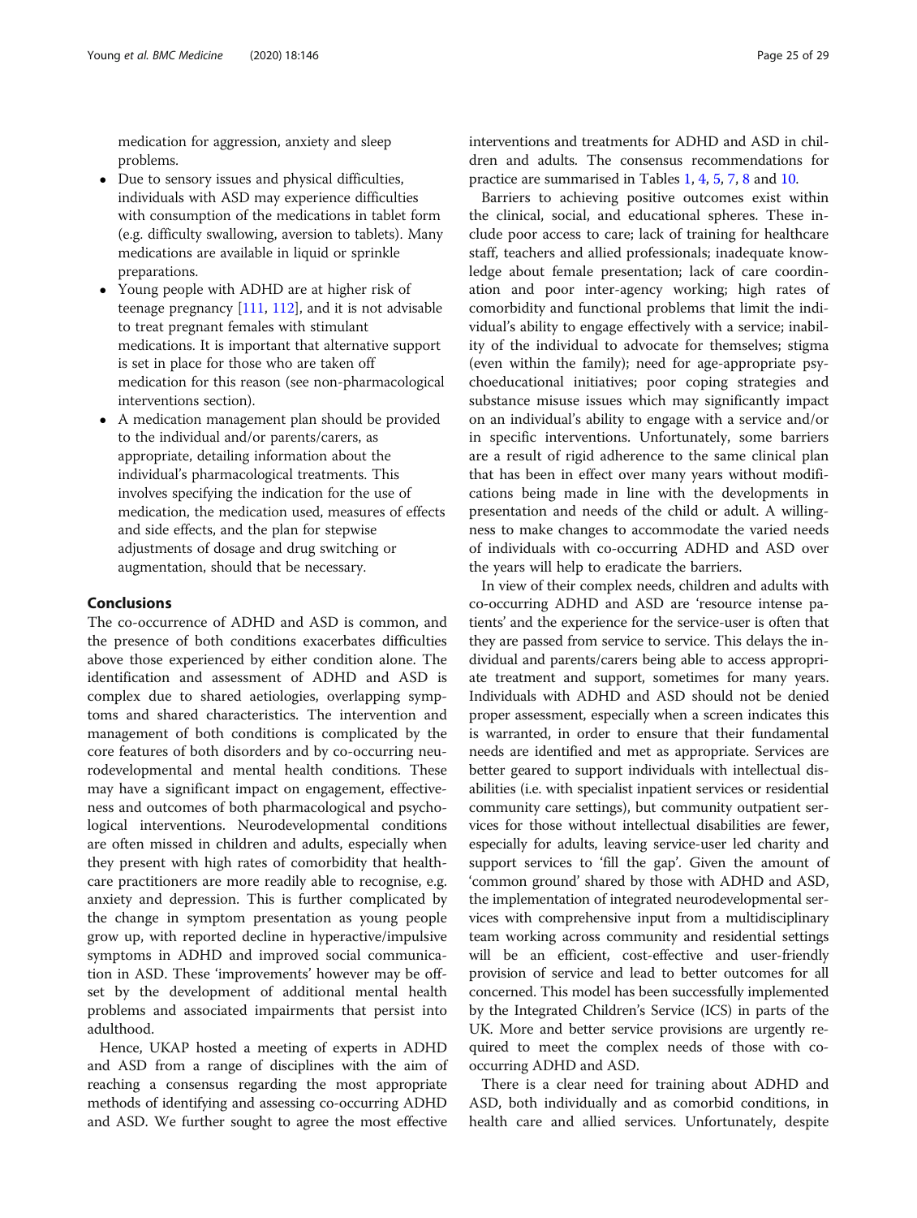medication for aggression, anxiety and sleep problems.

- Due to sensory issues and physical difficulties, individuals with ASD may experience difficulties with consumption of the medications in tablet form (e.g. difficulty swallowing, aversion to tablets). Many medications are available in liquid or sprinkle preparations.
- Young people with ADHD are at higher risk of teenage pregnancy [111, 112], and it is not advisable to treat pregnant females with stimulant medications. It is important that alternative support is set in place for those who are taken off medication for this reason (see non-pharmacological interventions section).
- A medication management plan should be provided to the individual and/or parents/carers, as appropriate, detailing information about the individual's pharmacological treatments. This involves specifying the indication for the use of medication, the medication used, measures of effects and side effects, and the plan for stepwise adjustments of dosage and drug switching or augmentation, should that be necessary.

## Conclusions

The co-occurrence of ADHD and ASD is common, and the presence of both conditions exacerbates difficulties above those experienced by either condition alone. The identification and assessment of ADHD and ASD is complex due to shared aetiologies, overlapping symptoms and shared characteristics. The intervention and management of both conditions is complicated by the core features of both disorders and by co-occurring neurodevelopmental and mental health conditions. These may have a significant impact on engagement, effectiveness and outcomes of both pharmacological and psychological interventions. Neurodevelopmental conditions are often missed in children and adults, especially when they present with high rates of comorbidity that healthcare practitioners are more readily able to recognise, e.g. anxiety and depression. This is further complicated by the change in symptom presentation as young people grow up, with reported decline in hyperactive/impulsive symptoms in ADHD and improved social communication in ASD. These 'improvements' however may be offset by the development of additional mental health problems and associated impairments that persist into adulthood.

Hence, UKAP hosted a meeting of experts in ADHD and ASD from a range of disciplines with the aim of reaching a consensus regarding the most appropriate methods of identifying and assessing co-occurring ADHD and ASD. We further sought to agree the most effective interventions and treatments for ADHD and ASD in children and adults. The consensus recommendations for practice are summarised in Tables 1, 4, 5, 7, 8 and 10.

Barriers to achieving positive outcomes exist within the clinical, social, and educational spheres. These include poor access to care; lack of training for healthcare staff, teachers and allied professionals; inadequate knowledge about female presentation; lack of care coordination and poor inter-agency working; high rates of comorbidity and functional problems that limit the individual's ability to engage effectively with a service; inability of the individual to advocate for themselves; stigma (even within the family); need for age-appropriate psychoeducational initiatives; poor coping strategies and substance misuse issues which may significantly impact on an individual's ability to engage with a service and/or in specific interventions. Unfortunately, some barriers are a result of rigid adherence to the same clinical plan that has been in effect over many years without modifications being made in line with the developments in presentation and needs of the child or adult. A willingness to make changes to accommodate the varied needs of individuals with co-occurring ADHD and ASD over the years will help to eradicate the barriers.

In view of their complex needs, children and adults with co-occurring ADHD and ASD are 'resource intense patients' and the experience for the service-user is often that they are passed from service to service. This delays the individual and parents/carers being able to access appropriate treatment and support, sometimes for many years. Individuals with ADHD and ASD should not be denied proper assessment, especially when a screen indicates this is warranted, in order to ensure that their fundamental needs are identified and met as appropriate. Services are better geared to support individuals with intellectual disabilities (i.e. with specialist inpatient services or residential community care settings), but community outpatient services for those without intellectual disabilities are fewer, especially for adults, leaving service-user led charity and support services to 'fill the gap'. Given the amount of 'common ground' shared by those with ADHD and ASD, the implementation of integrated neurodevelopmental services with comprehensive input from a multidisciplinary team working across community and residential settings will be an efficient, cost-effective and user-friendly provision of service and lead to better outcomes for all concerned. This model has been successfully implemented by the Integrated Children's Service (ICS) in parts of the UK. More and better service provisions are urgently required to meet the complex needs of those with co-occurring ADHD and ASD.

There is a clear need for training about ADHD and ASD, both individually and as comorbid conditions, in health care and allied services. Unfortunately, despite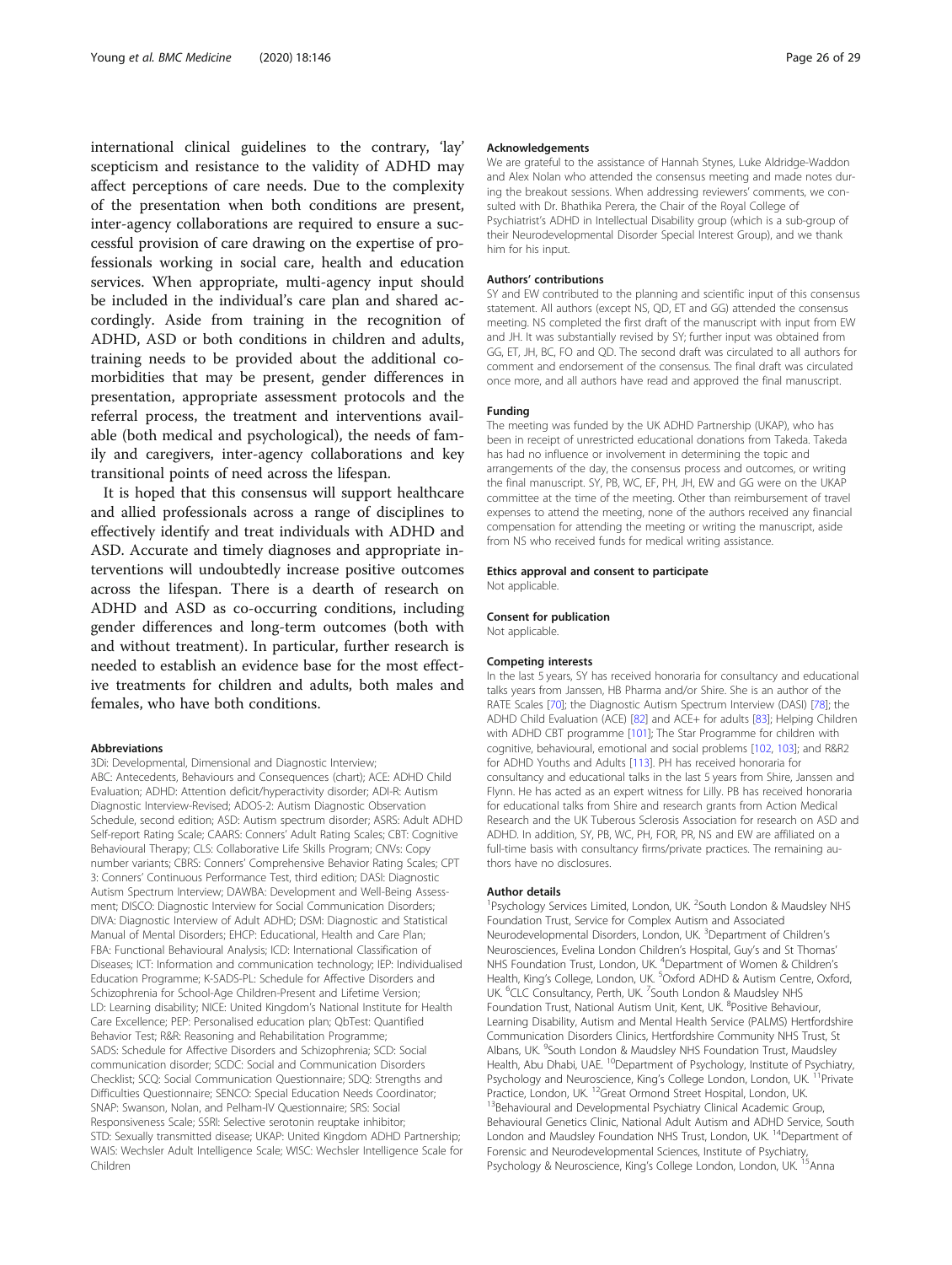international clinical guidelines to the contrary, 'lay' scepticism and resistance to the validity of ADHD may affect perceptions of care needs. Due to the complexity of the presentation when both conditions are present, inter-agency collaborations are required to ensure a successful provision of care drawing on the expertise of professionals working in social care, health and education services. When appropriate, multi-agency input should be included in the individual's care plan and shared accordingly. Aside from training in the recognition of ADHD, ASD or both conditions in children and adults, training needs to be provided about the additional comorbidities that may be present, gender differences in presentation, appropriate assessment protocols and the referral process, the treatment and interventions available (both medical and psychological), the needs of family and caregivers, inter-agency collaborations and key transitional points of need across the lifespan.

It is hoped that this consensus will support healthcare and allied professionals across a range of disciplines to effectively identify and treat individuals with ADHD and ASD. Accurate and timely diagnoses and appropriate interventions will undoubtedly increase positive outcomes across the lifespan. There is a dearth of research on ADHD and ASD as co-occurring conditions, including gender differences and long-term outcomes (both with and without treatment). In particular, further research is needed to establish an evidence base for the most effective treatments for children and adults, both males and females, who have both conditions.

#### Abbreviations

3Di: Developmental, Dimensional and Diagnostic Interview; ABC: Antecedents, Behaviours and Consequences (chart); ACE: ADHD Child Evaluation; ADHD: Attention deficit/hyperactivity disorder; ADI-R: Autism Diagnostic Interview-Revised; ADOS-2: Autism Diagnostic Observation Schedule, second edition; ASD: Autism spectrum disorder; ASRS: Adult ADHD Self-report Rating Scale; CAARS: Conners' Adult Rating Scales; CBT: Cognitive Behavioural Therapy; CLS: Collaborative Life Skills Program; CNVs: Copy number variants; CBRS: Conners' Comprehensive Behavior Rating Scales; CPT 3: Conners' Continuous Performance Test, third edition; DASI: Diagnostic Autism Spectrum Interview; DAWBA: Development and Well-Being Assessment; DISCO: Diagnostic Interview for Social Communication Disorders; DIVA: Diagnostic Interview of Adult ADHD; DSM: Diagnostic and Statistical Manual of Mental Disorders; EHCP: Educational, Health and Care Plan; FBA: Functional Behavioural Analysis; ICD: International Classification of Diseases; ICT: Information and communication technology; IEP: Individualised Education Programme; K-SADS-PL: Schedule for Affective Disorders and Schizophrenia for School-Age Children-Present and Lifetime Version; LD: Learning disability; NICE: United Kingdom's National Institute for Health Care Excellence; PEP: Personalised education plan; QbTest: Quantified Behavior Test; R&R: Reasoning and Rehabilitation Programme; SADS: Schedule for Affective Disorders and Schizophrenia; SCD: Social communication disorder; SCDC: Social and Communication Disorders Checklist; SCQ: Social Communication Questionnaire; SDQ: Strengths and Difficulties Questionnaire; SENCO: Special Education Needs Coordinator; SNAP: Swanson, Nolan, and Pelham-IV Questionnaire; SRS: Social Responsiveness Scale; SSRI: Selective serotonin reuptake inhibitor; STD: Sexually transmitted disease; UKAP: United Kingdom ADHD Partnership; WAIS: Wechsler Adult Intelligence Scale; WISC: Wechsler Intelligence Scale for Children

#### Acknowledgements

We are grateful to the assistance of Hannah Stynes, Luke Aldridge-Waddon and Alex Nolan who attended the consensus meeting and made notes during the breakout sessions. When addressing reviewers' comments, we consulted with Dr. Bhathika Perera, the Chair of the Royal College of Psychiatrist's ADHD in Intellectual Disability group (which is a sub-group of their Neurodevelopmental Disorder Special Interest Group), and we thank him for his input.

#### Authors' contributions

SY and EW contributed to the planning and scientific input of this consensus statement. All authors (except NS, QD, ET and GG) attended the consensus meeting. NS completed the first draft of the manuscript with input from EW and JH. It was substantially revised by SY; further input was obtained from GG, ET, JH, BC, FO and QD. The second draft was circulated to all authors for comment and endorsement of the consensus. The final draft was circulated once more, and all authors have read and approved the final manuscript.

#### Funding

The meeting was funded by the UK ADHD Partnership (UKAP), who has been in receipt of unrestricted educational donations from Takeda. Takeda has had no influence or involvement in determining the topic and arrangements of the day, the consensus process and outcomes, or writing the final manuscript. SY, PB, WC, EF, PH, JH, EW and GG were on the UKAP committee at the time of the meeting. Other than reimbursement of travel expenses to attend the meeting, none of the authors received any financial compensation for attending the meeting or writing the manuscript, aside from NS who received funds for medical writing assistance.

#### Ethics approval and consent to participate

Not applicable.

#### Consent for publication

Not applicable.

#### Competing interests

In the last 5 years, SY has received honoraria for consultancy and educational talks years from Janssen, HB Pharma and/or Shire. She is an author of the RATE Scales [70]; the Diagnostic Autism Spectrum Interview (DASI) [78]; the ADHD Child Evaluation (ACE) [82] and ACE+ for adults [83]; Helping Children with ADHD CBT programme [101]; The Star Programme for children with cognitive, behavioural, emotional and social problems [102, 103]; and R&R2 for ADHD Youths and Adults [113]. PH has received honoraria for consultancy and educational talks in the last 5 years from Shire, Janssen and Flynn. He has acted as an expert witness for Lilly. PB has received honoraria for educational talks from Shire and research grants from Action Medical Research and the UK Tuberous Sclerosis Association for research on ASD and ADHD. In addition, SY, PB, WC, PH, FOR, PR, NS and EW are affiliated on a full-time basis with consultancy firms/private practices. The remaining authors have no disclosures.

#### Author details

[1]Psychology Services Limited, London, UK. [2]South London & Maudsley NHS Foundation Trust, Service for Complex Autism and Associated Neurodevelopmental Disorders, London, UK. [3]Department of Children's Neurosciences, Evelina London Children's Hospital, Guy's and St Thomas' NHS Foundation Trust, London, UK. [4]Department of Women & Children's Health, King's College, London, UK. [5]Oxford ADHD & Autism Centre, Oxford, UK. [6]CLC Consultancy, Perth, UK. [7]South London & Maudsley NHS Foundation Trust, National Autism Unit, Kent, UK. [8]Positive Behaviour, Learning Disability, Autism and Mental Health Service (PALMS) Hertfordshire Communication Disorders Clinics, Hertfordshire Community NHS Trust, St Albans, UK. [9]South London & Maudsley NHS Foundation Trust, Maudsley Health, Abu Dhabi, UAE. [10]Department of Psychology, Institute of Psychiatry, Psychology and Neuroscience, King's College London, London, UK. [11]Private Practice, London, UK. [12]Great Ormond Street Hospital, London, UK. [13]Behavioural and Developmental Psychiatry Clinical Academic Group, Behavioural Genetics Clinic, National Adult Autism and ADHD Service, South London and Maudsley Foundation NHS Trust, London, UK. [14]Department of Forensic and Neurodevelopmental Sciences, Institute of Psychiatry, Psychology & Neuroscience, King's College London, London, UK. [15]Anna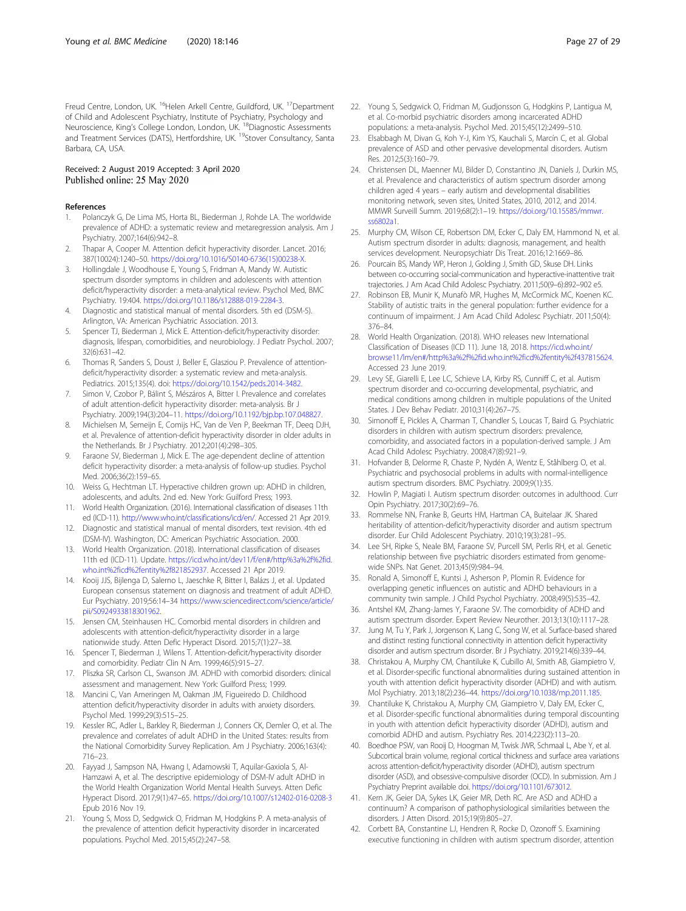Freud Centre, London, UK. [16]Helen Arkell Centre, Guildford, UK. [17]Department of Child and Adolescent Psychiatry, Institute of Psychiatry, Psychology and Neuroscience, King's College London, London, UK. [18]Diagnostic Assessments and Treatment Services (DATS), Hertfordshire, UK. [19]Stover Consultancy, Santa Barbara, CA, USA.

Received: 2 August 2019 Accepted: 3 April 2020
Published online: 25 May 2020

## References

1. Polanczyk G, De Lima MS, Horta BL, Biederman J, Rohde LA. The worldwide prevalence of ADHD: a systematic review and metaregression analysis. Am J Psychiatry. 2007;164(6):942–8.
2. Thapar A, Cooper M. Attention deficit hyperactivity disorder. Lancet. 2016; 387(10024):1240–50. https://doi.org/10.1016/S0140-6736(15)00238-X.
3. Hollingdale J, Woodhouse E, Young S, Fridman A, Mandy W. Autistic spectrum disorder symptoms in children and adolescents with attention deficit/hyperactivity disorder: a meta-analytical review. Psychol Med, BMC Psychiatry. 19:404. https://doi.org/10.1186/s12888-019-2284-3.
4. Diagnostic and statistical manual of mental disorders. 5th ed (DSM-5). Arlington, VA: American Psychiatric Association. 2013.
5. Spencer TJ, Biederman J, Mick E. Attention-deficit/hyperactivity disorder: diagnosis, lifespan, comorbidities, and neurobiology. J Pediatr Psychol. 2007; 32(6):631–42.
6. Thomas R, Sanders S, Doust J, Beller E, Glasziou P. Prevalence of attention-deficit/hyperactivity disorder: a systematic review and meta-analysis. Pediatrics. 2015;135(4). doi: https://doi.org/10.1542/peds.2014-3482.
7. Simon V, Czobor P, Bálint S, Mészáros A, Bitter I. Prevalence and correlates of adult attention-deficit hyperactivity disorder: meta-analysis. Br J Psychiatry. 2009;194(3):204–11. https://doi.org/10.1192/bjp.bp.107.048827.
8. Michielsen M, Semeijn E, Comijs HC, Van de Ven P, Beekman TF, Deeg DJH, et al. Prevalence of attention-deficit hyperactivity disorder in older adults in the Netherlands. Br J Psychiatry. 2012;201(4):298–305.
9. Faraone SV, Biederman J, Mick E. The age-dependent decline of attention deficit hyperactivity disorder: a meta-analysis of follow-up studies. Psychol Med. 2006;36(2):159–65.
10. Weiss G, Hechtman LT. Hyperactive children grown up: ADHD in children, adolescents, and adults. 2nd ed. New York: Guilford Press; 1993.
11. World Health Organization. (2016). International classification of diseases 11th ed (ICD-11). http://www.who.int/classifications/icd/en/. Accessed 21 Apr 2019.
12. Diagnostic and statistical manual of mental disorders, text revision. 4th ed (DSM-IV). Washington, DC: American Psychiatric Association. 2000.
13. World Health Organization. (2018). International classification of diseases 11th ed (ICD-11). Update. https://icd.who.int/dev11/f/en#/http%3a%2f%2fid.who.int%2ficd%2fentity%2f821852937. Accessed 21 Apr 2019.
14. Kooij JJS, Bijlenga D, Salerno L, Jaeschke R, Bitter I, Balázs J, et al. Updated European consensus statement on diagnosis and treatment of adult ADHD. Eur Psychiatry. 2019;56:14–34 https://www.sciencedirect.com/science/article/pii/S0924933818301962.
15. Jensen CM, Steinhausen HC. Comorbid mental disorders in children and adolescents with attention-deficit/hyperactivity disorder in a large nationwide study. Atten Defic Hyperact Disord. 2015;7(1):27–38.
16. Spencer T, Biederman J, Wilens T. Attention-deficit/hyperactivity disorder and comorbidity. Pediatr Clin N Am. 1999;46(5):915–27.
17. Pliszka SR, Carlson CL, Swanson JM. ADHD with comorbid disorders: clinical assessment and management. New York: Guilford Press; 1999.
18. Mancini C, Van Ameringen M, Oakman JM, Figueiredo D. Childhood attention deficit/hyperactivity disorder in adults with anxiety disorders. Psychol Med. 1999;29(3):515–25.
19. Kessler RC, Adler L, Barkley R, Biederman J, Conners CK, Demler O, et al. The prevalence and correlates of adult ADHD in the United States: results from the National Comorbidity Survey Replication. Am J Psychiatry. 2006;163(4): 716–23.
20. Fayyad J, Sampson NA, Hwang I, Adamowski T, Aquilar-Gaxiola S, Al-Hamzawi A, et al. The descriptive epidemiology of DSM-IV adult ADHD in the World Health Organization World Mental Health Surveys. Atten Defic Hyperact Disord. 2017;9(1):47–65. https://doi.org/10.1007/s12402-016-0208-3 Epub 2016 Nov 19.
21. Young S, Moss D, Sedgwick O, Fridman M, Hodgkins P. A meta-analysis of the prevalence of attention deficit hyperactivity disorder in incarcerated populations. Psychol Med. 2015;45(2):247–58.
22. Young S, Sedgwick O, Fridman M, Gudjonsson G, Hodgkins P, Lantigua M, et al. Co-morbid psychiatric disorders among incarcerated ADHD populations: a meta-analysis. Psychol Med. 2015;45(12):2499–510.
23. Elsabbagh M, Divan G, Koh Y-J, Kim YS, Kauchali S, Marcín C, et al. Global prevalence of ASD and other pervasive developmental disorders. Autism Res. 2012;5(3):160–79.
24. Christensen DL, Maenner MJ, Bilder D, Constantino JN, Daniels J, Durkin MS, et al. Prevalence and characteristics of autism spectrum disorder among children aged 4 years – early autism and developmental disabilities monitoring network, seven sites, United States, 2010, 2012, and 2014. MMWR Surveill Summ. 2019;68(2):1–19. https://doi.org/10.15585/mmwr.ss6802a1.
25. Murphy CM, Wilson CE, Robertson DM, Ecker C, Daly EM, Hammond N, et al. Autism spectrum disorder in adults: diagnosis, management, and health services development. Neuropsychiatr Dis Treat. 2016;12:1669–86.
26. Pourcain BS, Mandy WP, Heron J, Golding J, Smith GD, Skuse DH. Links between co-occurring social-communication and hyperactive-inattentive trait trajectories. J Am Acad Child Adolesc Psychiatry. 2011;50(9–6):892–902 e5.
27. Robinson EB, Munir K, Munafò MR, Hughes M, McCormick MC, Koenen KC. Stability of autistic traits in the general population: further evidence for a continuum of impairment. J Am Acad Child Adolesc Psychiatr. 2011;50(4): 376–84.
28. World Health Organization. (2018). WHO releases new International Classification of Diseases (ICD 11). June 18, 2018. https://icd.who.int/browse11/l-m/en#/http%3a%2f%2fid.who.int%2ficd%2fentity%2f437815624. Accessed 23 June 2019.
29. Levy SE, Giarelli E, Lee LC, Schieve LA, Kirby RS, Cunniff C, et al. Autism spectrum disorder and co-occurring developmental, psychiatric, and medical conditions among children in multiple populations of the United States. J Dev Behav Pediatr. 2010;31(4):267–75.
30. Simonoff E, Pickles A, Charman T, Chandler S, Loucas T, Baird G. Psychiatric disorders in children with autism spectrum disorders: prevalence, comorbidity, and associated factors in a population-derived sample. J Am Acad Child Adolesc Psychiatry. 2008;47(8):921–9.
31. Hofvander B, Delorme R, Chaste P, Nydén A, Wentz E, Ståhlberg O, et al. Psychiatric and psychosocial problems in adults with normal-intelligence autism spectrum disorders. BMC Psychiatry. 2009;9(1):35.
32. Howlin P, Magiati I. Autism spectrum disorder: outcomes in adulthood. Curr Opin Psychiatry. 2017;30(2):69–76.
33. Rommelse NN, Franke B, Geurts HM, Hartman CA, Buitelaar JK. Shared heritability of attention-deficit/hyperactivity disorder and autism spectrum disorder. Eur Child Adolescent Psychiatry. 2010;19(3):281–95.
34. Lee SH, Ripke S, Neale BM, Faraone SV, Purcell SM, Perlis RH, et al. Genetic relationship between five psychiatric disorders estimated from genome-wide SNPs. Nat Genet. 2013;45(9):984–94.
35. Ronald A, Simonoff E, Kuntsi J, Asherson P, Plomin R. Evidence for overlapping genetic influences on autistic and ADHD behaviours in a community twin sample. J Child Psychol Psychiatry. 2008;49(5):535–42.
36. Antshel KM, Zhang-James Y, Faraone SV. The comorbidity of ADHD and autism spectrum disorder. Expert Review Neurother. 2013;13(10):1117–28.
37. Jung M, Tu Y, Park J, Jorgenson K, Lang C, Song W, et al. Surface-based shared and distinct resting functional connectivity in attention deficit hyperactivity disorder and autism spectrum disorder. Br J Psychiatry. 2019;214(6):339–44.
38. Christakou A, Murphy CM, Chantiluke K, Cubillo AI, Smith AB, Giampietro V, et al. Disorder-specific functional abnormalities during sustained attention in youth with attention deficit hyperactivity disorder (ADHD) and with autism. Mol Psychiatry. 2013;18(2):236–44. https://doi.org/10.1038/mp.2011.185.
39. Chantiluke K, Christakou A, Murphy CM, Giampietro V, Daly EM, Ecker C, et al. Disorder-specific functional abnormalities during temporal discounting in youth with attention deficit hyperactivity disorder (ADHD), autism and comorbid ADHD and autism. Psychiatry Res. 2014;223(2):113–20.
40. Boedhoe PSW, van Rooij D, Hoogman M, Twisk JWR, Schmaal L, Abe Y, et al. Subcortical brain volume, regional cortical thickness and surface area variations across attention-deficit/hyperactivity disorder (ADHD), autism spectrum disorder (ASD), and obsessive-compulsive disorder (OCD). In submission. Am J Psychiatry Preprint available doi. https://doi.org/10.1101/673012.
41. Kern JK, Geier DA, Sykes LK, Geier MR, Deth RC. Are ASD and ADHD a continuum? A comparison of pathophysiological similarities between the disorders. J Atten Disord. 2015;19(9):805–27.
42. Corbett BA, Constantine LJ, Hendren R, Rocke D, Ozonoff S. Examining executive functioning in children with autism spectrum disorder, attention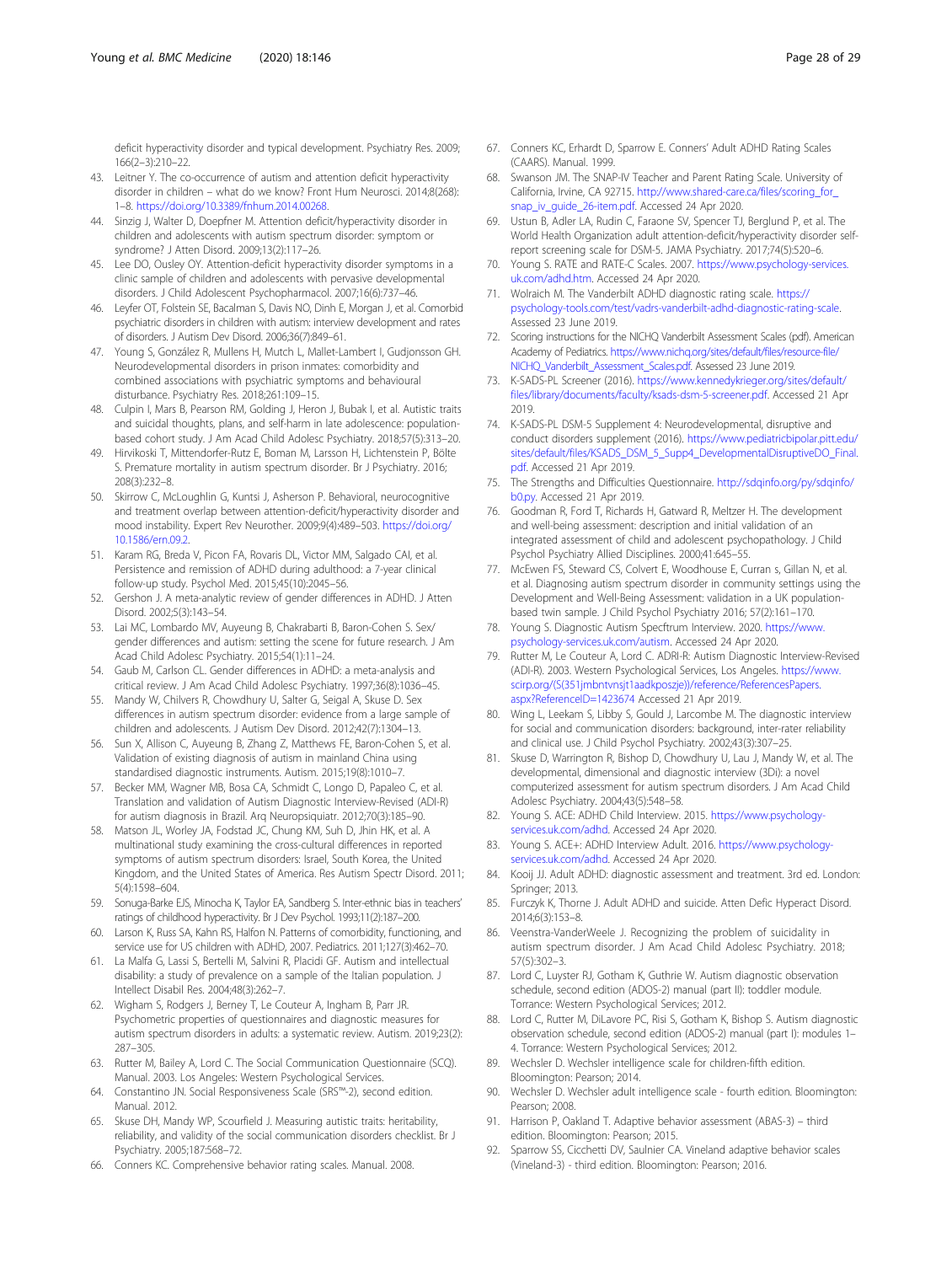deficit hyperactivity disorder and typical development. Psychiatry Res. 2009; 166(2–3):210–22.

43. Leitner Y. The co-occurrence of autism and attention deficit hyperactivity disorder in children – what do we know? Front Hum Neurosci. 2014;8(268): 1–8. https://doi.org/10.3389/fnhum.2014.00268.
44. Sinzig J, Walter D, Doepfner M. Attention deficit/hyperactivity disorder in children and adolescents with autism spectrum disorder: symptom or syndrome? J Atten Disord. 2009;13(2):117–26.
45. Lee DO, Ousley OY. Attention-deficit hyperactivity disorder symptoms in a clinic sample of children and adolescents with pervasive developmental disorders. J Child Adolescent Psychopharmacol. 2007;16(6):737–46.
46. Leyfer OT, Folstein SE, Bacalman S, Davis NO, Dinh E, Morgan J, et al. Comorbid psychiatric disorders in children with autism: interview development and rates of disorders. J Autism Dev Disord. 2006;36(7):849–61.
47. Young S, González R, Mullens H, Mutch L, Mallet-Lambert I, Gudjonsson GH. Neurodevelopmental disorders in prison inmates: comorbidity and combined associations with psychiatric symptoms and behavioural disturbance. Psychiatry Res. 2018;261:109–15.
48. Culpin I, Mars B, Pearson RM, Golding J, Heron J, Bubak I, et al. Autistic traits and suicidal thoughts, plans, and self-harm in late adolescence: population-based cohort study. J Am Acad Child Adolesc Psychiatry. 2018;57(5):313–20.
49. Hirvikoski T, Mittendorfer-Rutz E, Boman M, Larsson H, Lichtenstein P, Bölte S. Premature mortality in autism spectrum disorder. Br J Psychiatry. 2016; 208(3):232–8.
50. Skirrow C, McLoughlin G, Kuntsi J, Asherson P. Behavioral, neurocognitive and treatment overlap between attention-deficit/hyperactivity disorder and mood instability. Expert Rev Neurother. 2009;9(4):489–503. https://doi.org/10.1586/ern.09.2.
51. Karam RG, Breda V, Picon FA, Rovaris DL, Victor MM, Salgado CAI, et al. Persistence and remission of ADHD during adulthood: a 7-year clinical follow-up study. Psychol Med. 2015;45(10):2045–56.
52. Gershon J. A meta-analytic review of gender differences in ADHD. J Atten Disord. 2002;5(3):143–54.
53. Lai MC, Lombardo MV, Auyeung B, Chakrabarti B, Baron-Cohen S. Sex/gender differences and autism: setting the scene for future research. J Am Acad Child Adolesc Psychiatry. 2015;54(1):11–24.
54. Gaub M, Carlson CL. Gender differences in ADHD: a meta-analysis and critical review. J Am Acad Child Adolesc Psychiatry. 1997;36(8):1036–45.
55. Mandy W, Chilvers R, Chowdhury U, Salter G, Seigal A, Skuse D. Sex differences in autism spectrum disorder: evidence from a large sample of children and adolescents. J Autism Dev Disord. 2012;42(7):1304–13.
56. Sun X, Allison C, Auyeung B, Zhang Z, Matthews FE, Baron-Cohen S, et al. Validation of existing diagnosis of autism in mainland China using standardised diagnostic instruments. Autism. 2015;19(8):1010–7.
57. Becker MM, Wagner MB, Bosa CA, Schmidt C, Longo D, Papaleo C, et al. Translation and validation of Autism Diagnostic Interview-Revised (ADI-R) for autism diagnosis in Brazil. Arq Neuropsiquiatr. 2012;70(3):185–90.
58. Matson JL, Worley JA, Fodstad JC, Chung KM, Suh D, Jhin HK, et al. A multinational study examining the cross-cultural differences in reported symptoms of autism spectrum disorders: Israel, South Korea, the United Kingdom, and the United States of America. Res Autism Spectr Disord. 2011; 5(4):1598–604.
59. Sonuga-Barke EJS, Minocha K, Taylor EA, Sandberg S. Inter-ethnic bias in teachers' ratings of childhood hyperactivity. Br J Dev Psychol. 1993;11(2):187–200.
60. Larson K, Russ SA, Kahn RS, Halfon N. Patterns of comorbidity, functioning, and service use for US children with ADHD, 2007. Pediatrics. 2011;127(3):462–70.
61. La Malfa G, Lassi S, Bertelli M, Salvini R, Placidi GF. Autism and intellectual disability: a study of prevalence on a sample of the Italian population. J Intellect Disabil Res. 2004;48(3):262–7.
62. Wigham S, Rodgers J, Berney T, Le Couteur A, Ingham B, Parr JR. Psychometric properties of questionnaires and diagnostic measures for autism spectrum disorders in adults: a systematic review. Autism. 2019;23(2): 287–305.
63. Rutter M, Bailey A, Lord C. The Social Communication Questionnaire (SCQ). Manual. 2003. Los Angeles: Western Psychological Services.
64. Constantino JN. Social Responsiveness Scale (SRS™-2), second edition. Manual. 2012.
65. Skuse DH, Mandy WP, Scourfield J. Measuring autistic traits: heritability, reliability, and validity of the social communication disorders checklist. Br J Psychiatry. 2005;187:568–72.
66. Conners KC. Comprehensive behavior rating scales. Manual. 2008.
67. Conners KC, Erhardt D, Sparrow E. Conners' Adult ADHD Rating Scales (CAARS). Manual. 1999.
68. Swanson JM. The SNAP-IV Teacher and Parent Rating Scale. University of California, Irvine, CA 92715. http://www.shared-care.ca/files/scoring_for_snap_iv_guide_26-item.pdf. Accessed 24 Apr 2020.
69. Ustun B, Adler LA, Rudin C, Faraone SV, Spencer TJ, Berglund P, et al. The World Health Organization adult attention-deficit/hyperactivity disorder self-report screening scale for DSM-5. JAMA Psychiatry. 2017;74(5):520–6.
70. Young S. RATE and RATE-C Scales. 2007. https://www.psychology-services.uk.com/adhd.htm. Accessed 24 Apr 2020.
71. Wolraich M. The Vanderbilt ADHD diagnostic rating scale. https://psychology-tools.com/test/vadrs-vanderbilt-adhd-diagnostic-rating-scale. Assessed 23 June 2019.
72. Scoring instructions for the NICHQ Vanderbilt Assessment Scales (pdf). American Academy of Pediatrics. https://www.nichq.org/sites/default/files/resource-file/NICHQ_Vanderbilt_Assessment_Scales.pdf. Assessed 23 June 2019.
73. K-SADS-PL Screener (2016). https://www.kennedykrieger.org/sites/default/files/library/documents/faculty/ksads-dsm-5-screener.pdf. Accessed 21 Apr 2019.
74. K-SADS-PL DSM-5 Supplement 4: Neurodevelopmental, disruptive and conduct disorders supplement (2016). https://www.pediatricbipolar.pitt.edu/sites/default/files/KSADS_DSM_5_Supp4_DevelopmentalDisruptiveDO_Final.pdf. Accessed 21 Apr 2019.
75. The Strengths and Difficulties Questionnaire. http://sdqinfo.org/py/sdqinfo/b0.py. Accessed 21 Apr 2019.
76. Goodman R, Ford T, Richards H, Gatward R, Meltzer H. The development and well-being assessment: description and initial validation of an integrated assessment of child and adolescent psychopathology. J Child Psychol Psychiatry Allied Disciplines. 2000;41:645–55.
77. McEwen FS, Steward CS, Colvert E, Woodhouse E, Curran s, Gillan N, et al. et al. Diagnosing autism spectrum disorder in community settings using the Development and Well-Being Assessment: validation in a UK population-based twin sample. J Child Psychol Psychiatry 2016; 57(2):161–170.
78. Young S. Diagnostic Autism Specftrum Interview. 2020. https://www.psychology-services.uk.com/autism. Accessed 24 Apr 2020.
79. Rutter M, Le Couteur A, Lord C. ADRI-R: Autism Diagnostic Interview-Revised (ADI-R). 2003. Western Psychological Services, Los Angeles. https://www.scirp.org/(S(351jmbntvnsjt1aadkposzje))/reference/ReferencesPapers.aspx?ReferenceID=1423674 Accessed 21 Apr 2019.
80. Wing L, Leekam S, Libby S, Gould J, Larcombe M. The diagnostic interview for social and communication disorders: background, inter-rater reliability and clinical use. J Child Psychol Psychiatry. 2002;43(3):307–25.
81. Skuse D, Warrington R, Bishop D, Chowdhury U, Lau J, Mandy W, et al. The developmental, dimensional and diagnostic interview (3Di): a novel computerized assessment for autism spectrum disorders. J Am Acad Child Adolesc Psychiatry. 2004;43(5):548–58.
82. Young S. ACE: ADHD Child Interview. 2015. https://www.psychology-services.uk.com/adhd. Accessed 24 Apr 2020.
83. Young S. ACE+: ADHD Interview Adult. 2016. https://www.psychology-services.uk.com/adhd. Accessed 24 Apr 2020.
84. Kooij JJ. Adult ADHD: diagnostic assessment and treatment. 3rd ed. London: Springer; 2013.
85. Furczyk K, Thome J. Adult ADHD and suicide. Atten Defic Hyperact Disord. 2014;6(3):153–8.
86. Veenstra-VanderWeele J. Recognizing the problem of suicidality in autism spectrum disorder. J Am Acad Child Adolesc Psychiatry. 2018; 57(5):302–3.
87. Lord C, Luyster RJ, Gotham K, Guthrie W. Autism diagnostic observation schedule, second edition (ADOS-2) manual (part II): toddler module. Torrance: Western Psychological Services; 2012.
88. Lord C, Rutter M, DiLavore PC, Risi S, Gotham K, Bishop S. Autism diagnostic observation schedule, second edition (ADOS-2) manual (part I): modules 1–4. Torrance: Western Psychological Services; 2012.
89. Wechsler D. Wechsler intelligence scale for children-fifth edition. Bloomington: Pearson; 2014.
90. Wechsler D. Wechsler adult intelligence scale - fourth edition. Bloomington: Pearson; 2008.
91. Harrison P, Oakland T. Adaptive behavior assessment (ABAS-3) – third edition. Bloomington: Pearson; 2015.
92. Sparrow SS, Cicchetti DV, Saulnier CA. Vineland adaptive behavior scales (Vineland-3) - third edition. Bloomington: Pearson; 2016.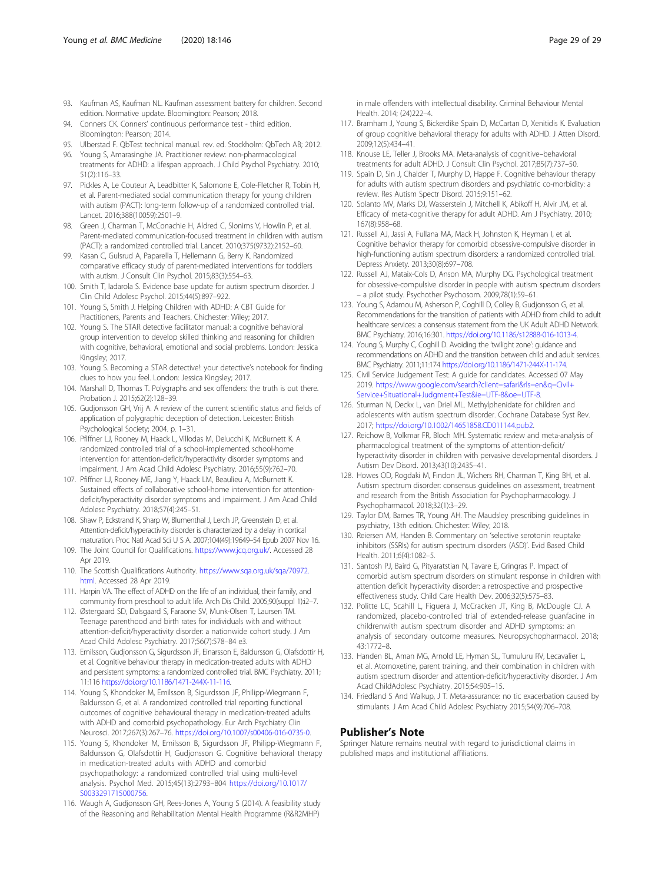93. Kaufman AS, Kaufman NL. Kaufman assessment battery for children. Second edition. Normative update. Bloomington: Pearson; 2018.
94. Conners CK. Conners' continuous performance test - third edition. Bloomington: Pearson; 2014.
95. Ulberstad F. QbTest technical manual. rev. ed. Stockholm: QbTech AB; 2012.
96. Young S, Amarasinghe JA. Practitioner review: non-pharmacological treatments for ADHD: a lifespan approach. J Child Psychol Psychiatry. 2010;51(2):116–33.
97. Pickles A, Le Couteur A, Leadbitter K, Salomone E, Cole-Fletcher R, Tobin H, et al. Parent-mediated social communication therapy for young children with autism (PACT): long-term follow-up of a randomized controlled trial. Lancet. 2016;388(10059):2501–9.
98. Green J, Charman T, McConachie H, Aldred C, Slonims V, Howlin P, et al. Parent-mediated communication-focused treatment in children with autism (PACT): a randomized controlled trial. Lancet. 2010;375(9732):2152–60.
99. Kasan C, Gulsrud A, Paparella T, Hellemann G, Berry K. Randomized comparative efficacy study of parent-mediated interventions for toddlers with autism. J Consult Clin Psychol. 2015;83(3):554–63.
100. Smith T, Iadarola S. Evidence base update for autism spectrum disorder. J Clin Child Adolesc Psychol. 2015;44(5):897–922.
101. Young S, Smith J. Helping Children with ADHD: A CBT Guide for Practitioners, Parents and Teachers. Chichester: Wiley; 2017.
102. Young S. The STAR detective facilitator manual: a cognitive behavioral group intervention to develop skilled thinking and reasoning for children with cognitive, behavioral, emotional and social problems. London: Jessica Kingsley; 2017.
103. Young S. Becoming a STAR detective!: your detective's notebook for finding clues to how you feel. London: Jessica Kingsley; 2017.
104. Marshall D, Thomas T. Polygraphs and sex offenders: the truth is out there. Probation J. 2015;62(2):128–39.
105. Gudjonsson GH, Vrij A. A review of the current scientific status and fields of application of polygraphic deception of detection. Leicester: British Psychological Society; 2004. p. 1–31.
106. Pfiffner LJ, Rooney M, Haack L, Villodas M, Delucchi K, McBurnett K. A randomized controlled trial of a school-implemented school-home intervention for attention-deficit/hyperactivity disorder symptoms and impairment. J Am Acad Child Adolesc Psychiatry. 2016;55(9):762–70.
107. Pfiffner LJ, Rooney ME, Jiang Y, Haack LM, Beaulieu A, McBurnett K. Sustained effects of collaborative school-home intervention for attention-deficit/hyperactivity disorder symptoms and impairment. J Am Acad Child Adolesc Psychiatry. 2018;57(4):245–51.
108. Shaw P, Eckstrand K, Sharp W, Blumenthal J, Lerch JP, Greenstein D, et al. Attention-deficit/hyperactivity disorder is characterized by a delay in cortical maturation. Proc Natl Acad Sci U S A. 2007;104(49):19649–54 Epub 2007 Nov 16.
109. The Joint Council for Qualifications. https://www.jcq.org.uk/. Accessed 28 Apr 2019.
110. The Scottish Qualifications Authority. https://www.sqa.org.uk/sqa/70972.html. Accessed 28 Apr 2019.
111. Harpin VA. The effect of ADHD on the life of an individual, their family, and community from preschool to adult life. Arch Dis Child. 2005;90(suppl 1):i2–7.
112. Østergaard SD, Dalsgaard S, Faraone SV, Munk-Olsen T, Laursen TM. Teenage parenthood and birth rates for individuals with and without attention-deficit/hyperactivity disorder: a nationwide cohort study. J Am Acad Child Adolesc Psychiatry. 2017;56(7):578–84 e3.
113. Emilsson, Gudjonsson G, Sigurdsson JF, Einarsson E, Baldursson G, Olafsdottir H, et al. Cognitive behaviour therapy in medication-treated adults with ADHD and persistent symptoms: a randomized controlled trial. BMC Psychiatry. 2011;11:116 https://doi.org/10.1186/1471-244X-11-116.
114. Young S, Khondoker M, Emilsson B, Sigurdsson JF, Philipp-Wiegmann F, Baldursson G, et al. A randomized controlled trial reporting functional outcomes of cognitive behavioural therapy in medication-treated adults with ADHD and comorbid psychopathology. Eur Arch Psychiatry Clin Neurosci. 2017;267(3):267–76. https://doi.org/10.1007/s00406-016-0735-0.
115. Young S, Khondoker M, Emilsson B, Sigurdsson JF, Philipp-Wiegmann F, Baldursson G, Olafsdottir H, Gudjonsson G. Cognitive behavioral therapy in medication-treated adults with ADHD and comorbid psychopathology: a randomized controlled trial using multi-level analysis. Psychol Med. 2015;45(13):2793–804 https://doi.org/10.1017/S0033291715000756.
116. Waugh A, Gudjonsson GH, Rees-Jones A, Young S (2014). A feasibility study of the Reasoning and Rehabilitation Mental Health Programme (R&R2MHP) in male offenders with intellectual disability. Criminal Behaviour Mental Health. 2014; (24)222–4.
117. Bramham J, Young S, Bickerdike Spain D, McCartan D, Xenitidis K. Evaluation of group cognitive behavioral therapy for adults with ADHD. J Atten Disord. 2009;12(5):434–41.
118. Knouse LE, Teller J, Brooks MA. Meta-analysis of cognitive–behavioral treatments for adult ADHD. J Consult Clin Psychol. 2017;85(7):737–50.
119. Spain D, Sin J, Chalder T, Murphy D, Happe F. Cognitive behaviour therapy for adults with autism spectrum disorders and psychiatric co-morbidity: a review. Res Autism Spectr Disord. 2015;9:151–62.
120. Solanto MV, Marks DJ, Wasserstein J, Mitchell K, Abikoff H, Alvir JM, et al. Efficacy of meta-cognitive therapy for adult ADHD. Am J Psychiatry. 2010;167(8):958–68.
121. Russell AJ, Jassi A, Fullana MA, Mack H, Johnston K, Heyman I, et al. Cognitive behavior therapy for comorbid obsessive-compulsive disorder in high-functioning autism spectrum disorders: a randomized controlled trial. Depress Anxiety. 2013;30(8):697–708.
122. Russell AJ, Mataix-Cols D, Anson MA, Murphy DG. Psychological treatment for obsessive-compulsive disorder in people with autism spectrum disorders – a pilot study. Psychother Psychosom. 2009;78(1):59–61.
123. Young S, Adamou M, Asherson P, Coghill D, Colley B, Gudjonsson G, et al. Recommendations for the transition of patients with ADHD from child to adult healthcare services: a consensus statement from the UK Adult ADHD Network. BMC Psychiatry. 2016;16:301. https://doi.org/10.1186/s12888-016-1013-4.
124. Young S, Murphy C, Coghill D. Avoiding the 'twilight zone': guidance and recommendations on ADHD and the transition between child and adult services. BMC Psychiatry. 2011;11:174 https://doi.org/10.1186/1471-244X-11-174.
125. Civil Service Judgement Test: A guide for candidates. Accessed 07 May 2019. https://www.google.com/search?client=safari&rls=en&q=Civil+Service+Situational+Judgment+Test&ie=UTF-8&oe=UTF-8.
126. Sturman N, Deckx L, van Driel ML. Methylphenidate for children and adolescents with autism spectrum disorder. Cochrane Database Syst Rev. 2017; https://doi.org/10.1002/14651858.CD011144.pub2.
127. Reichow B, Volkmar FR, Bloch MH. Systematic review and meta-analysis of pharmacological treatment of the symptoms of attention-deficit/hyperactivity disorder in children with pervasive developmental disorders. J Autism Dev Disord. 2013;43(10):2435–41.
128. Howes OD, Rogdaki M, Findon JL, Wichers RH, Charman T, King BH, et al. Autism spectrum disorder: consensus guidelines on assessment, treatment and research from the British Association for Psychopharmacology. J Psychopharmacol. 2018;32(1):3–29.
129. Taylor DM, Barnes TR, Young AH. The Maudsley prescribing guidelines in psychiatry, 13th edition. Chichester: Wiley; 2018.
130. Reiersen AM, Handen B. Commentary on 'selective serotonin reuptake inhibitors (SSRIs) for autism spectrum disorders (ASD)'. Evid Based Child Health. 2011;6(4):1082–5.
131. Santosh PJ, Baird G, Pityaratstian N, Tavare E, Gringras P. Impact of comorbid autism spectrum disorders on stimulant response in children with attention deficit hyperactivity disorder: a retrospective and prospective effectiveness study. Child Care Health Dev. 2006;32(5):575–83.
132. Politte LC, Scahill L, Figuera J, McCracken JT, King B, McDougle CJ. A randomized, placebo-controlled trial of extended-release guanfacine in childrenwith autism spectrum disorder and ADHD symptoms: an analysis of secondary outcome measures. Neuropsychopharmacol. 2018;43:1772–8.
133. Handen BL, Aman MG, Arnold LE, Hyman SL, Tumuluru RV, Lecavalier L, et al. Atomoxetine, parent training, and their combination in children with autism spectrum disorder and attention-deficit/hyperactivity disorder. J Am Acad ChildAdolesc Psychiatry. 2015;54:905–15.
134. Friedland S And Walkup, J T. Meta-assurance: no tic exacerbation caused by stimulants. J Am Acad Child Adolesc Psychiatry 2015;54(9):706–708.

## Publisher's Note

Springer Nature remains neutral with regard to jurisdictional claims in published maps and institutional affiliations.